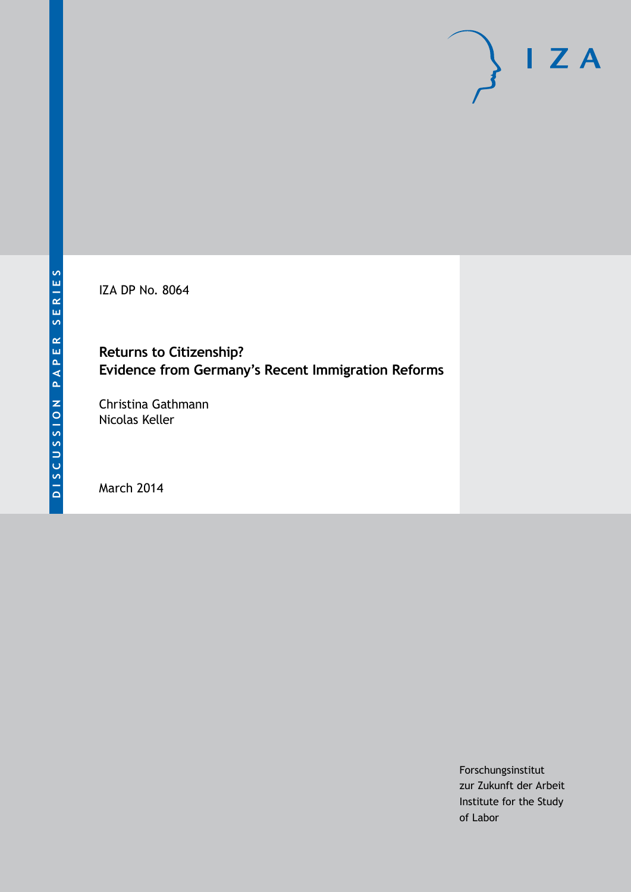DISCUSSION PAPER SERIES

IZA

IZA DP No. 8064

# Returns to Citizenship? Evidence from Germany's Recent Immigration Reforms

Christina Gathmann
Nicolas Keller

March 2014

Forschungsinstitut
zur Zukunft der Arbeit
Institute for the Study
of Labor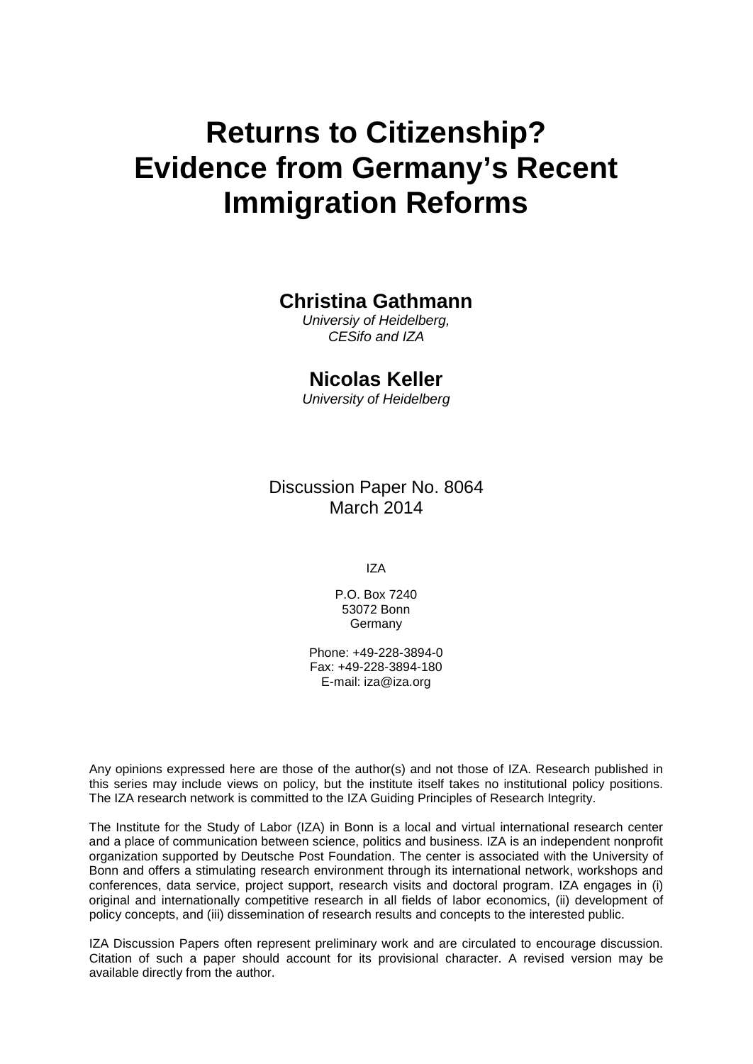# Returns to Citizenship? Evidence from Germany's Recent Immigration Reforms

**Christina Gathmann**
*Universiy of Heidelberg, CESifo and IZA*

**Nicolas Keller**
*University of Heidelberg*

Discussion Paper No. 8064
March 2014

IZA

P.O. Box 7240
53072 Bonn
Germany

Phone: +49-228-3894-0
Fax: +49-228-3894-180
E-mail: iza@iza.org

Any opinions expressed here are those of the author(s) and not those of IZA. Research published in this series may include views on policy, but the institute itself takes no institutional policy positions. The IZA research network is committed to the IZA Guiding Principles of Research Integrity.

The Institute for the Study of Labor (IZA) in Bonn is a local and virtual international research center and a place of communication between science, politics and business. IZA is an independent nonprofit organization supported by Deutsche Post Foundation. The center is associated with the University of Bonn and offers a stimulating research environment through its international network, workshops and conferences, data service, project support, research visits and doctoral program. IZA engages in (i) original and internationally competitive research in all fields of labor economics, (ii) development of policy concepts, and (iii) dissemination of research results and concepts to the interested public.

IZA Discussion Papers often represent preliminary work and are circulated to encourage discussion. Citation of such a paper should account for its provisional character. A revised version may be available directly from the author.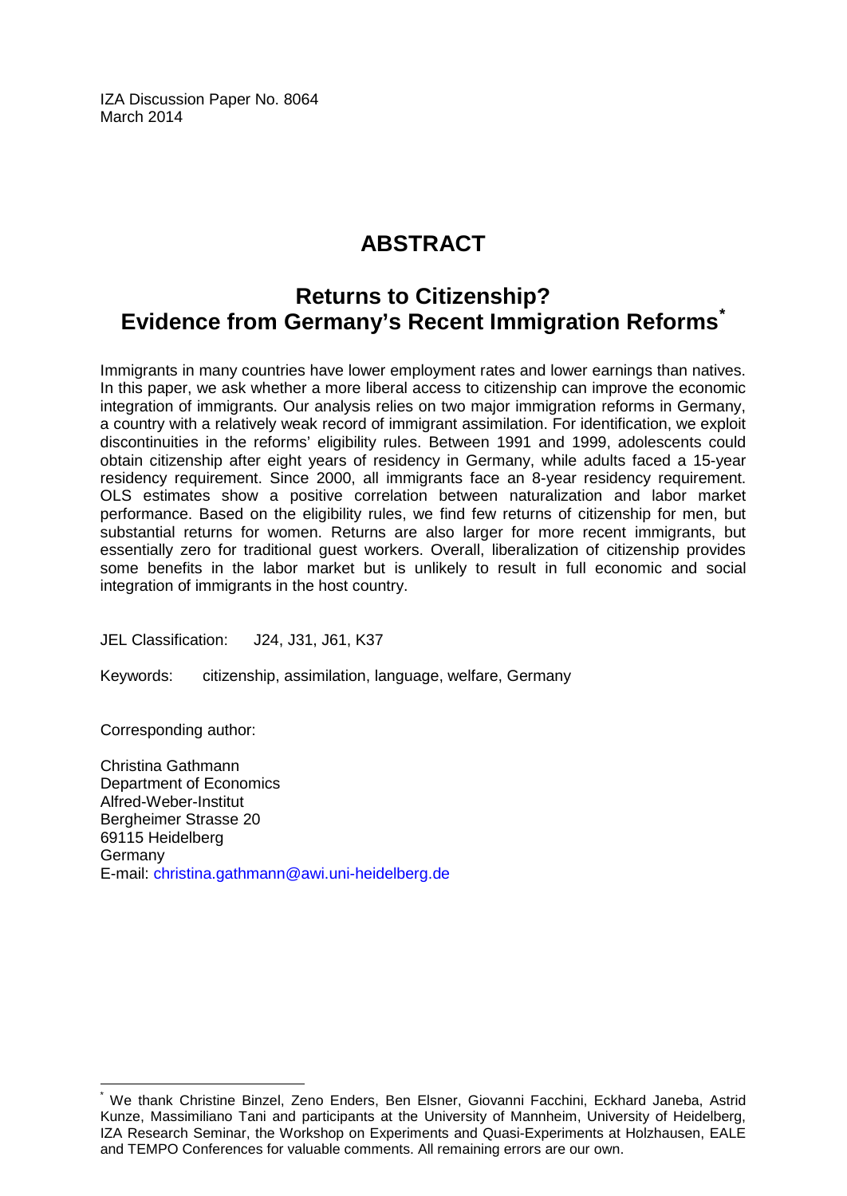IZA Discussion Paper No. 8064
March 2014

# ABSTRACT

## Returns to Citizenship? Evidence from Germany's Recent Immigration Reforms*

Immigrants in many countries have lower employment rates and lower earnings than natives. In this paper, we ask whether a more liberal access to citizenship can improve the economic integration of immigrants. Our analysis relies on two major immigration reforms in Germany, a country with a relatively weak record of immigrant assimilation. For identification, we exploit discontinuities in the reforms' eligibility rules. Between 1991 and 1999, adolescents could obtain citizenship after eight years of residency in Germany, while adults faced a 15-year residency requirement. Since 2000, all immigrants face an 8-year residency requirement. OLS estimates show a positive correlation between naturalization and labor market performance. Based on the eligibility rules, we find few returns of citizenship for men, but substantial returns for women. Returns are also larger for more recent immigrants, but essentially zero for traditional guest workers. Overall, liberalization of citizenship provides some benefits in the labor market but is unlikely to result in full economic and social integration of immigrants in the host country.

JEL Classification: J24, J31, J61, K37

Keywords: citizenship, assimilation, language, welfare, Germany

Corresponding author:

Christina Gathmann
Department of Economics
Alfred-Weber-Institut
Bergheimer Strasse 20
69115 Heidelberg
Germany
E-mail: christina.gathmann@awi.uni-heidelberg.de

---

* We thank Christine Binzel, Zeno Enders, Ben Elsner, Giovanni Facchini, Eckhard Janeba, Astrid Kunze, Massimiliano Tani and participants at the University of Mannheim, University of Heidelberg, IZA Research Seminar, the Workshop on Experiments and Quasi-Experiments at Holzhausen, EALE and TEMPO Conferences for valuable comments. All remaining errors are our own.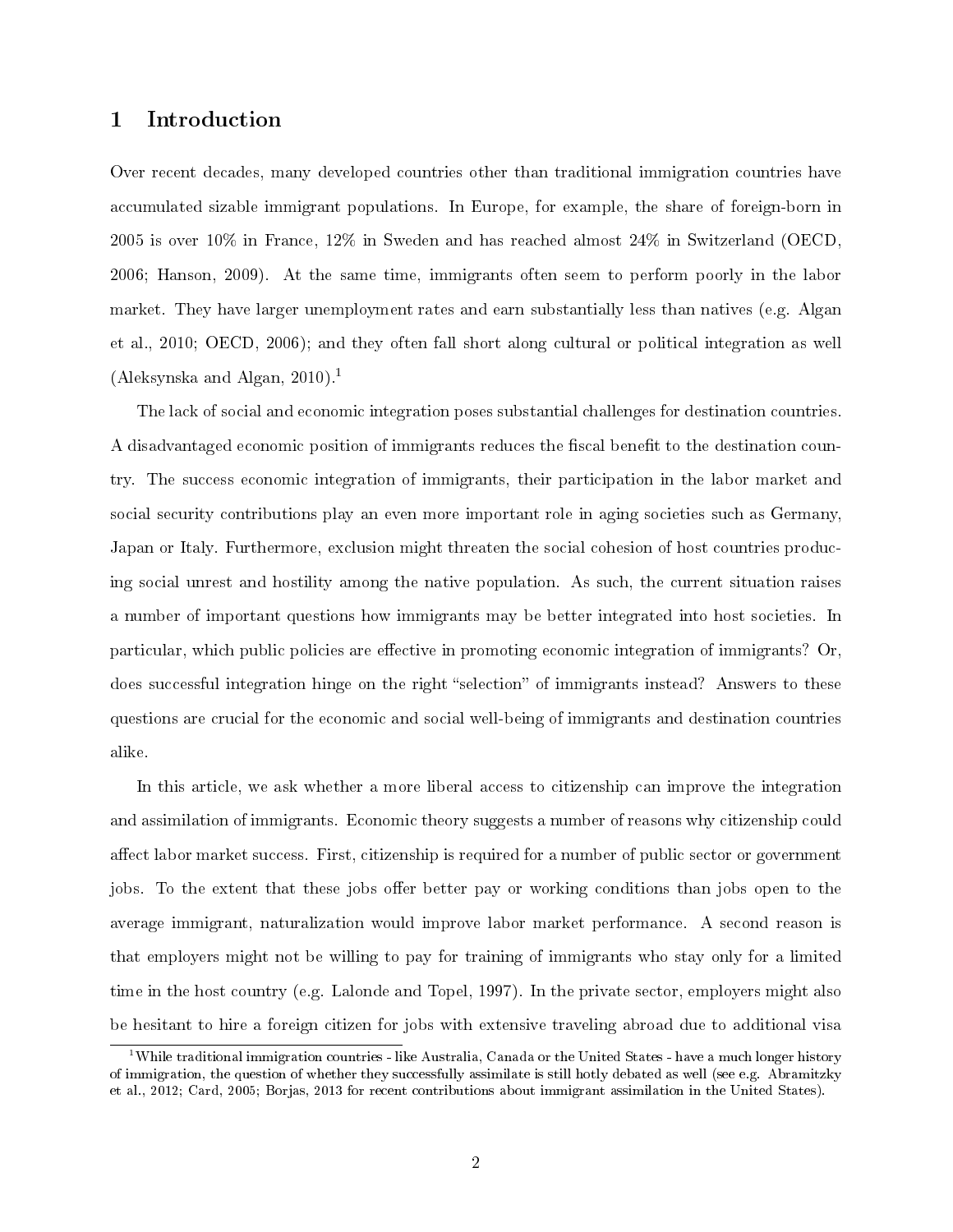# 1 Introduction

Over recent decades, many developed countries other than traditional immigration countries have accumulated sizable immigrant populations. In Europe, for example, the share of foreign-born in 2005 is over 10% in France, 12% in Sweden and has reached almost 24% in Switzerland (OECD, 2006; Hanson, 2009). At the same time, immigrants often seem to perform poorly in the labor market. They have larger unemployment rates and earn substantially less than natives (e.g. Algan et al., 2010; OECD, 2006); and they often fall short along cultural or political integration as well (Aleksynska and Algan, 2010).[1]

The lack of social and economic integration poses substantial challenges for destination countries. A disadvantaged economic position of immigrants reduces the fiscal benefit to the destination country. The success economic integration of immigrants, their participation in the labor market and social security contributions play an even more important role in aging societies such as Germany, Japan or Italy. Furthermore, exclusion might threaten the social cohesion of host countries producing social unrest and hostility among the native population. As such, the current situation raises a number of important questions how immigrants may be better integrated into host societies. In particular, which public policies are effective in promoting economic integration of immigrants? Or, does successful integration hinge on the right "selection" of immigrants instead? Answers to these questions are crucial for the economic and social well-being of immigrants and destination countries alike.

In this article, we ask whether a more liberal access to citizenship can improve the integration and assimilation of immigrants. Economic theory suggests a number of reasons why citizenship could affect labor market success. First, citizenship is required for a number of public sector or government jobs. To the extent that these jobs offer better pay or working conditions than jobs open to the average immigrant, naturalization would improve labor market performance. A second reason is that employers might not be willing to pay for training of immigrants who stay only for a limited time in the host country (e.g. Lalonde and Topel, 1997). In the private sector, employers might also be hesitant to hire a foreign citizen for jobs with extensive traveling abroad due to additional visa

[1] While traditional immigration countries - like Australia, Canada or the United States - have a much longer history of immigration, the question of whether they successfully assimilate is still hotly debated as well (see e.g. Abramitzky et al., 2012; Card, 2005; Borjas, 2013 for recent contributions about immigrant assimilation in the United States).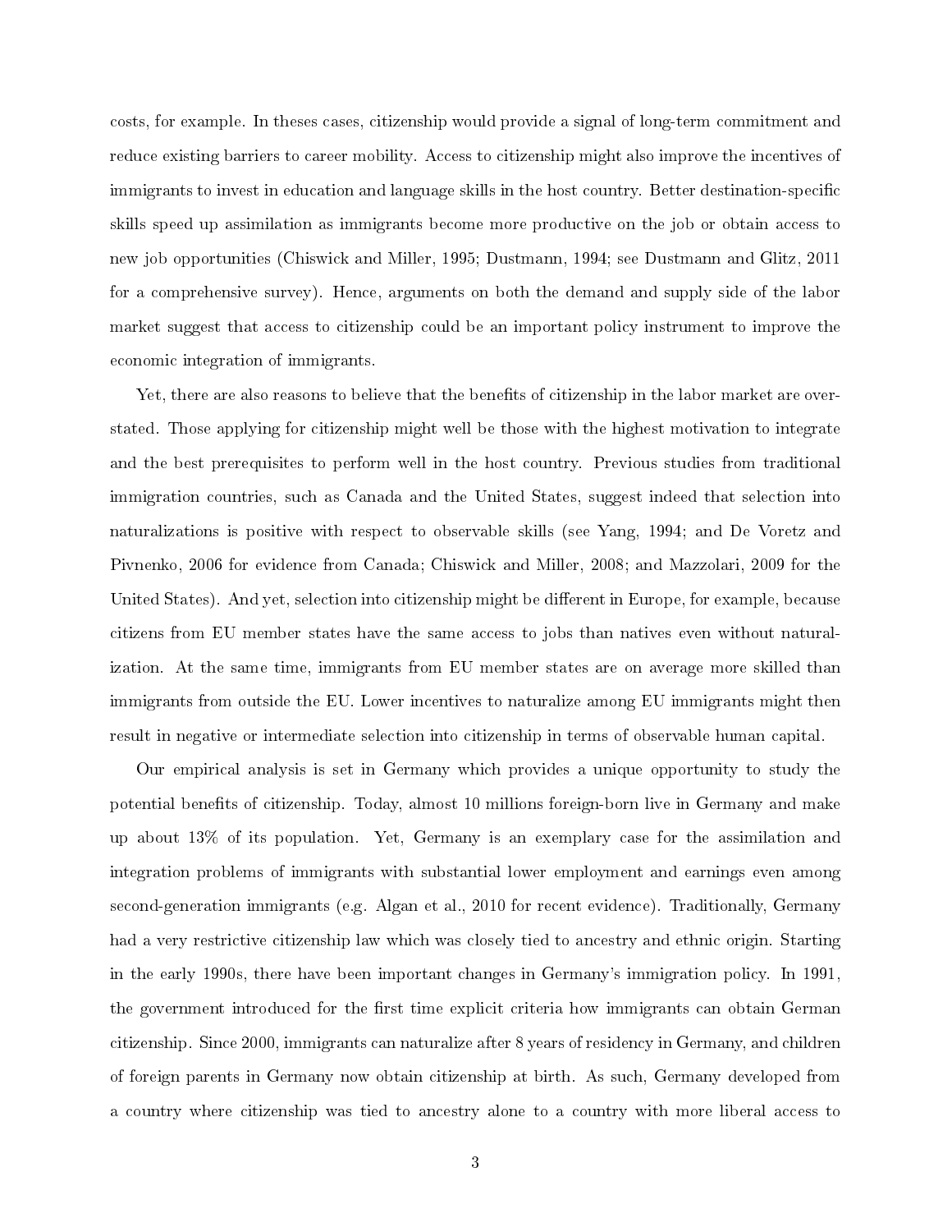costs, for example. In theses cases, citizenship would provide a signal of long-term commitment and reduce existing barriers to career mobility. Access to citizenship might also improve the incentives of immigrants to invest in education and language skills in the host country. Better destination-specific skills speed up assimilation as immigrants become more productive on the job or obtain access to new job opportunities (Chiswick and Miller, 1995; Dustmann, 1994; see Dustmann and Glitz, 2011 for a comprehensive survey). Hence, arguments on both the demand and supply side of the labor market suggest that access to citizenship could be an important policy instrument to improve the economic integration of immigrants.

Yet, there are also reasons to believe that the benefits of citizenship in the labor market are overstated. Those applying for citizenship might well be those with the highest motivation to integrate and the best prerequisites to perform well in the host country. Previous studies from traditional immigration countries, such as Canada and the United States, suggest indeed that selection into naturalizations is positive with respect to observable skills (see Yang, 1994; and De Voretz and Pivnenko, 2006 for evidence from Canada; Chiswick and Miller, 2008; and Mazzolari, 2009 for the United States). And yet, selection into citizenship might be different in Europe, for example, because citizens from EU member states have the same access to jobs than natives even without naturalization. At the same time, immigrants from EU member states are on average more skilled than immigrants from outside the EU. Lower incentives to naturalize among EU immigrants might then result in negative or intermediate selection into citizenship in terms of observable human capital.

Our empirical analysis is set in Germany which provides a unique opportunity to study the potential benefits of citizenship. Today, almost 10 millions foreign-born live in Germany and make up about 13% of its population. Yet, Germany is an exemplary case for the assimilation and integration problems of immigrants with substantial lower employment and earnings even among second-generation immigrants (e.g. Algan et al., 2010 for recent evidence). Traditionally, Germany had a very restrictive citizenship law which was closely tied to ancestry and ethnic origin. Starting in the early 1990s, there have been important changes in Germany's immigration policy. In 1991, the government introduced for the first time explicit criteria how immigrants can obtain German citizenship. Since 2000, immigrants can naturalize after 8 years of residency in Germany, and children of foreign parents in Germany now obtain citizenship at birth. As such, Germany developed from a country where citizenship was tied to ancestry alone to a country with more liberal access to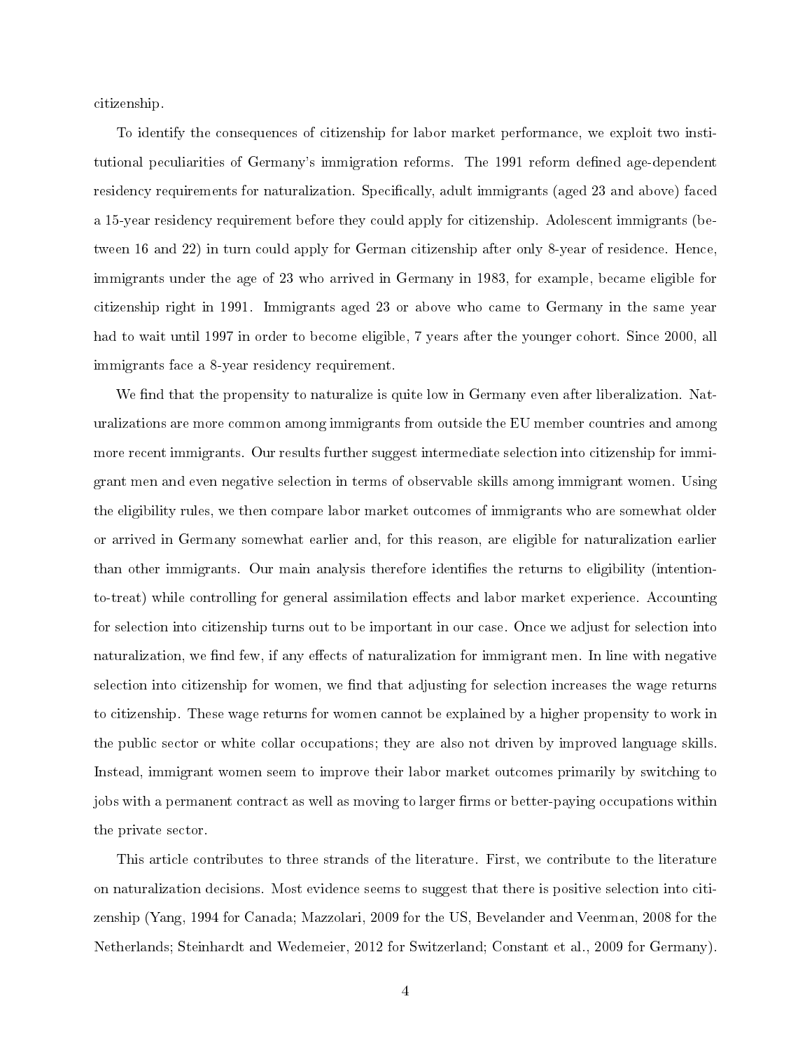citizenship.

To identify the consequences of citizenship for labor market performance, we exploit two institutional peculiarities of Germany's immigration reforms. The 1991 reform defined age-dependent residency requirements for naturalization. Specifically, adult immigrants (aged 23 and above) faced a 15-year residency requirement before they could apply for citizenship. Adolescent immigrants (between 16 and 22) in turn could apply for German citizenship after only 8-year of residence. Hence, immigrants under the age of 23 who arrived in Germany in 1983, for example, became eligible for citizenship right in 1991. Immigrants aged 23 or above who came to Germany in the same year had to wait until 1997 in order to become eligible, 7 years after the younger cohort. Since 2000, all immigrants face a 8-year residency requirement.

We find that the propensity to naturalize is quite low in Germany even after liberalization. Naturalizations are more common among immigrants from outside the EU member countries and among more recent immigrants. Our results further suggest intermediate selection into citizenship for immigrant men and even negative selection in terms of observable skills among immigrant women. Using the eligibility rules, we then compare labor market outcomes of immigrants who are somewhat older or arrived in Germany somewhat earlier and, for this reason, are eligible for naturalization earlier than other immigrants. Our main analysis therefore identifies the returns to eligibility (intention-to-treat) while controlling for general assimilation effects and labor market experience. Accounting for selection into citizenship turns out to be important in our case. Once we adjust for selection into naturalization, we find few, if any effects of naturalization for immigrant men. In line with negative selection into citizenship for women, we find that adjusting for selection increases the wage returns to citizenship. These wage returns for women cannot be explained by a higher propensity to work in the public sector or white collar occupations; they are also not driven by improved language skills. Instead, immigrant women seem to improve their labor market outcomes primarily by switching to jobs with a permanent contract as well as moving to larger firms or better-paying occupations within the private sector.

This article contributes to three strands of the literature. First, we contribute to the literature on naturalization decisions. Most evidence seems to suggest that there is positive selection into citizenship (Yang, 1994 for Canada; Mazzolari, 2009 for the US, Bevelander and Veenman, 2008 for the Netherlands; Steinhardt and Wedemeier, 2012 for Switzerland; Constant et al., 2009 for Germany).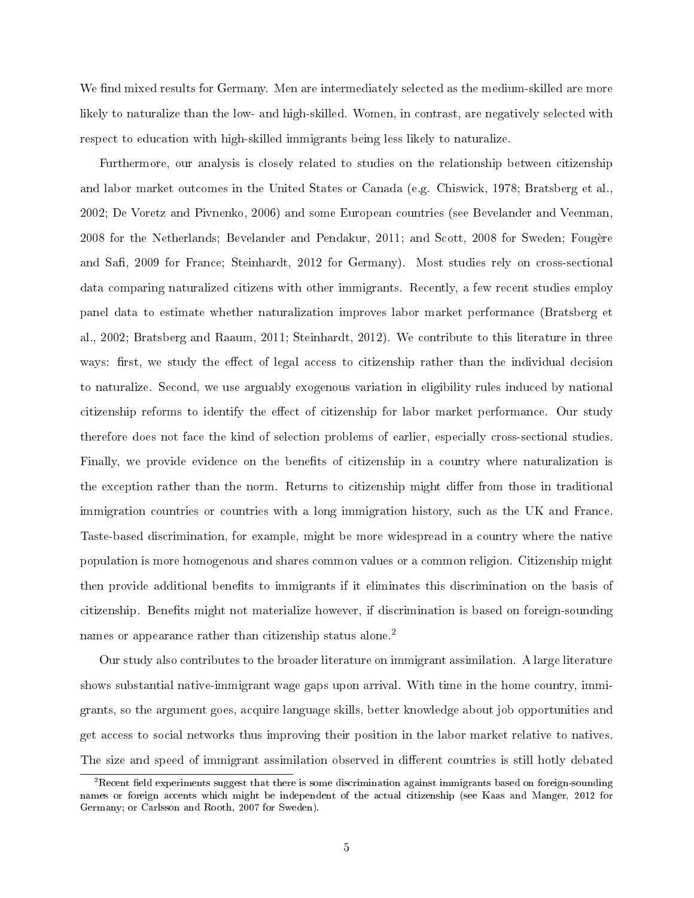We find mixed results for Germany. Men are intermediately selected as the medium-skilled are more likely to naturalize than the low- and high-skilled. Women, in contrast, are negatively selected with respect to education with high-skilled immigrants being less likely to naturalize.

Furthermore, our analysis is closely related to studies on the relationship between citizenship and labor market outcomes in the United States or Canada (e.g. Chiswick, 1978; Bratsberg et al., 2002; De Voretz and Pivnenko, 2006) and some European countries (see Bevelander and Veenman, 2008 for the Netherlands; Bevelander and Pendakur, 2011; and Scott, 2008 for Sweden; Fougère and Safi, 2009 for France; Steinhardt, 2012 for Germany). Most studies rely on cross-sectional data comparing naturalized citizens with other immigrants. Recently, a few recent studies employ panel data to estimate whether naturalization improves labor market performance (Bratsberg et al., 2002; Bratsberg and Raaum, 2011; Steinhardt, 2012). We contribute to this literature in three ways: first, we study the effect of legal access to citizenship rather than the individual decision to naturalize. Second, we use arguably exogenous variation in eligibility rules induced by national citizenship reforms to identify the effect of citizenship for labor market performance. Our study therefore does not face the kind of selection problems of earlier, especially cross-sectional studies. Finally, we provide evidence on the benefits of citizenship in a country where naturalization is the exception rather than the norm. Returns to citizenship might differ from those in traditional immigration countries or countries with a long immigration history, such as the UK and France. Taste-based discrimination, for example, might be more widespread in a country where the native population is more homogenous and shares common values or a common religion. Citizenship might then provide additional benefits to immigrants if it eliminates this discrimination on the basis of citizenship. Benefits might not materialize however, if discrimination is based on foreign-sounding names or appearance rather than citizenship status alone.[2]

Our study also contributes to the broader literature on immigrant assimilation. A large literature shows substantial native-immigrant wage gaps upon arrival. With time in the home country, immigrants, so the argument goes, acquire language skills, better knowledge about job opportunities and get access to social networks thus improving their position in the labor market relative to natives. The size and speed of immigrant assimilation observed in different countries is still hotly debated

[2] Recent field experiments suggest that there is some discrimination against immigrants based on foreign-sounding names or foreign accents which might be independent of the actual citizenship (see Kaas and Manger, 2012 for Germany; or Carlsson and Rooth, 2007 for Sweden).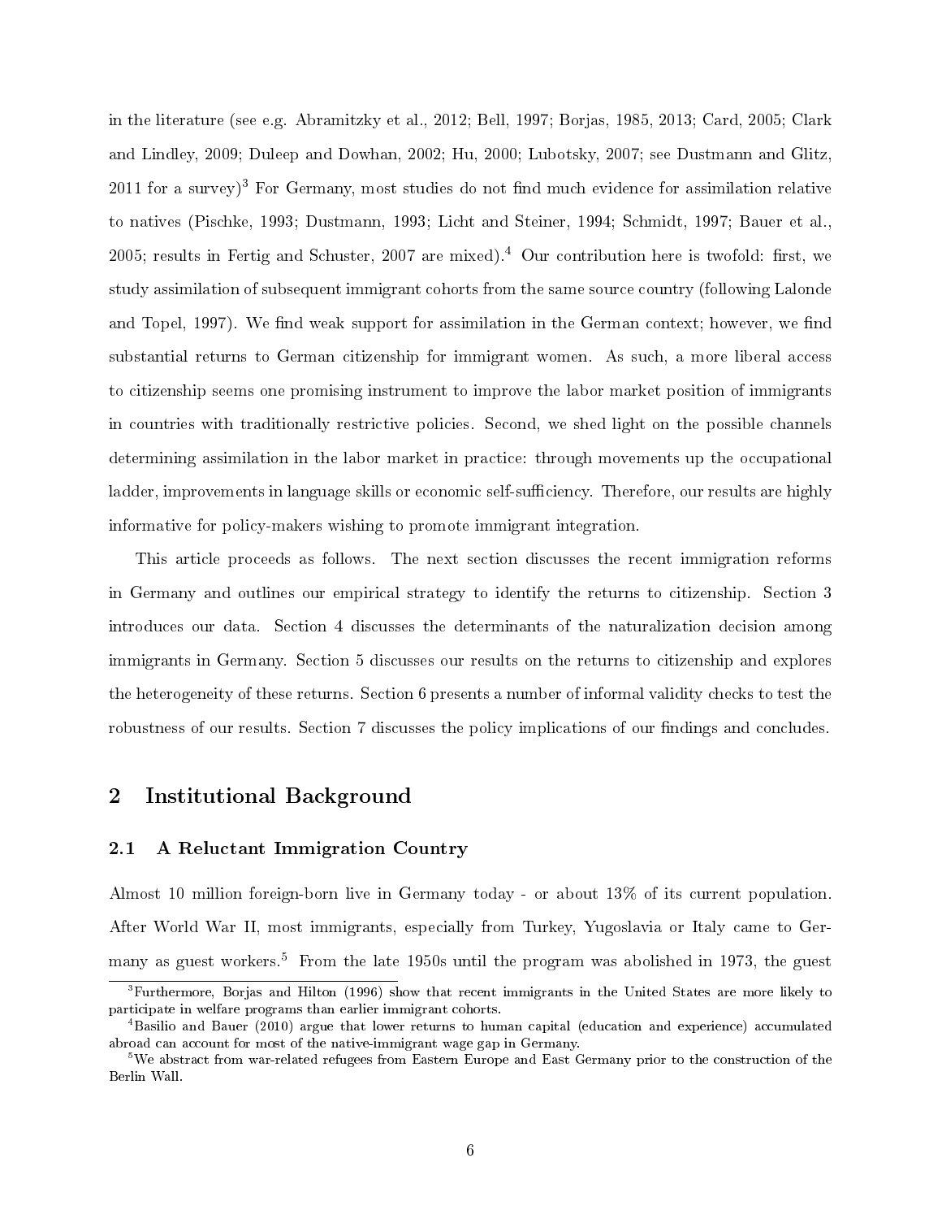in the literature (see e.g. Abramitzky et al., 2012; Bell, 1997; Borjas, 1985, 2013; Card, 2005; Clark and Lindley, 2009; Duleep and Dowhan, 2002; Hu, 2000; Lubotsky, 2007; see Dustmann and Glitz, 2011 for a survey)[3] For Germany, most studies do not find much evidence for assimilation relative to natives (Pischke, 1993; Dustmann, 1993; Licht and Steiner, 1994; Schmidt, 1997; Bauer et al., 2005; results in Fertig and Schuster, 2007 are mixed).[4] Our contribution here is twofold: first, we study assimilation of subsequent immigrant cohorts from the same source country (following Lalonde and Topel, 1997). We find weak support for assimilation in the German context; however, we find substantial returns to German citizenship for immigrant women. As such, a more liberal access to citizenship seems one promising instrument to improve the labor market position of immigrants in countries with traditionally restrictive policies. Second, we shed light on the possible channels determining assimilation in the labor market in practice: through movements up the occupational ladder, improvements in language skills or economic self-sufficiency. Therefore, our results are highly informative for policy-makers wishing to promote immigrant integration.

This article proceeds as follows. The next section discusses the recent immigration reforms in Germany and outlines our empirical strategy to identify the returns to citizenship. Section 3 introduces our data. Section 4 discusses the determinants of the naturalization decision among immigrants in Germany. Section 5 discusses our results on the returns to citizenship and explores the heterogeneity of these returns. Section 6 presents a number of informal validity checks to test the robustness of our results. Section 7 discusses the policy implications of our findings and concludes.

## 2 Institutional Background

### 2.1 A Reluctant Immigration Country

Almost 10 million foreign-born live in Germany today - or about 13% of its current population. After World War II, most immigrants, especially from Turkey, Yugoslavia or Italy came to Germany as guest workers.[5] From the late 1950s until the program was abolished in 1973, the guest

[3] Furthermore, Borjas and Hilton (1996) show that recent immigrants in the United States are more likely to participate in welfare programs than earlier immigrant cohorts.

[4] Basilio and Bauer (2010) argue that lower returns to human capital (education and experience) accumulated abroad can account for most of the native-immigrant wage gap in Germany.

[5] We abstract from war-related refugees from Eastern Europe and East Germany prior to the construction of the Berlin Wall.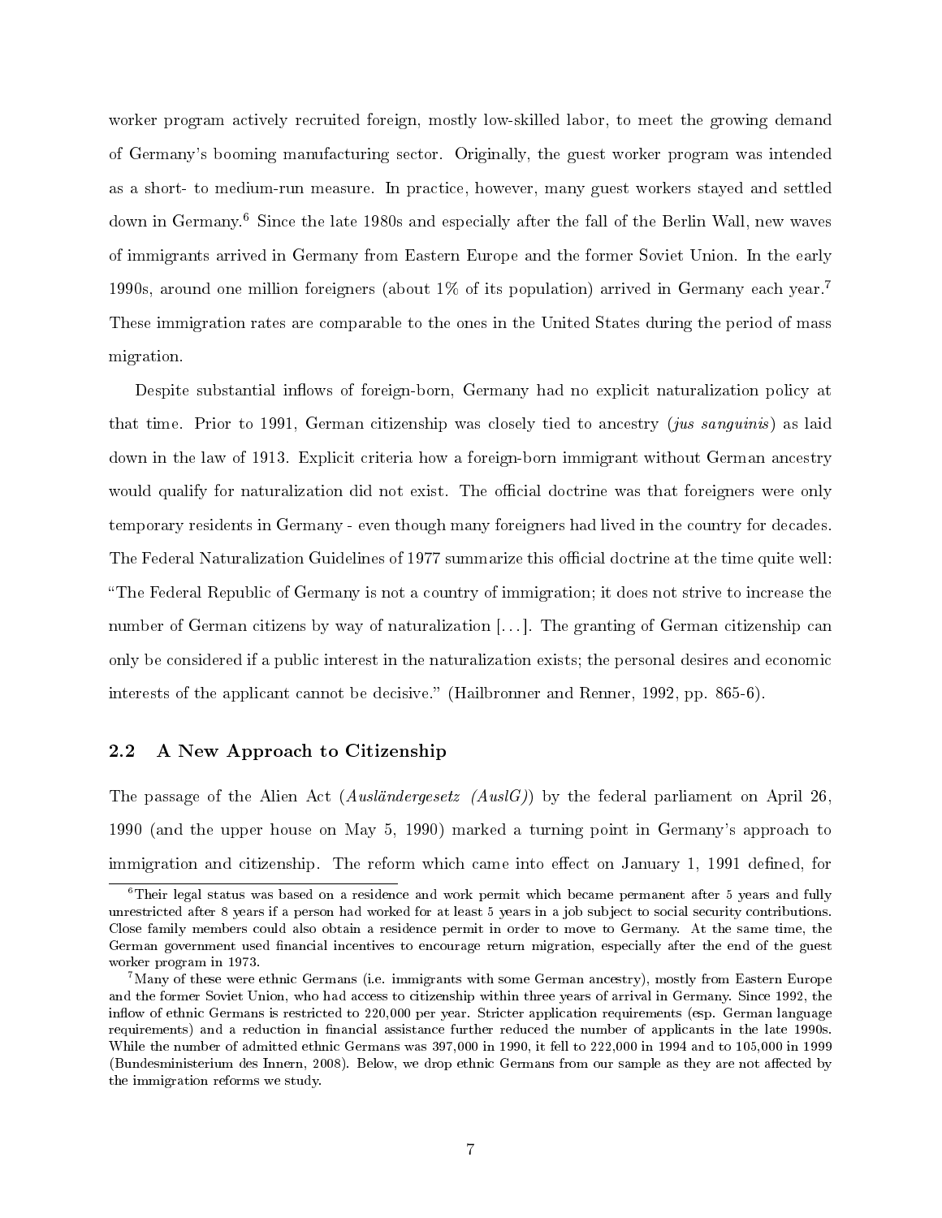worker program actively recruited foreign, mostly low-skilled labor, to meet the growing demand of Germany's booming manufacturing sector. Originally, the guest worker program was intended as a short- to medium-run measure. In practice, however, many guest workers stayed and settled down in Germany.[6] Since the late 1980s and especially after the fall of the Berlin Wall, new waves of immigrants arrived in Germany from Eastern Europe and the former Soviet Union. In the early 1990s, around one million foreigners (about 1% of its population) arrived in Germany each year.[7] These immigration rates are comparable to the ones in the United States during the period of mass migration.

Despite substantial inflows of foreign-born, Germany had no explicit naturalization policy at that time. Prior to 1991, German citizenship was closely tied to ancestry (*jus sanguinis*) as laid down in the law of 1913. Explicit criteria how a foreign-born immigrant without German ancestry would qualify for naturalization did not exist. The official doctrine was that foreigners were only temporary residents in Germany - even though many foreigners had lived in the country for decades. The Federal Naturalization Guidelines of 1977 summarize this official doctrine at the time quite well: "The Federal Republic of Germany is not a country of immigration; it does not strive to increase the number of German citizens by way of naturalization [...]. The granting of German citizenship can only be considered if a public interest in the naturalization exists; the personal desires and economic interests of the applicant cannot be decisive." (Hailbronner and Renner, 1992, pp. 865-6).

## 2.2 A New Approach to Citizenship

The passage of the Alien Act (*Ausländergesetz (AuslG)*) by the federal parliament on April 26, 1990 (and the upper house on May 5, 1990) marked a turning point in Germany's approach to immigration and citizenship. The reform which came into effect on January 1, 1991 defined, for

---

[6] Their legal status was based on a residence and work permit which became permanent after 5 years and fully unrestricted after 8 years if a person had worked for at least 5 years in a job subject to social security contributions. Close family members could also obtain a residence permit in order to move to Germany. At the same time, the German government used financial incentives to encourage return migration, especially after the end of the guest worker program in 1973.

[7] Many of these were ethnic Germans (i.e. immigrants with some German ancestry), mostly from Eastern Europe and the former Soviet Union, who had access to citizenship within three years of arrival in Germany. Since 1992, the inflow of ethnic Germans is restricted to 220,000 per year. Stricter application requirements (esp. German language requirements) and a reduction in financial assistance further reduced the number of applicants in the late 1990s. While the number of admitted ethnic Germans was 397,000 in 1990, it fell to 222,000 in 1994 and to 105,000 in 1999 (Bundesministerium des Innern, 2008). Below, we drop ethnic Germans from our sample as they are not affected by the immigration reforms we study.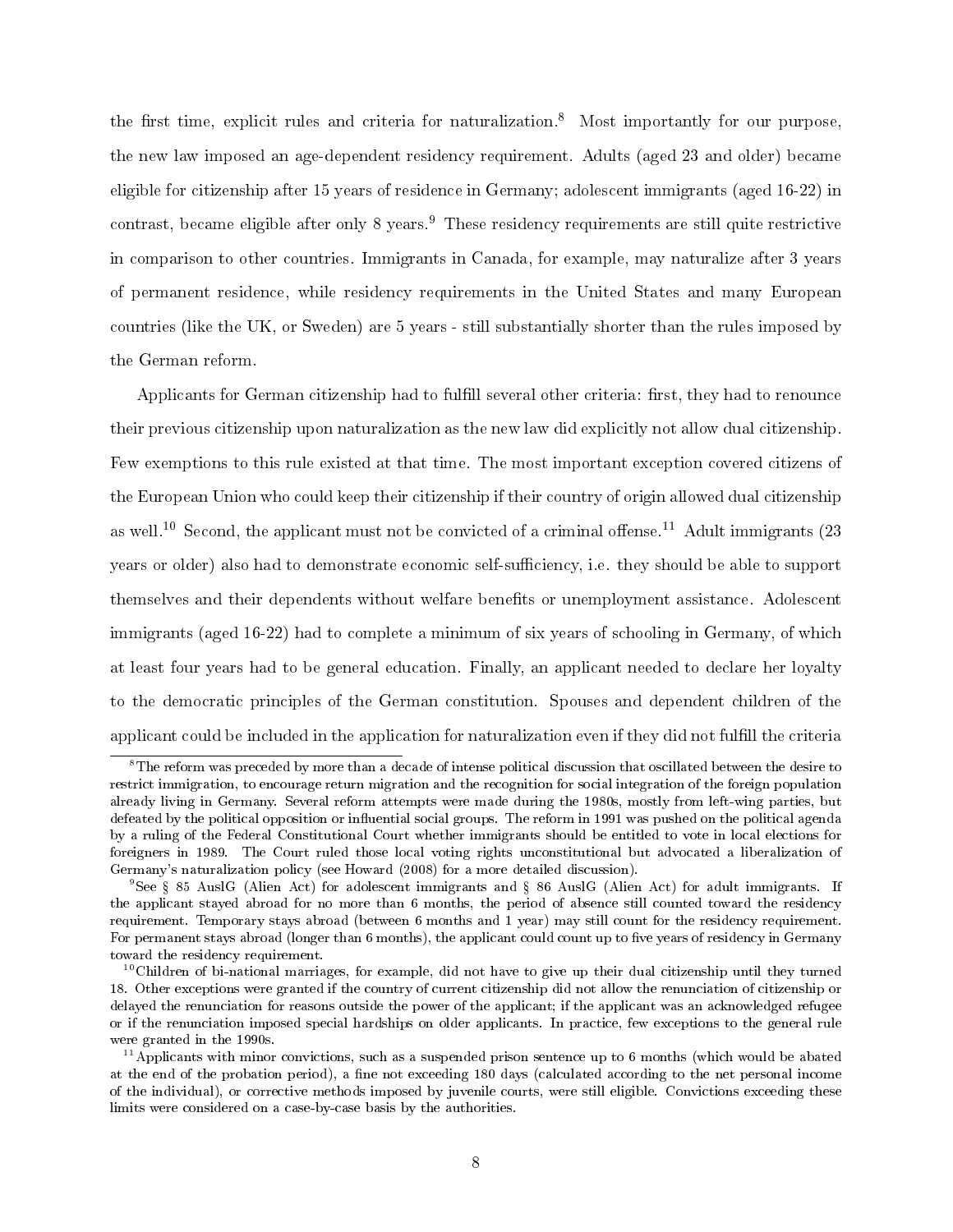the first time, explicit rules and criteria for naturalization.[8] Most importantly for our purpose, the new law imposed an age-dependent residency requirement. Adults (aged 23 and older) became eligible for citizenship after 15 years of residence in Germany; adolescent immigrants (aged 16-22) in contrast, became eligible after only 8 years.[9] These residency requirements are still quite restrictive in comparison to other countries. Immigrants in Canada, for example, may naturalize after 3 years of permanent residence, while residency requirements in the United States and many European countries (like the UK, or Sweden) are 5 years - still substantially shorter than the rules imposed by the German reform.

Applicants for German citizenship had to fulfill several other criteria: first, they had to renounce their previous citizenship upon naturalization as the new law did explicitly not allow dual citizenship. Few exemptions to this rule existed at that time. The most important exception covered citizens of the European Union who could keep their citizenship if their country of origin allowed dual citizenship as well.[10] Second, the applicant must not be convicted of a criminal offense.[11] Adult immigrants (23 years or older) also had to demonstrate economic self-sufficiency, i.e. they should be able to support themselves and their dependents without welfare benefits or unemployment assistance. Adolescent immigrants (aged 16-22) had to complete a minimum of six years of schooling in Germany, of which at least four years had to be general education. Finally, an applicant needed to declare her loyalty to the democratic principles of the German constitution. Spouses and dependent children of the applicant could be included in the application for naturalization even if they did not fulfill the criteria

---

[8] The reform was preceded by more than a decade of intense political discussion that oscillated between the desire to restrict immigration, to encourage return migration and the recognition for social integration of the foreign population already living in Germany. Several reform attempts were made during the 1980s, mostly from left-wing parties, but defeated by the political opposition or influential social groups. The reform in 1991 was pushed on the political agenda by a ruling of the Federal Constitutional Court whether immigrants should be entitled to vote in local elections for foreigners in 1989. The Court ruled those local voting rights unconstitutional but advocated a liberalization of Germany's naturalization policy (see Howard (2008) for a more detailed discussion).

[9] See § 85 AuslG (Alien Act) for adolescent immigrants and § 86 AuslG (Alien Act) for adult immigrants. If the applicant stayed abroad for no more than 6 months, the period of absence still counted toward the residency requirement. Temporary stays abroad (between 6 months and 1 year) may still count for the residency requirement. For permanent stays abroad (longer than 6 months), the applicant could count up to five years of residency in Germany toward the residency requirement.

[10] Children of bi-national marriages, for example, did not have to give up their dual citizenship until they turned 18. Other exceptions were granted if the country of current citizenship did not allow the renunciation of citizenship or delayed the renunciation for reasons outside the power of the applicant; if the applicant was an acknowledged refugee or if the renunciation imposed special hardships on older applicants. In practice, few exceptions to the general rule were granted in the 1990s.

[11] Applicants with minor convictions, such as a suspended prison sentence up to 6 months (which would be abated at the end of the probation period), a fine not exceeding 180 days (calculated according to the net personal income of the individual), or corrective methods imposed by juvenile courts, were still eligible. Convictions exceeding these limits were considered on a case-by-case basis by the authorities.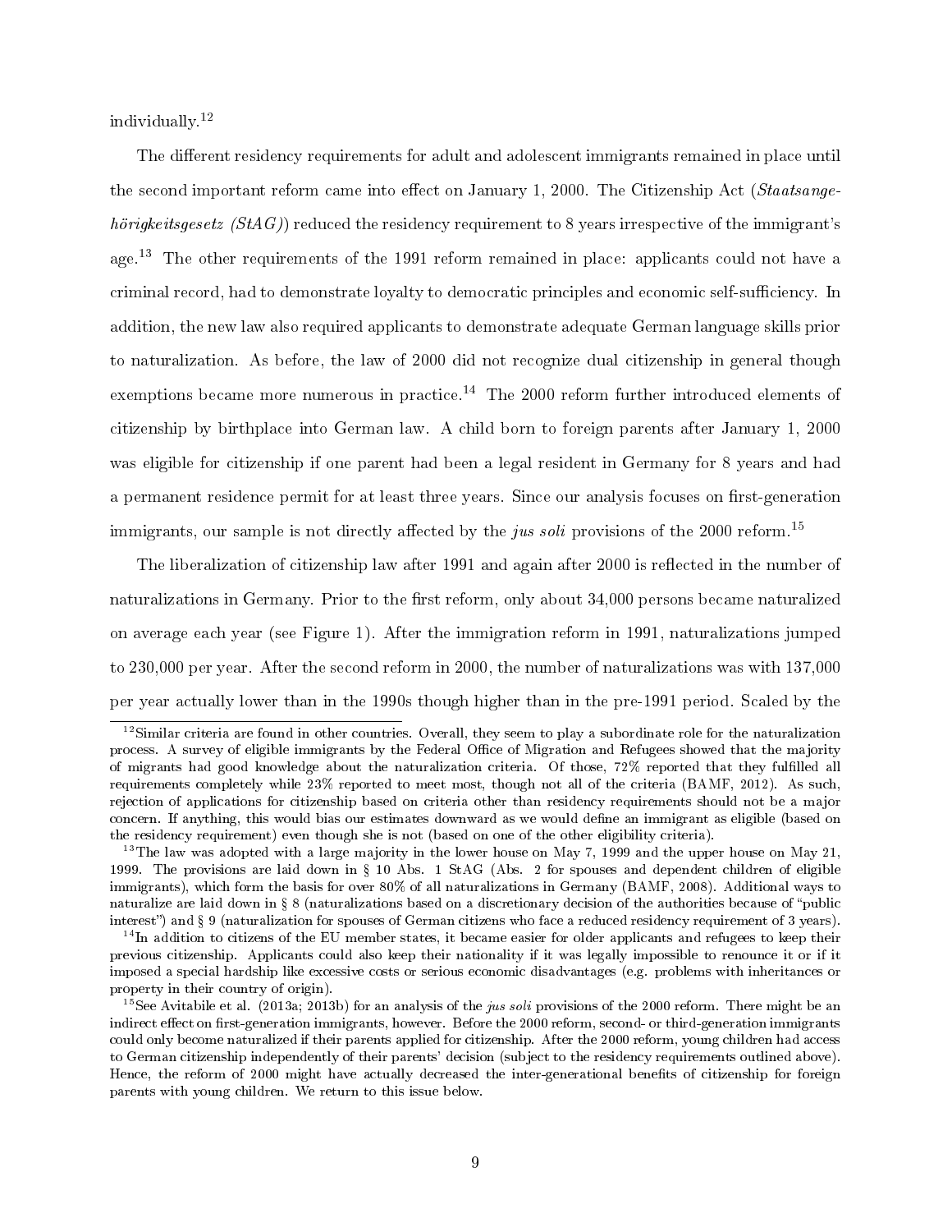individually.[12]

The different residency requirements for adult and adolescent immigrants remained in place until the second important reform came into effect on January 1, 2000. The Citizenship Act (*Staatsangehörigkeitsgesetz (StAG)*) reduced the residency requirement to 8 years irrespective of the immigrant's age.[13] The other requirements of the 1991 reform remained in place: applicants could not have a criminal record, had to demonstrate loyalty to democratic principles and economic self-sufficiency. In addition, the new law also required applicants to demonstrate adequate German language skills prior to naturalization. As before, the law of 2000 did not recognize dual citizenship in general though exemptions became more numerous in practice.[14] The 2000 reform further introduced elements of citizenship by birthplace into German law. A child born to foreign parents after January 1, 2000 was eligible for citizenship if one parent had been a legal resident in Germany for 8 years and had a permanent residence permit for at least three years. Since our analysis focuses on first-generation immigrants, our sample is not directly affected by the *jus soli* provisions of the 2000 reform.[15]

The liberalization of citizenship law after 1991 and again after 2000 is reflected in the number of naturalizations in Germany. Prior to the first reform, only about 34,000 persons became naturalized on average each year (see Figure 1). After the immigration reform in 1991, naturalizations jumped to 230,000 per year. After the second reform in 2000, the number of naturalizations was with 137,000 per year actually lower than in the 1990s though higher than in the pre-1991 period. Scaled by the

---

[12] Similar criteria are found in other countries. Overall, they seem to play a subordinate role for the naturalization process. A survey of eligible immigrants by the Federal Office of Migration and Refugees showed that the majority of migrants had good knowledge about the naturalization criteria. Of those, 72% reported that they fulfilled all requirements completely while 23% reported to meet most, though not all of the criteria (BAMF, 2012). As such, rejection of applications for citizenship based on criteria other than residency requirements should not be a major concern. If anything, this would bias our estimates downward as we would define an immigrant as eligible (based on the residency requirement) even though she is not (based on one of the other eligibility criteria).

[13] The law was adopted with a large majority in the lower house on May 7, 1999 and the upper house on May 21, 1999. The provisions are laid down in § 10 Abs. 1 StAG (Abs. 2 for spouses and dependent children of eligible immigrants), which form the basis for over 80% of all naturalizations in Germany (BAMF, 2008). Additional ways to naturalize are laid down in § 8 (naturalizations based on a discretionary decision of the authorities because of "public interest") and § 9 (naturalization for spouses of German citizens who face a reduced residency requirement of 3 years).

[14] In addition to citizens of the EU member states, it became easier for older applicants and refugees to keep their previous citizenship. Applicants could also keep their nationality if it was legally impossible to renounce it or if it imposed a special hardship like excessive costs or serious economic disadvantages (e.g. problems with inheritances or property in their country of origin).

[15] See Avitabile et al. (2013a; 2013b) for an analysis of the *jus soli* provisions of the 2000 reform. There might be an indirect effect on first-generation immigrants, however. Before the 2000 reform, second- or third-generation immigrants could only become naturalized if their parents applied for citizenship. After the 2000 reform, young children had access to German citizenship independently of their parents' decision (subject to the residency requirements outlined above). Hence, the reform of 2000 might have actually decreased the inter-generational benefits of citizenship for foreign parents with young children. We return to this issue below.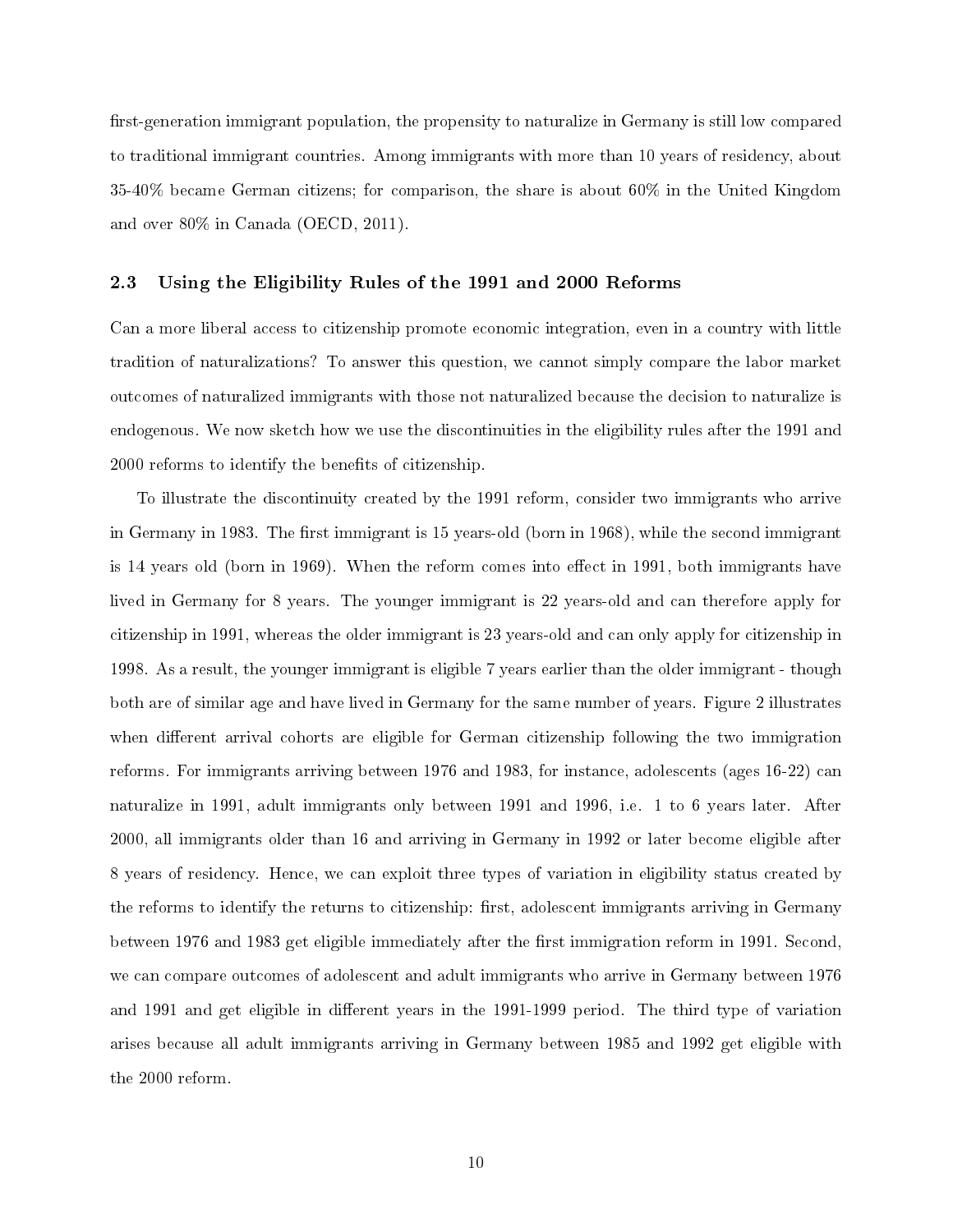first-generation immigrant population, the propensity to naturalize in Germany is still low compared to traditional immigrant countries. Among immigrants with more than 10 years of residency, about 35-40% became German citizens; for comparison, the share is about 60% in the United Kingdom and over 80% in Canada (OECD, 2011).

### 2.3 Using the Eligibility Rules of the 1991 and 2000 Reforms

Can a more liberal access to citizenship promote economic integration, even in a country with little tradition of naturalizations? To answer this question, we cannot simply compare the labor market outcomes of naturalized immigrants with those not naturalized because the decision to naturalize is endogenous. We now sketch how we use the discontinuities in the eligibility rules after the 1991 and 2000 reforms to identify the benefits of citizenship.

To illustrate the discontinuity created by the 1991 reform, consider two immigrants who arrive in Germany in 1983. The first immigrant is 15 years-old (born in 1968), while the second immigrant is 14 years old (born in 1969). When the reform comes into effect in 1991, both immigrants have lived in Germany for 8 years. The younger immigrant is 22 years-old and can therefore apply for citizenship in 1991, whereas the older immigrant is 23 years-old and can only apply for citizenship in 1998. As a result, the younger immigrant is eligible 7 years earlier than the older immigrant - though both are of similar age and have lived in Germany for the same number of years. Figure 2 illustrates when different arrival cohorts are eligible for German citizenship following the two immigration reforms. For immigrants arriving between 1976 and 1983, for instance, adolescents (ages 16-22) can naturalize in 1991, adult immigrants only between 1991 and 1996, i.e. 1 to 6 years later. After 2000, all immigrants older than 16 and arriving in Germany in 1992 or later become eligible after 8 years of residency. Hence, we can exploit three types of variation in eligibility status created by the reforms to identify the returns to citizenship: first, adolescent immigrants arriving in Germany between 1976 and 1983 get eligible immediately after the first immigration reform in 1991. Second, we can compare outcomes of adolescent and adult immigrants who arrive in Germany between 1976 and 1991 and get eligible in different years in the 1991-1999 period. The third type of variation arises because all adult immigrants arriving in Germany between 1985 and 1992 get eligible with the 2000 reform.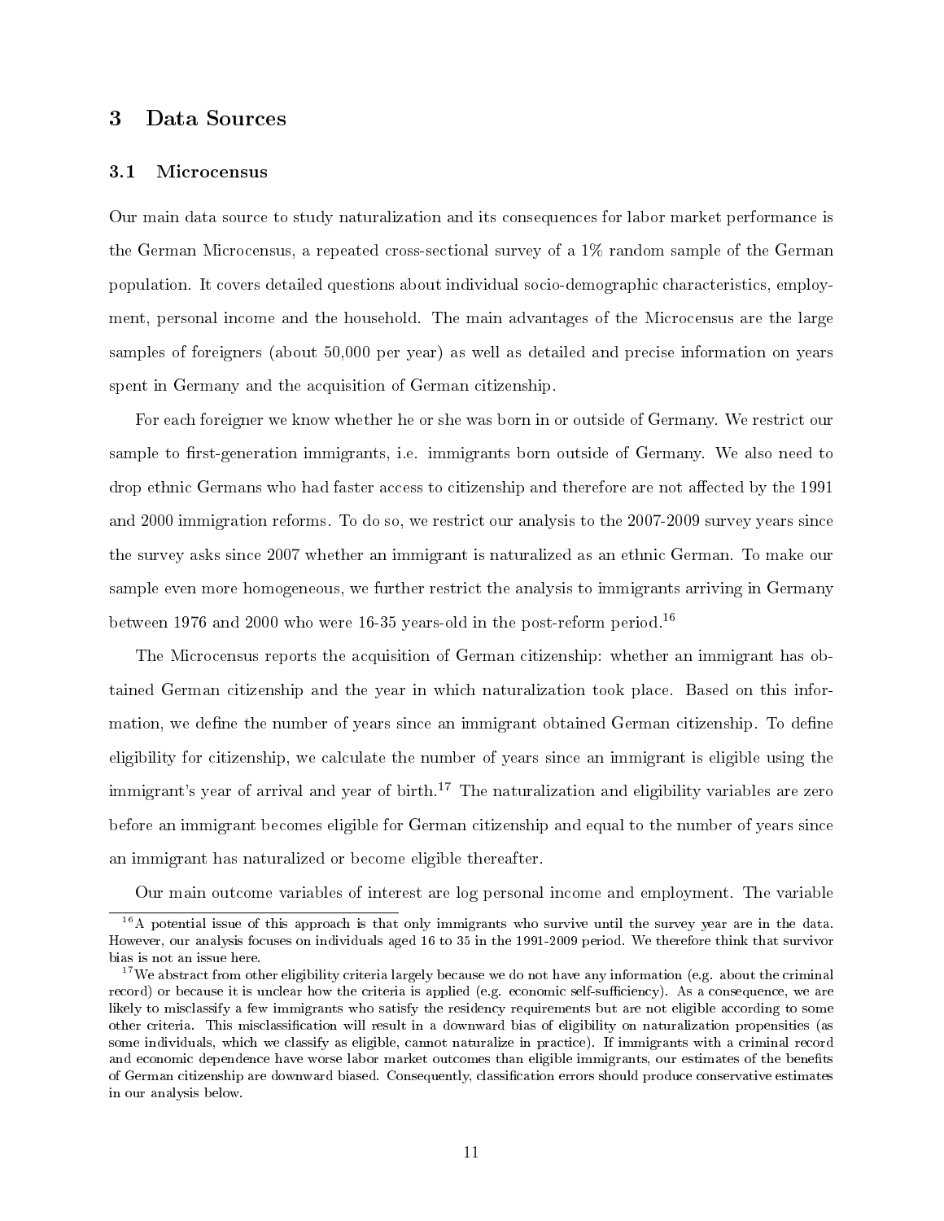# 3 Data Sources

## 3.1 Microcensus

Our main data source to study naturalization and its consequences for labor market performance is the German Microcensus, a repeated cross-sectional survey of a 1% random sample of the German population. It covers detailed questions about individual socio-demographic characteristics, employment, personal income and the household. The main advantages of the Microcensus are the large samples of foreigners (about 50,000 per year) as well as detailed and precise information on years spent in Germany and the acquisition of German citizenship.

For each foreigner we know whether he or she was born in or outside of Germany. We restrict our sample to first-generation immigrants, i.e. immigrants born outside of Germany. We also need to drop ethnic Germans who had faster access to citizenship and therefore are not affected by the 1991 and 2000 immigration reforms. To do so, we restrict our analysis to the 2007-2009 survey years since the survey asks since 2007 whether an immigrant is naturalized as an ethnic German. To make our sample even more homogeneous, we further restrict the analysis to immigrants arriving in Germany between 1976 and 2000 who were 16-35 years-old in the post-reform period.[16]

The Microcensus reports the acquisition of German citizenship: whether an immigrant has obtained German citizenship and the year in which naturalization took place. Based on this information, we define the number of years since an immigrant obtained German citizenship. To define eligibility for citizenship, we calculate the number of years since an immigrant is eligible using the immigrant's year of arrival and year of birth.[17] The naturalization and eligibility variables are zero before an immigrant becomes eligible for German citizenship and equal to the number of years since an immigrant has naturalized or become eligible thereafter.

Our main outcome variables of interest are log personal income and employment. The variable

[16] A potential issue of this approach is that only immigrants who survive until the survey year are in the data. However, our analysis focuses on individuals aged 16 to 35 in the 1991-2009 period. We therefore think that survivor bias is not an issue here.

[17] We abstract from other eligibility criteria largely because we do not have any information (e.g. about the criminal record) or because it is unclear how the criteria is applied (e.g. economic self-sufficiency). As a consequence, we are likely to misclassify a few immigrants who satisfy the residency requirements but are not eligible according to some other criteria. This misclassification will result in a downward bias of eligibility on naturalization propensities (as some individuals, which we classify as eligible, cannot naturalize in practice). If immigrants with a criminal record and economic dependence have worse labor market outcomes than eligible immigrants, our estimates of the benefits of German citizenship are downward biased. Consequently, classification errors should produce conservative estimates in our analysis below.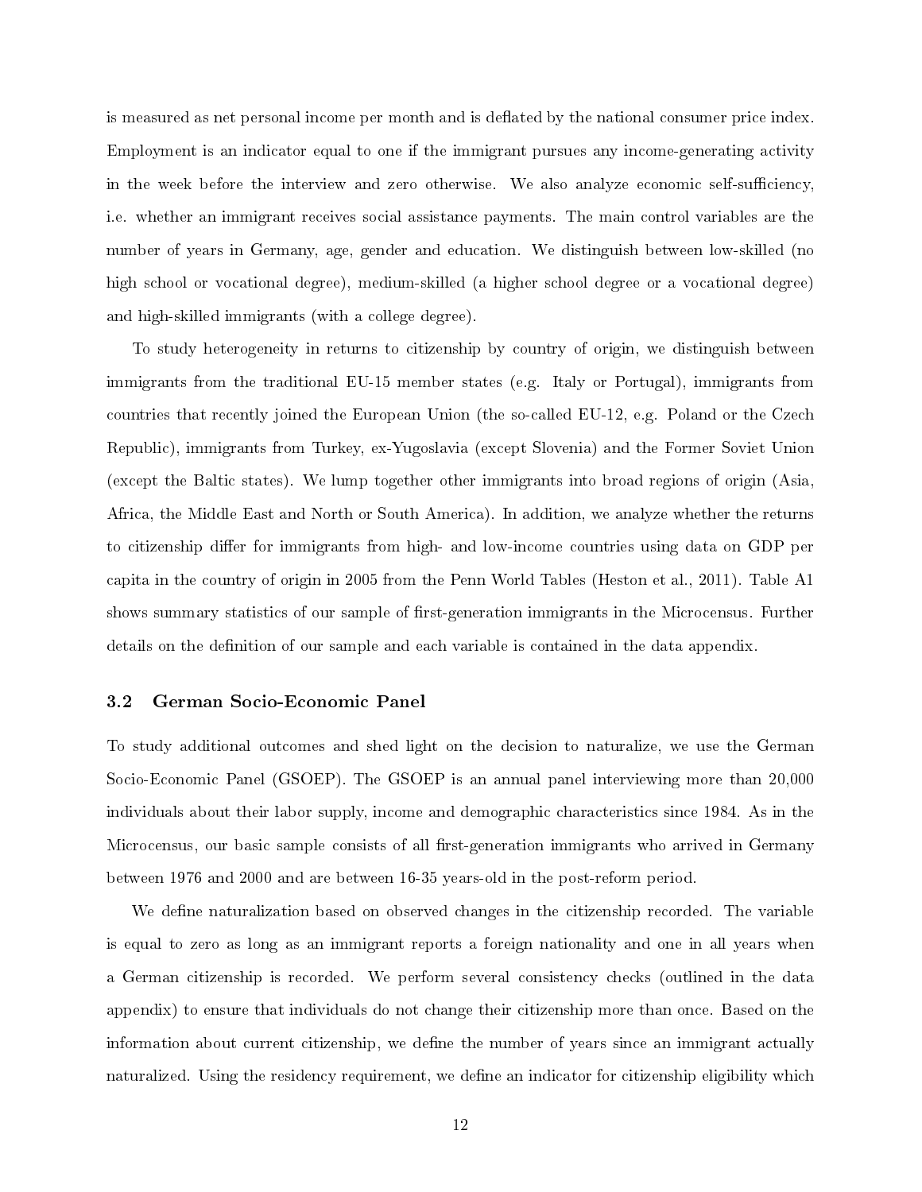is measured as net personal income per month and is deflated by the national consumer price index. Employment is an indicator equal to one if the immigrant pursues any income-generating activity in the week before the interview and zero otherwise. We also analyze economic self-sufficiency, i.e. whether an immigrant receives social assistance payments. The main control variables are the number of years in Germany, age, gender and education. We distinguish between low-skilled (no high school or vocational degree), medium-skilled (a higher school degree or a vocational degree) and high-skilled immigrants (with a college degree).

To study heterogeneity in returns to citizenship by country of origin, we distinguish between immigrants from the traditional EU-15 member states (e.g. Italy or Portugal), immigrants from countries that recently joined the European Union (the so-called EU-12, e.g. Poland or the Czech Republic), immigrants from Turkey, ex-Yugoslavia (except Slovenia) and the Former Soviet Union (except the Baltic states). We lump together other immigrants into broad regions of origin (Asia, Africa, the Middle East and North or South America). In addition, we analyze whether the returns to citizenship differ for immigrants from high- and low-income countries using data on GDP per capita in the country of origin in 2005 from the Penn World Tables (Heston et al., 2011). Table A1 shows summary statistics of our sample of first-generation immigrants in the Microcensus. Further details on the definition of our sample and each variable is contained in the data appendix.

### 3.2 German Socio-Economic Panel

To study additional outcomes and shed light on the decision to naturalize, we use the German Socio-Economic Panel (GSOEP). The GSOEP is an annual panel interviewing more than 20,000 individuals about their labor supply, income and demographic characteristics since 1984. As in the Microcensus, our basic sample consists of all first-generation immigrants who arrived in Germany between 1976 and 2000 and are between 16-35 years-old in the post-reform period.

We define naturalization based on observed changes in the citizenship recorded. The variable is equal to zero as long as an immigrant reports a foreign nationality and one in all years when a German citizenship is recorded. We perform several consistency checks (outlined in the data appendix) to ensure that individuals do not change their citizenship more than once. Based on the information about current citizenship, we define the number of years since an immigrant actually naturalized. Using the residency requirement, we define an indicator for citizenship eligibility which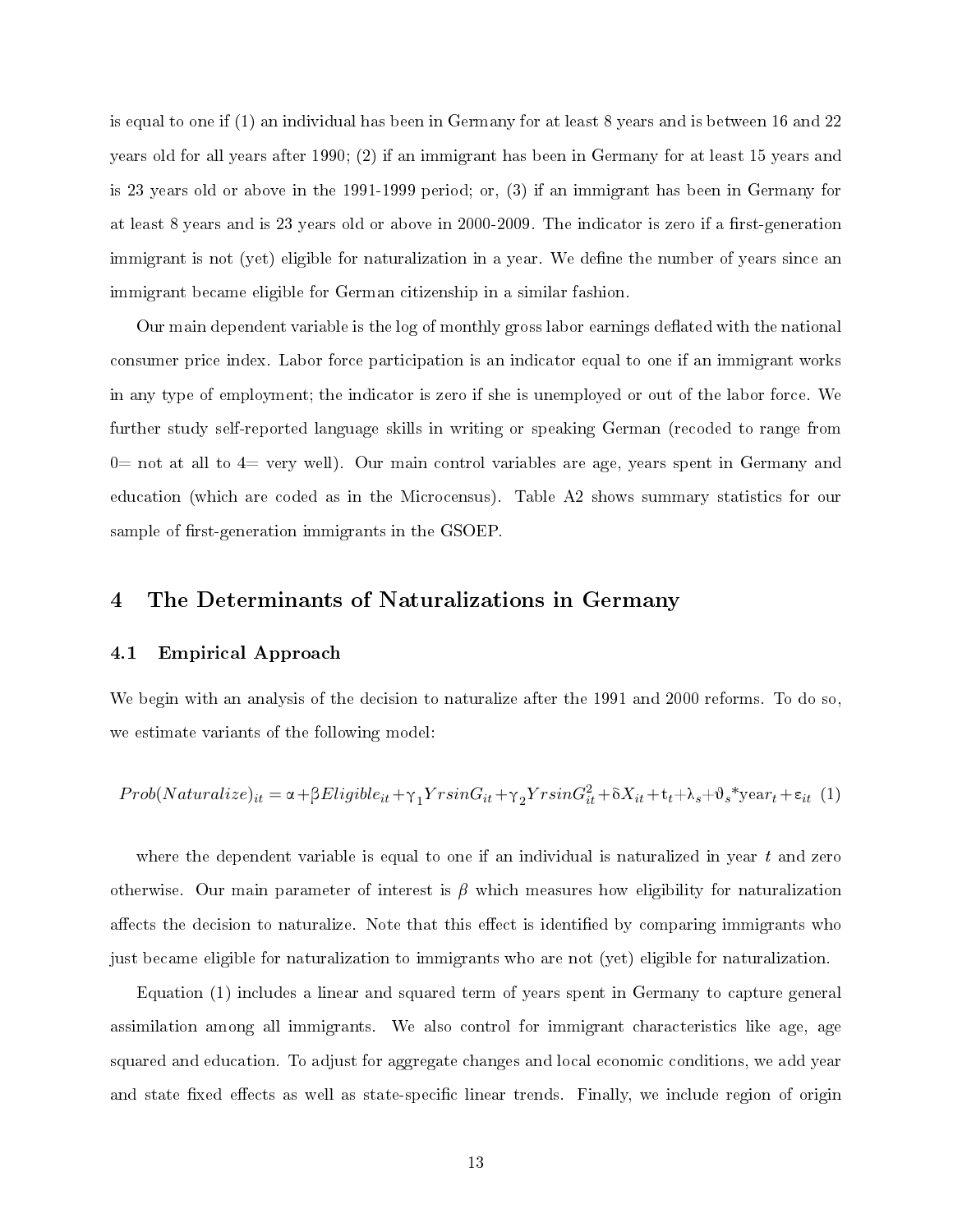is equal to one if (1) an individual has been in Germany for at least 8 years and is between 16 and 22 years old for all years after 1990; (2) if an immigrant has been in Germany for at least 15 years and is 23 years old or above in the 1991-1999 period; or, (3) if an immigrant has been in Germany for at least 8 years and is 23 years old or above in 2000-2009. The indicator is zero if a first-generation immigrant is not (yet) eligible for naturalization in a year. We define the number of years since an immigrant became eligible for German citizenship in a similar fashion.

Our main dependent variable is the log of monthly gross labor earnings deflated with the national consumer price index. Labor force participation is an indicator equal to one if an immigrant works in any type of employment; the indicator is zero if she is unemployed or out of the labor force. We further study self-reported language skills in writing or speaking German (recoded to range from 0= not at all to 4= very well). Our main control variables are age, years spent in Germany and education (which are coded as in the Microcensus). Table A2 shows summary statistics for our sample of first-generation immigrants in the GSOEP.

# 4 The Determinants of Naturalizations in Germany

## 4.1 Empirical Approach

We begin with an analysis of the decision to naturalize after the 1991 and 2000 reforms. To do so, we estimate variants of the following model:

$$Prob(Naturalize)_{it} = \alpha + \beta Eligible_{it} + \gamma_1 YrsinG_{it} + \gamma_2 YrsinG_{it}^2 + \delta X_{it} + t_t + \lambda_s + \vartheta_s * \text{year}_t + \varepsilon_{it} \quad (1)$$

where the dependent variable is equal to one if an individual is naturalized in year $t$ and zero otherwise. Our main parameter of interest is $\beta$ which measures how eligibility for naturalization affects the decision to naturalize. Note that this effect is identified by comparing immigrants who just became eligible for naturalization to immigrants who are not (yet) eligible for naturalization.

Equation (1) includes a linear and squared term of years spent in Germany to capture general assimilation among all immigrants. We also control for immigrant characteristics like age, age squared and education. To adjust for aggregate changes and local economic conditions, we add year and state fixed effects as well as state-specific linear trends. Finally, we include region of origin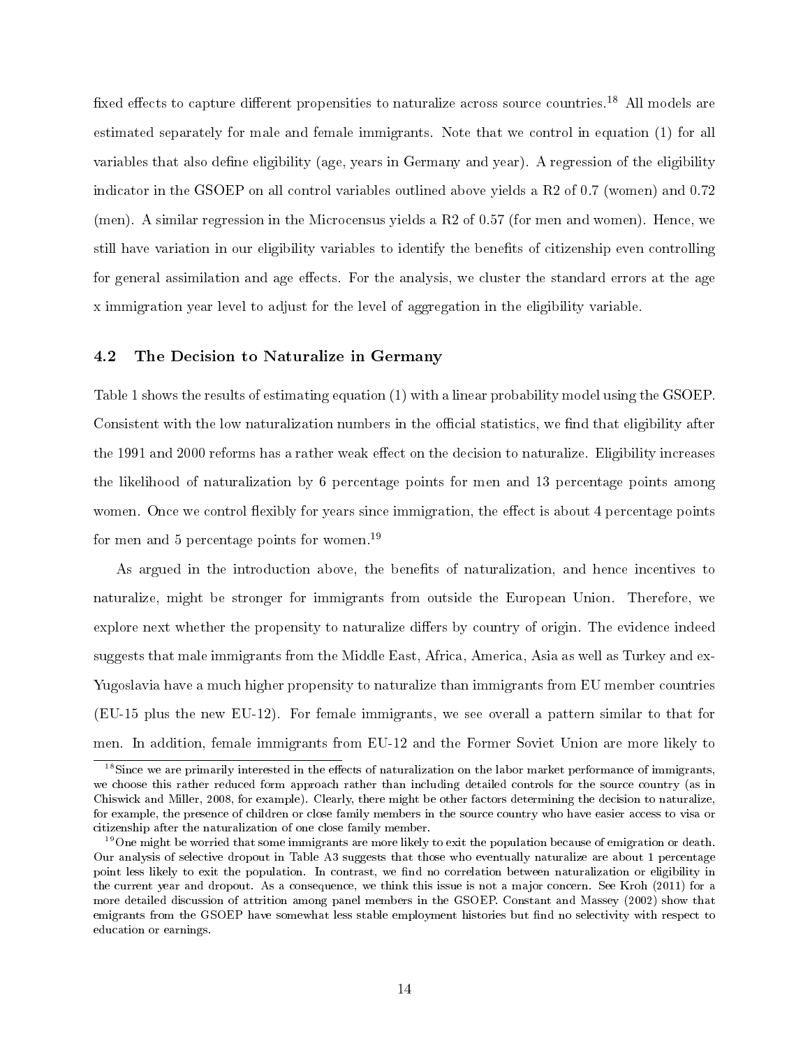fixed effects to capture different propensities to naturalize across source countries.[18] All models are estimated separately for male and female immigrants. Note that we control in equation (1) for all variables that also define eligibility (age, years in Germany and year). A regression of the eligibility indicator in the GSOEP on all control variables outlined above yields a R2 of 0.7 (women) and 0.72 (men). A similar regression in the Microcensus yields a R2 of 0.57 (for men and women). Hence, we still have variation in our eligibility variables to identify the benefits of citizenship even controlling for general assimilation and age effects. For the analysis, we cluster the standard errors at the age x immigration year level to adjust for the level of aggregation in the eligibility variable.

### 4.2 The Decision to Naturalize in Germany

Table 1 shows the results of estimating equation (1) with a linear probability model using the GSOEP. Consistent with the low naturalization numbers in the official statistics, we find that eligibility after the 1991 and 2000 reforms has a rather weak effect on the decision to naturalize. Eligibility increases the likelihood of naturalization by 6 percentage points for men and 13 percentage points among women. Once we control flexibly for years since immigration, the effect is about 4 percentage points for men and 5 percentage points for women.[19]

As argued in the introduction above, the benefits of naturalization, and hence incentives to naturalize, might be stronger for immigrants from outside the European Union. Therefore, we explore next whether the propensity to naturalize differs by country of origin. The evidence indeed suggests that male immigrants from the Middle East, Africa, America, Asia as well as Turkey and ex-Yugoslavia have a much higher propensity to naturalize than immigrants from EU member countries (EU-15 plus the new EU-12). For female immigrants, we see overall a pattern similar to that for men. In addition, female immigrants from EU-12 and the Former Soviet Union are more likely to

[18] Since we are primarily interested in the effects of naturalization on the labor market performance of immigrants, we choose this rather reduced form approach rather than including detailed controls for the source country (as in Chiswick and Miller, 2008, for example). Clearly, there might be other factors determining the decision to naturalize, for example, the presence of children or close family members in the source country who have easier access to visa or citizenship after the naturalization of one close family member.

[19] One might be worried that some immigrants are more likely to exit the population because of emigration or death. Our analysis of selective dropout in Table A3 suggests that those who eventually naturalize are about 1 percentage point less likely to exit the population. In contrast, we find no correlation between naturalization or eligibility in the current year and dropout. As a consequence, we think this issue is not a major concern. See Kroh (2011) for a more detailed discussion of attrition among panel members in the GSOEP. Constant and Massey (2002) show that emigrants from the GSOEP have somewhat less stable employment histories but find no selectivity with respect to education or earnings.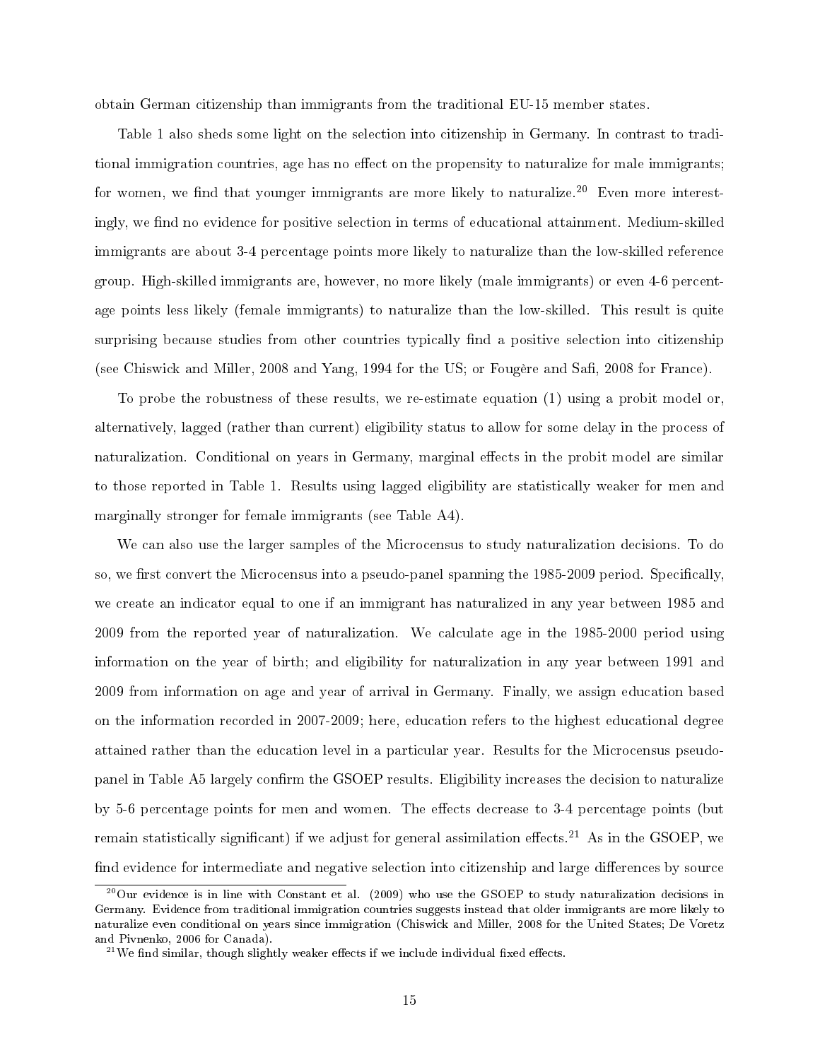obtain German citizenship than immigrants from the traditional EU-15 member states.

Table 1 also sheds some light on the selection into citizenship in Germany. In contrast to traditional immigration countries, age has no effect on the propensity to naturalize for male immigrants; for women, we find that younger immigrants are more likely to naturalize.[20] Even more interestingly, we find no evidence for positive selection in terms of educational attainment. Medium-skilled immigrants are about 3-4 percentage points more likely to naturalize than the low-skilled reference group. High-skilled immigrants are, however, no more likely (male immigrants) or even 4-6 percentage points less likely (female immigrants) to naturalize than the low-skilled. This result is quite surprising because studies from other countries typically find a positive selection into citizenship (see Chiswick and Miller, 2008 and Yang, 1994 for the US; or Fougère and Safi, 2008 for France).

To probe the robustness of these results, we re-estimate equation (1) using a probit model or, alternatively, lagged (rather than current) eligibility status to allow for some delay in the process of naturalization. Conditional on years in Germany, marginal effects in the probit model are similar to those reported in Table 1. Results using lagged eligibility are statistically weaker for men and marginally stronger for female immigrants (see Table A4).

We can also use the larger samples of the Microcensus to study naturalization decisions. To do so, we first convert the Microcensus into a pseudo-panel spanning the 1985-2009 period. Specifically, we create an indicator equal to one if an immigrant has naturalized in any year between 1985 and 2009 from the reported year of naturalization. We calculate age in the 1985-2000 period using information on the year of birth; and eligibility for naturalization in any year between 1991 and 2009 from information on age and year of arrival in Germany. Finally, we assign education based on the information recorded in 2007-2009; here, education refers to the highest educational degree attained rather than the education level in a particular year. Results for the Microcensus pseudo-panel in Table A5 largely confirm the GSOEP results. Eligibility increases the decision to naturalize by 5-6 percentage points for men and women. The effects decrease to 3-4 percentage points (but remain statistically significant) if we adjust for general assimilation effects.[21] As in the GSOEP, we find evidence for intermediate and negative selection into citizenship and large differences by source

[20] Our evidence is in line with Constant et al. (2009) who use the GSOEP to study naturalization decisions in Germany. Evidence from traditional immigration countries suggests instead that older immigrants are more likely to naturalize even conditional on years since immigration (Chiswick and Miller, 2008 for the United States; De Voretz and Pivnenko, 2006 for Canada).

[21] We find similar, though slightly weaker effects if we include individual fixed effects.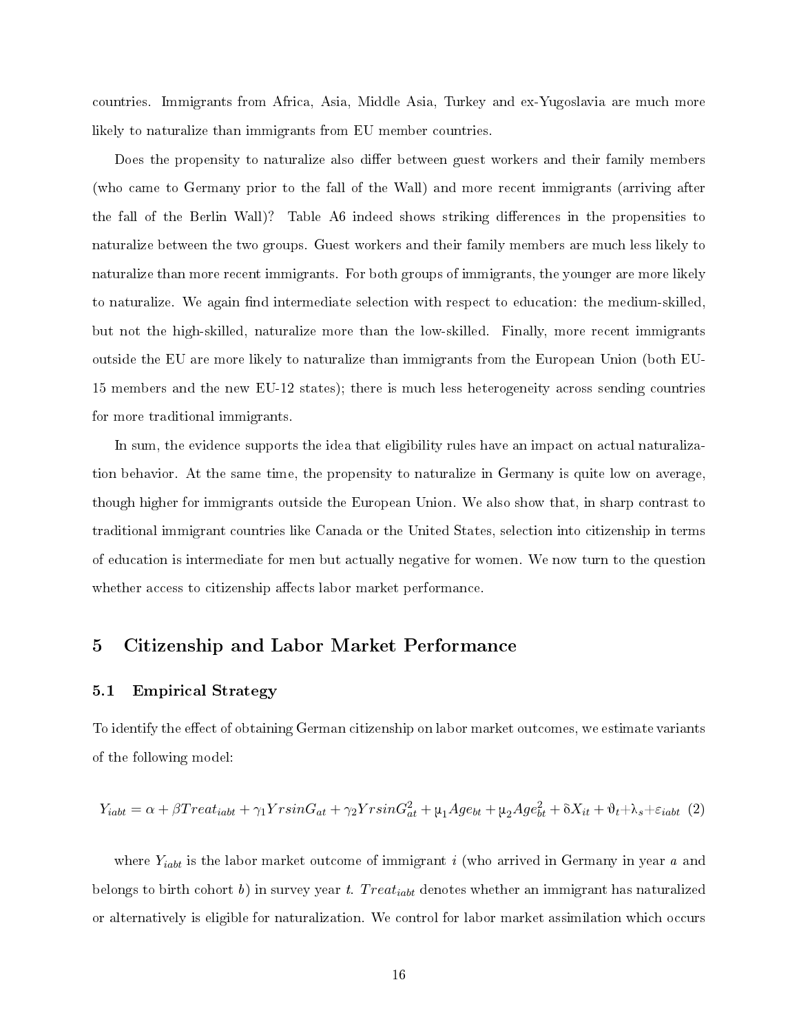countries. Immigrants from Africa, Asia, Middle Asia, Turkey and ex-Yugoslavia are much more likely to naturalize than immigrants from EU member countries.

Does the propensity to naturalize also differ between guest workers and their family members (who came to Germany prior to the fall of the Wall) and more recent immigrants (arriving after the fall of the Berlin Wall)? Table A6 indeed shows striking differences in the propensities to naturalize between the two groups. Guest workers and their family members are much less likely to naturalize than more recent immigrants. For both groups of immigrants, the younger are more likely to naturalize. We again find intermediate selection with respect to education: the medium-skilled, but not the high-skilled, naturalize more than the low-skilled. Finally, more recent immigrants outside the EU are more likely to naturalize than immigrants from the European Union (both EU-15 members and the new EU-12 states); there is much less heterogeneity across sending countries for more traditional immigrants.

In sum, the evidence supports the idea that eligibility rules have an impact on actual naturalization behavior. At the same time, the propensity to naturalize in Germany is quite low on average, though higher for immigrants outside the European Union. We also show that, in sharp contrast to traditional immigrant countries like Canada or the United States, selection into citizenship in terms of education is intermediate for men but actually negative for women. We now turn to the question whether access to citizenship affects labor market performance.

# 5 Citizenship and Labor Market Performance

## 5.1 Empirical Strategy

To identify the effect of obtaining German citizenship on labor market outcomes, we estimate variants of the following model:

$$Y_{iabt} = \alpha + \beta Treat_{iabt} + \gamma_1 YrsinG_{at} + \gamma_2 YrsinG_{at}^2 + \mu_1 Age_{bt} + \mu_2 Age_{bt}^2 + \delta X_{it} + \vartheta_t + \lambda_s + \varepsilon_{iabt} \quad (2)$$

where $Y_{iabt}$ is the labor market outcome of immigrant $i$ (who arrived in Germany in year $a$ and belongs to birth cohort $b$) in survey year $t$. $Treat_{iabt}$ denotes whether an immigrant has naturalized or alternatively is eligible for naturalization. We control for labor market assimilation which occurs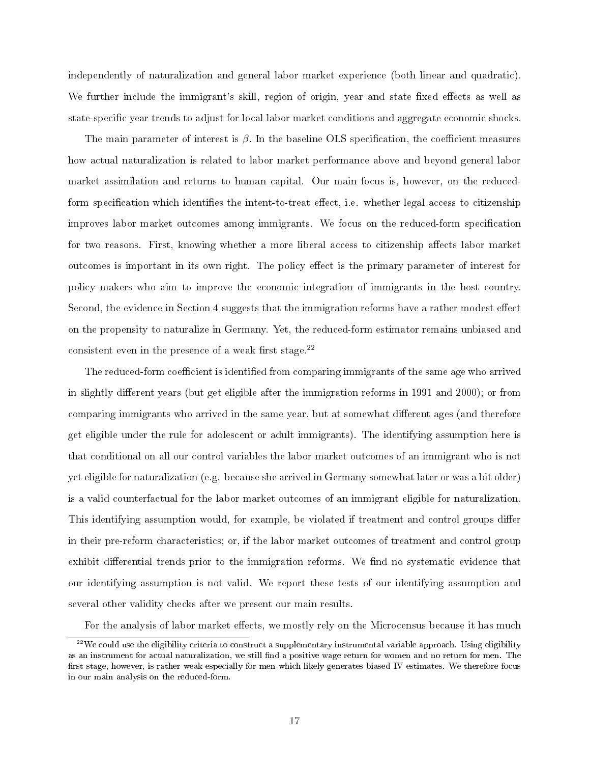independently of naturalization and general labor market experience (both linear and quadratic). We further include the immigrant's skill, region of origin, year and state fixed effects as well as state-specific year trends to adjust for local labor market conditions and aggregate economic shocks.

The main parameter of interest is $\beta$. In the baseline OLS specification, the coefficient measures how actual naturalization is related to labor market performance above and beyond general labor market assimilation and returns to human capital. Our main focus is, however, on the reduced-form specification which identifies the intent-to-treat effect, i.e. whether legal access to citizenship improves labor market outcomes among immigrants. We focus on the reduced-form specification for two reasons. First, knowing whether a more liberal access to citizenship affects labor market outcomes is important in its own right. The policy effect is the primary parameter of interest for policy makers who aim to improve the economic integration of immigrants in the host country. Second, the evidence in Section 4 suggests that the immigration reforms have a rather modest effect on the propensity to naturalize in Germany. Yet, the reduced-form estimator remains unbiased and consistent even in the presence of a weak first stage.[22]

The reduced-form coefficient is identified from comparing immigrants of the same age who arrived in slightly different years (but get eligible after the immigration reforms in 1991 and 2000); or from comparing immigrants who arrived in the same year, but at somewhat different ages (and therefore get eligible under the rule for adolescent or adult immigrants). The identifying assumption here is that conditional on all our control variables the labor market outcomes of an immigrant who is not yet eligible for naturalization (e.g. because she arrived in Germany somewhat later or was a bit older) is a valid counterfactual for the labor market outcomes of an immigrant eligible for naturalization. This identifying assumption would, for example, be violated if treatment and control groups differ in their pre-reform characteristics; or, if the labor market outcomes of treatment and control group exhibit differential trends prior to the immigration reforms. We find no systematic evidence that our identifying assumption is not valid. We report these tests of our identifying assumption and several other validity checks after we present our main results.

For the analysis of labor market effects, we mostly rely on the Microcensus because it has much

[22]We could use the eligibility criteria to construct a supplementary instrumental variable approach. Using eligibility as an instrument for actual naturalization, we still find a positive wage return for women and no return for men. The first stage, however, is rather weak especially for men which likely generates biased IV estimates. We therefore focus in our main analysis on the reduced-form.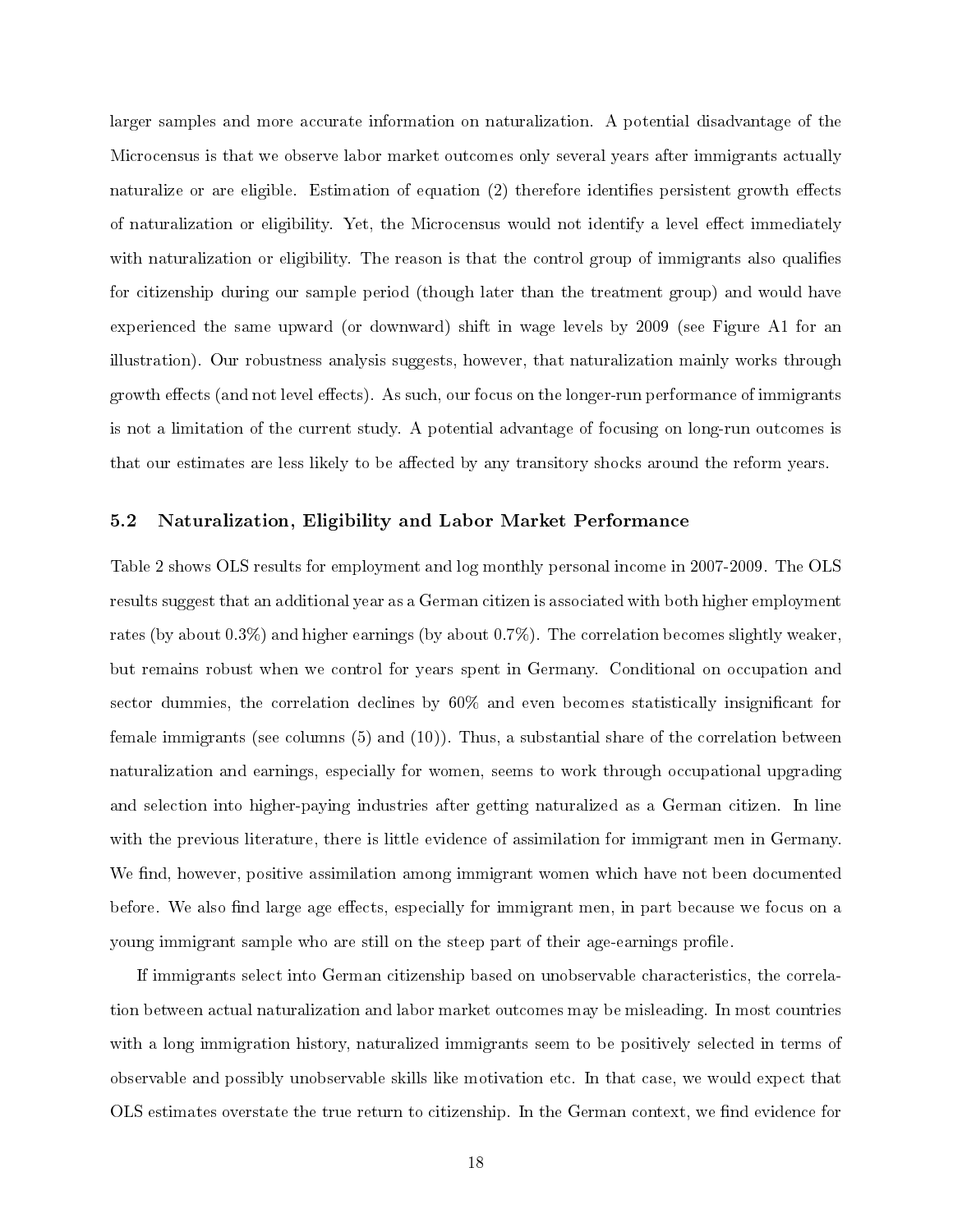larger samples and more accurate information on naturalization. A potential disadvantage of the Microcensus is that we observe labor market outcomes only several years after immigrants actually naturalize or are eligible. Estimation of equation (2) therefore identifies persistent growth effects of naturalization or eligibility. Yet, the Microcensus would not identify a level effect immediately with naturalization or eligibility. The reason is that the control group of immigrants also qualifies for citizenship during our sample period (though later than the treatment group) and would have experienced the same upward (or downward) shift in wage levels by 2009 (see Figure A1 for an illustration). Our robustness analysis suggests, however, that naturalization mainly works through growth effects (and not level effects). As such, our focus on the longer-run performance of immigrants is not a limitation of the current study. A potential advantage of focusing on long-run outcomes is that our estimates are less likely to be affected by any transitory shocks around the reform years.

### 5.2 Naturalization, Eligibility and Labor Market Performance

Table 2 shows OLS results for employment and log monthly personal income in 2007-2009. The OLS results suggest that an additional year as a German citizen is associated with both higher employment rates (by about 0.3%) and higher earnings (by about 0.7%). The correlation becomes slightly weaker, but remains robust when we control for years spent in Germany. Conditional on occupation and sector dummies, the correlation declines by 60% and even becomes statistically insignificant for female immigrants (see columns (5) and (10)). Thus, a substantial share of the correlation between naturalization and earnings, especially for women, seems to work through occupational upgrading and selection into higher-paying industries after getting naturalized as a German citizen. In line with the previous literature, there is little evidence of assimilation for immigrant men in Germany. We find, however, positive assimilation among immigrant women which have not been documented before. We also find large age effects, especially for immigrant men, in part because we focus on a young immigrant sample who are still on the steep part of their age-earnings profile.

If immigrants select into German citizenship based on unobservable characteristics, the correlation between actual naturalization and labor market outcomes may be misleading. In most countries with a long immigration history, naturalized immigrants seem to be positively selected in terms of observable and possibly unobservable skills like motivation etc. In that case, we would expect that OLS estimates overstate the true return to citizenship. In the German context, we find evidence for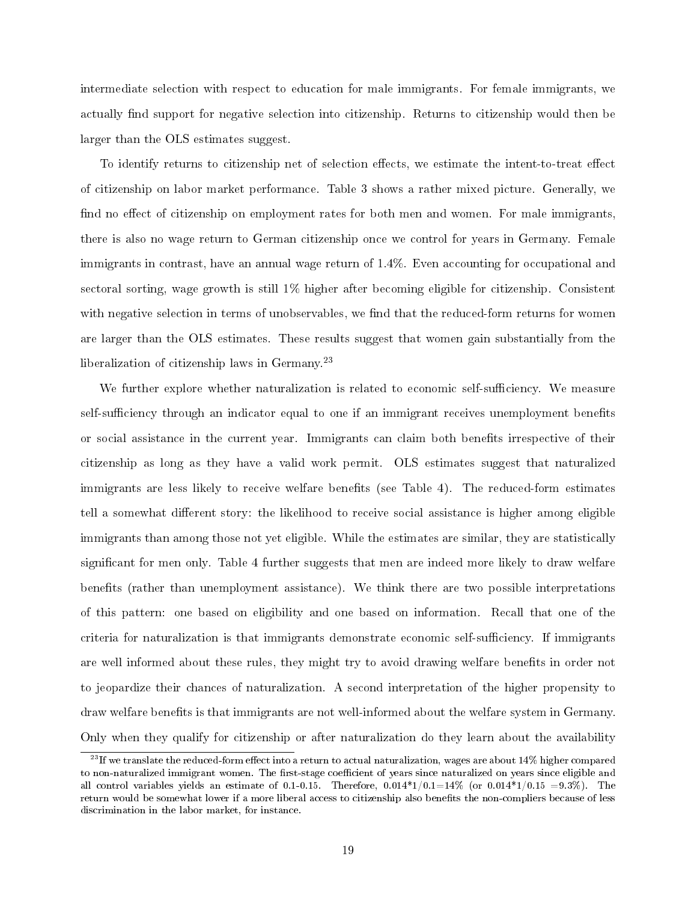intermediate selection with respect to education for male immigrants. For female immigrants, we actually find support for negative selection into citizenship. Returns to citizenship would then be larger than the OLS estimates suggest.

To identify returns to citizenship net of selection effects, we estimate the intent-to-treat effect of citizenship on labor market performance. Table 3 shows a rather mixed picture. Generally, we find no effect of citizenship on employment rates for both men and women. For male immigrants, there is also no wage return to German citizenship once we control for years in Germany. Female immigrants in contrast, have an annual wage return of 1.4%. Even accounting for occupational and sectoral sorting, wage growth is still 1% higher after becoming eligible for citizenship. Consistent with negative selection in terms of unobservables, we find that the reduced-form returns for women are larger than the OLS estimates. These results suggest that women gain substantially from the liberalization of citizenship laws in Germany.[23]

We further explore whether naturalization is related to economic self-sufficiency. We measure self-sufficiency through an indicator equal to one if an immigrant receives unemployment benefits or social assistance in the current year. Immigrants can claim both benefits irrespective of their citizenship as long as they have a valid work permit. OLS estimates suggest that naturalized immigrants are less likely to receive welfare benefits (see Table 4). The reduced-form estimates tell a somewhat different story: the likelihood to receive social assistance is higher among eligible immigrants than among those not yet eligible. While the estimates are similar, they are statistically significant for men only. Table 4 further suggests that men are indeed more likely to draw welfare benefits (rather than unemployment assistance). We think there are two possible interpretations of this pattern: one based on eligibility and one based on information. Recall that one of the criteria for naturalization is that immigrants demonstrate economic self-sufficiency. If immigrants are well informed about these rules, they might try to avoid drawing welfare benefits in order not to jeopardize their chances of naturalization. A second interpretation of the higher propensity to draw welfare benefits is that immigrants are not well-informed about the welfare system in Germany. Only when they qualify for citizenship or after naturalization do they learn about the availability

[23] If we translate the reduced-form effect into a return to actual naturalization, wages are about 14% higher compared to non-naturalized immigrant women. The first-stage coefficient of years since naturalized on years since eligible and all control variables yields an estimate of 0.1-0.15. Therefore, 0.014*1/0.1=14% (or 0.014*1/0.15 =9.3%). The return would be somewhat lower if a more liberal access to citizenship also benefits the non-compliers because of less discrimination in the labor market, for instance.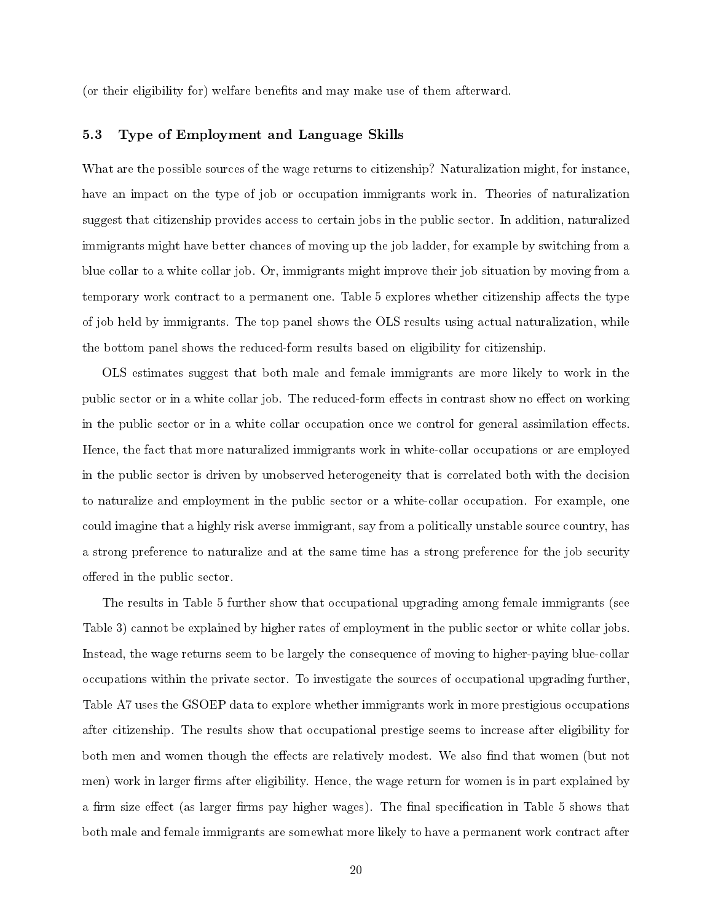(or their eligibility for) welfare benefits and may make use of them afterward.

### 5.3 Type of Employment and Language Skills

What are the possible sources of the wage returns to citizenship? Naturalization might, for instance, have an impact on the type of job or occupation immigrants work in. Theories of naturalization suggest that citizenship provides access to certain jobs in the public sector. In addition, naturalized immigrants might have better chances of moving up the job ladder, for example by switching from a blue collar to a white collar job. Or, immigrants might improve their job situation by moving from a temporary work contract to a permanent one. Table 5 explores whether citizenship affects the type of job held by immigrants. The top panel shows the OLS results using actual naturalization, while the bottom panel shows the reduced-form results based on eligibility for citizenship.

OLS estimates suggest that both male and female immigrants are more likely to work in the public sector or in a white collar job. The reduced-form effects in contrast show no effect on working in the public sector or in a white collar occupation once we control for general assimilation effects. Hence, the fact that more naturalized immigrants work in white-collar occupations or are employed in the public sector is driven by unobserved heterogeneity that is correlated both with the decision to naturalize and employment in the public sector or a white-collar occupation. For example, one could imagine that a highly risk averse immigrant, say from a politically unstable source country, has a strong preference to naturalize and at the same time has a strong preference for the job security offered in the public sector.

The results in Table 5 further show that occupational upgrading among female immigrants (see Table 3) cannot be explained by higher rates of employment in the public sector or white collar jobs. Instead, the wage returns seem to be largely the consequence of moving to higher-paying blue-collar occupations within the private sector. To investigate the sources of occupational upgrading further, Table A7 uses the GSOEP data to explore whether immigrants work in more prestigious occupations after citizenship. The results show that occupational prestige seems to increase after eligibility for both men and women though the effects are relatively modest. We also find that women (but not men) work in larger firms after eligibility. Hence, the wage return for women is in part explained by a firm size effect (as larger firms pay higher wages). The final specification in Table 5 shows that both male and female immigrants are somewhat more likely to have a permanent work contract after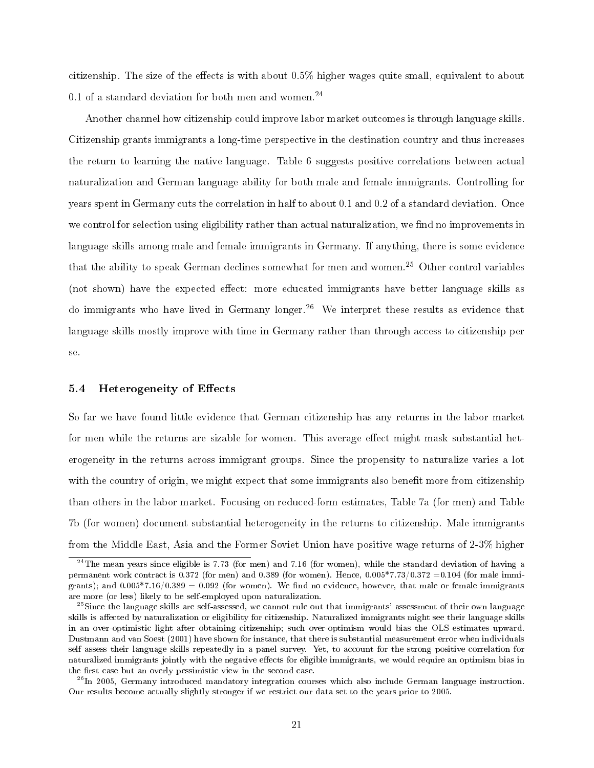citizenship. The size of the effects is with about 0.5% higher wages quite small, equivalent to about 0.1 of a standard deviation for both men and women.[24]

Another channel how citizenship could improve labor market outcomes is through language skills. Citizenship grants immigrants a long-time perspective in the destination country and thus increases the return to learning the native language. Table 6 suggests positive correlations between actual naturalization and German language ability for both male and female immigrants. Controlling for years spent in Germany cuts the correlation in half to about 0.1 and 0.2 of a standard deviation. Once we control for selection using eligibility rather than actual naturalization, we find no improvements in language skills among male and female immigrants in Germany. If anything, there is some evidence that the ability to speak German declines somewhat for men and women.[25] Other control variables (not shown) have the expected effect: more educated immigrants have better language skills as do immigrants who have lived in Germany longer.[26] We interpret these results as evidence that language skills mostly improve with time in Germany rather than through access to citizenship per se.

### 5.4 Heterogeneity of Effects

So far we have found little evidence that German citizenship has any returns in the labor market for men while the returns are sizable for women. This average effect might mask substantial heterogeneity in the returns across immigrant groups. Since the propensity to naturalize varies a lot with the country of origin, we might expect that some immigrants also benefit more from citizenship than others in the labor market. Focusing on reduced-form estimates, Table 7a (for men) and Table 7b (for women) document substantial heterogeneity in the returns to citizenship. Male immigrants from the Middle East, Asia and the Former Soviet Union have positive wage returns of 2-3% higher

---

[24] The mean years since eligible is 7.73 (for men) and 7.16 (for women), while the standard deviation of having a permanent work contract is 0.372 (for men) and 0.389 (for women). Hence, 0.005*7.73/0.372 =0.104 (for male immigrants); and 0.005*7.16/0.389 = 0.092 (for women). We find no evidence, however, that male or female immigrants are more (or less) likely to be self-employed upon naturalization.

[25] Since the language skills are self-assessed, we cannot rule out that immigrants' assessment of their own language skills is affected by naturalization or eligibility for citizenship. Naturalized immigrants might see their language skills in an over-optimistic light after obtaining citizenship; such over-optimism would bias the OLS estimates upward. Dustmann and van Soest (2001) have shown for instance, that there is substantial measurement error when individuals self assess their language skills repeatedly in a panel survey. Yet, to account for the strong positive correlation for naturalized immigrants jointly with the negative effects for eligible immigrants, we would require an optimism bias in the first case but an overly pessimistic view in the second case.

[26] In 2005, Germany introduced mandatory integration courses which also include German language instruction. Our results become actually slightly stronger if we restrict our data set to the years prior to 2005.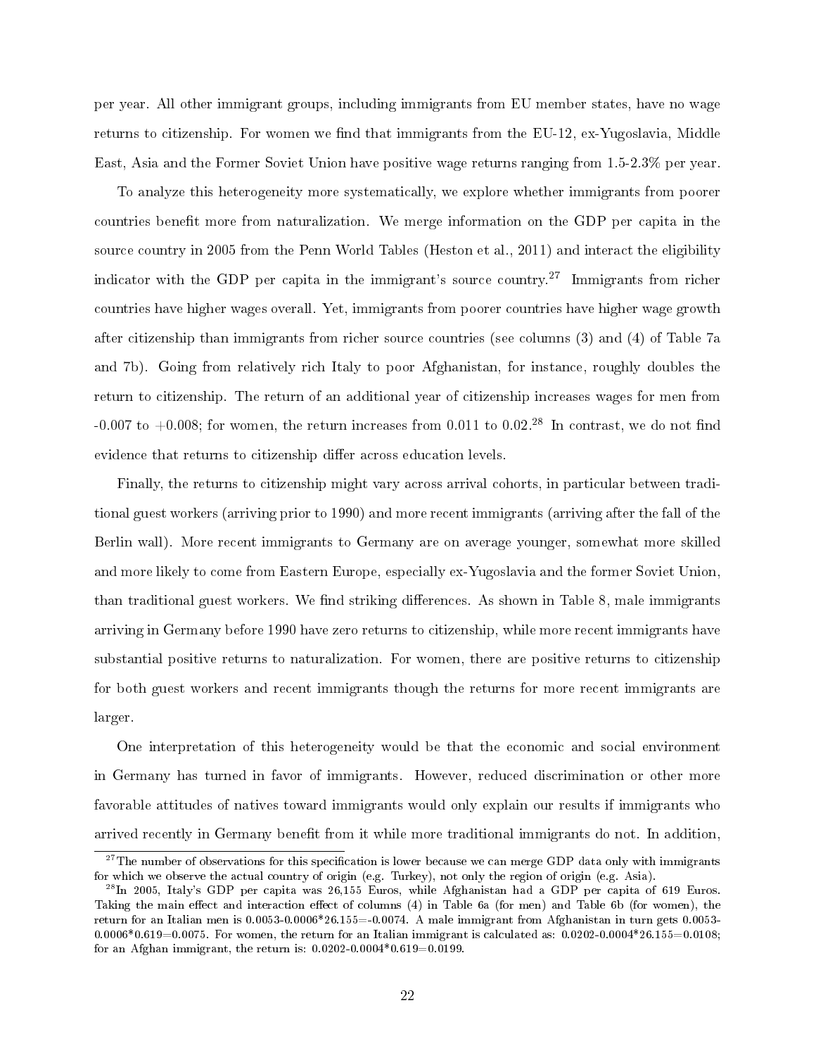per year. All other immigrant groups, including immigrants from EU member states, have no wage returns to citizenship. For women we find that immigrants from the EU-12, ex-Yugoslavia, Middle East, Asia and the Former Soviet Union have positive wage returns ranging from 1.5-2.3% per year.

To analyze this heterogeneity more systematically, we explore whether immigrants from poorer countries benefit more from naturalization. We merge information on the GDP per capita in the source country in 2005 from the Penn World Tables (Heston et al., 2011) and interact the eligibility indicator with the GDP per capita in the immigrant's source country.[27] Immigrants from richer countries have higher wages overall. Yet, immigrants from poorer countries have higher wage growth after citizenship than immigrants from richer source countries (see columns (3) and (4) of Table 7a and 7b). Going from relatively rich Italy to poor Afghanistan, for instance, roughly doubles the return to citizenship. The return of an additional year of citizenship increases wages for men from -0.007 to +0.008; for women, the return increases from 0.011 to 0.02.[28] In contrast, we do not find evidence that returns to citizenship differ across education levels.

Finally, the returns to citizenship might vary across arrival cohorts, in particular between traditional guest workers (arriving prior to 1990) and more recent immigrants (arriving after the fall of the Berlin wall). More recent immigrants to Germany are on average younger, somewhat more skilled and more likely to come from Eastern Europe, especially ex-Yugoslavia and the former Soviet Union, than traditional guest workers. We find striking differences. As shown in Table 8, male immigrants arriving in Germany before 1990 have zero returns to citizenship, while more recent immigrants have substantial positive returns to naturalization. For women, there are positive returns to citizenship for both guest workers and recent immigrants though the returns for more recent immigrants are larger.

One interpretation of this heterogeneity would be that the economic and social environment in Germany has turned in favor of immigrants. However, reduced discrimination or other more favorable attitudes of natives toward immigrants would only explain our results if immigrants who arrived recently in Germany benefit from it while more traditional immigrants do not. In addition,

[27] The number of observations for this specification is lower because we can merge GDP data only with immigrants for which we observe the actual country of origin (e.g. Turkey), not only the region of origin (e.g. Asia).

[28] In 2005, Italy's GDP per capita was 26,155 Euros, while Afghanistan had a GDP per capita of 619 Euros. Taking the main effect and interaction effect of columns (4) in Table 6a (for men) and Table 6b (for women), the return for an Italian men is 0.0053-0.0006*26.155=-0.0074. A male immigrant from Afghanistan in turn gets 0.0053-0.0006*0.619=0.0075. For women, the return for an Italian immigrant is calculated as: 0.0202-0.0004*26.155=0.0108; for an Afghan immigrant, the return is: 0.0202-0.0004*0.619=0.0199.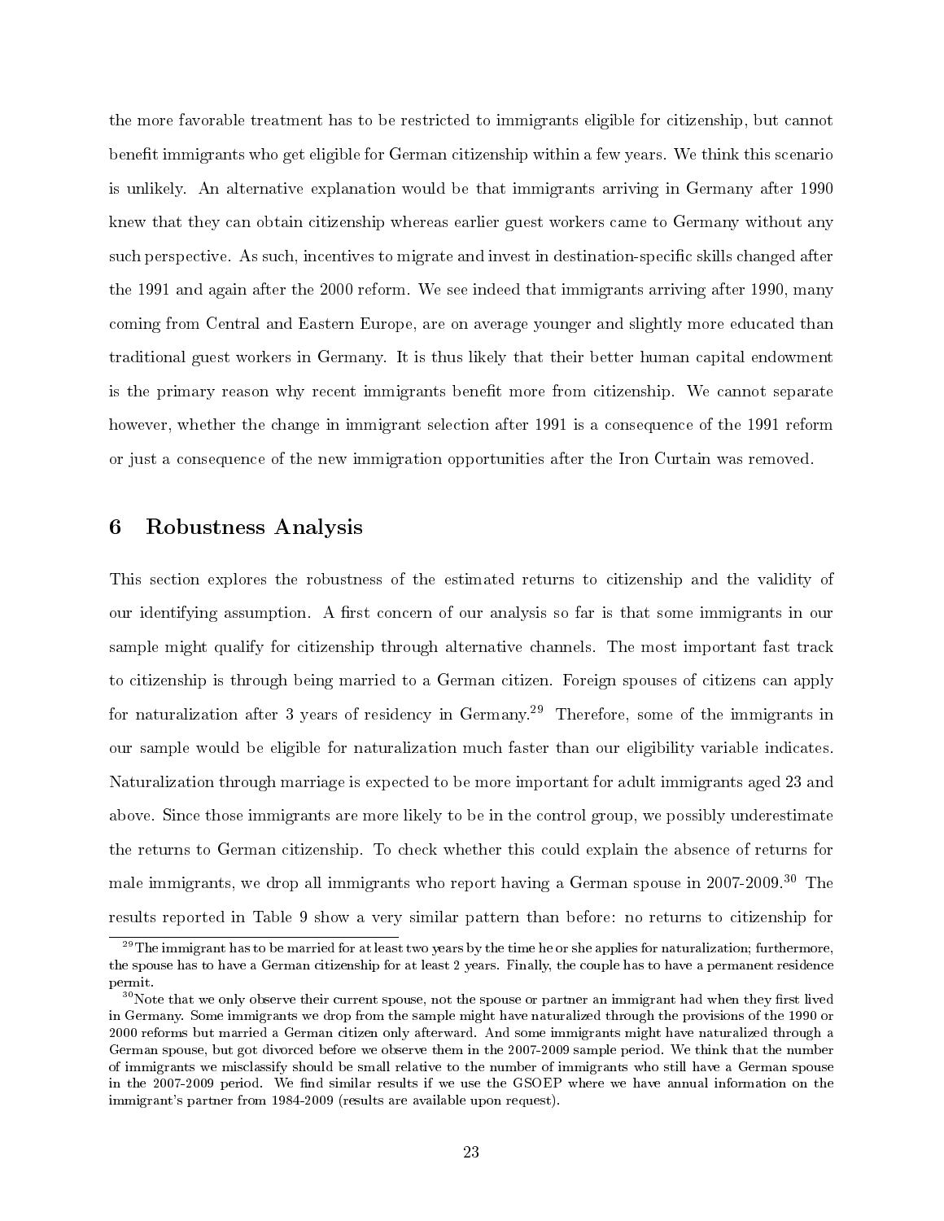the more favorable treatment has to be restricted to immigrants eligible for citizenship, but cannot benefit immigrants who get eligible for German citizenship within a few years. We think this scenario is unlikely. An alternative explanation would be that immigrants arriving in Germany after 1990 knew that they can obtain citizenship whereas earlier guest workers came to Germany without any such perspective. As such, incentives to migrate and invest in destination-specific skills changed after the 1991 and again after the 2000 reform. We see indeed that immigrants arriving after 1990, many coming from Central and Eastern Europe, are on average younger and slightly more educated than traditional guest workers in Germany. It is thus likely that their better human capital endowment is the primary reason why recent immigrants benefit more from citizenship. We cannot separate however, whether the change in immigrant selection after 1991 is a consequence of the 1991 reform or just a consequence of the new immigration opportunities after the Iron Curtain was removed.

## 6 Robustness Analysis

This section explores the robustness of the estimated returns to citizenship and the validity of our identifying assumption. A first concern of our analysis so far is that some immigrants in our sample might qualify for citizenship through alternative channels. The most important fast track to citizenship is through being married to a German citizen. Foreign spouses of citizens can apply for naturalization after 3 years of residency in Germany.[29] Therefore, some of the immigrants in our sample would be eligible for naturalization much faster than our eligibility variable indicates. Naturalization through marriage is expected to be more important for adult immigrants aged 23 and above. Since those immigrants are more likely to be in the control group, we possibly underestimate the returns to German citizenship. To check whether this could explain the absence of returns for male immigrants, we drop all immigrants who report having a German spouse in 2007-2009.[30] The results reported in Table 9 show a very similar pattern than before: no returns to citizenship for

[29] The immigrant has to be married for at least two years by the time he or she applies for naturalization; furthermore, the spouse has to have a German citizenship for at least 2 years. Finally, the couple has to have a permanent residence permit.

[30] Note that we only observe their current spouse, not the spouse or partner an immigrant had when they first lived in Germany. Some immigrants we drop from the sample might have naturalized through the provisions of the 1990 or 2000 reforms but married a German citizen only afterward. And some immigrants might have naturalized through a German spouse, but got divorced before we observe them in the 2007-2009 sample period. We think that the number of immigrants we misclassify should be small relative to the number of immigrants who still have a German spouse in the 2007-2009 period. We find similar results if we use the GSOEP where we have annual information on the immigrant's partner from 1984-2009 (results are available upon request).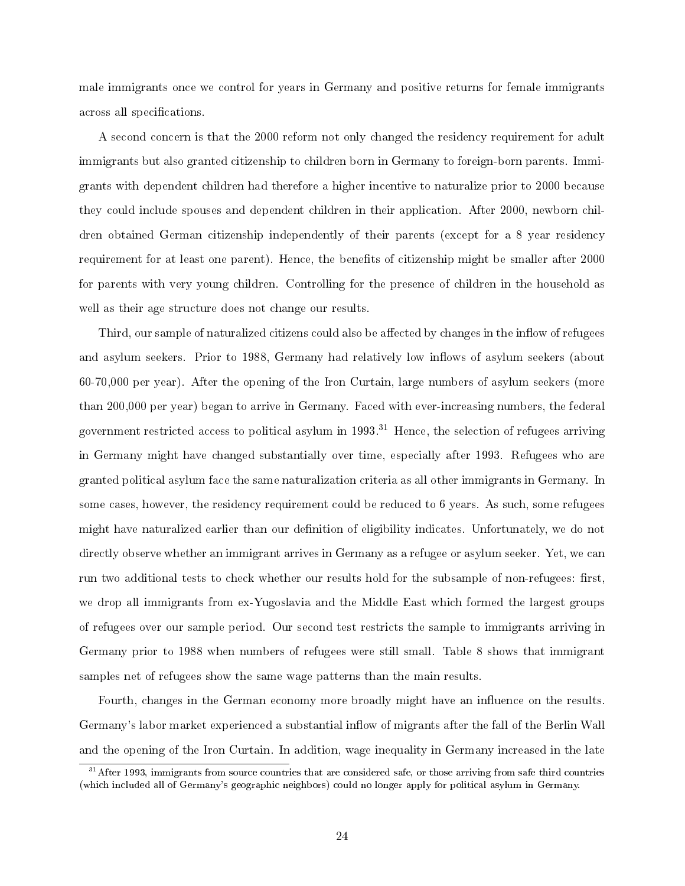male immigrants once we control for years in Germany and positive returns for female immigrants across all specifications.

A second concern is that the 2000 reform not only changed the residency requirement for adult immigrants but also granted citizenship to children born in Germany to foreign-born parents. Immigrants with dependent children had therefore a higher incentive to naturalize prior to 2000 because they could include spouses and dependent children in their application. After 2000, newborn children obtained German citizenship independently of their parents (except for a 8 year residency requirement for at least one parent). Hence, the benefits of citizenship might be smaller after 2000 for parents with very young children. Controlling for the presence of children in the household as well as their age structure does not change our results.

Third, our sample of naturalized citizens could also be affected by changes in the inflow of refugees and asylum seekers. Prior to 1988, Germany had relatively low inflows of asylum seekers (about 60-70,000 per year). After the opening of the Iron Curtain, large numbers of asylum seekers (more than 200,000 per year) began to arrive in Germany. Faced with ever-increasing numbers, the federal government restricted access to political asylum in 1993.[31] Hence, the selection of refugees arriving in Germany might have changed substantially over time, especially after 1993. Refugees who are granted political asylum face the same naturalization criteria as all other immigrants in Germany. In some cases, however, the residency requirement could be reduced to 6 years. As such, some refugees might have naturalized earlier than our definition of eligibility indicates. Unfortunately, we do not directly observe whether an immigrant arrives in Germany as a refugee or asylum seeker. Yet, we can run two additional tests to check whether our results hold for the subsample of non-refugees: first, we drop all immigrants from ex-Yugoslavia and the Middle East which formed the largest groups of refugees over our sample period. Our second test restricts the sample to immigrants arriving in Germany prior to 1988 when numbers of refugees were still small. Table 8 shows that immigrant samples net of refugees show the same wage patterns than the main results.

Fourth, changes in the German economy more broadly might have an influence on the results. Germany's labor market experienced a substantial inflow of migrants after the fall of the Berlin Wall and the opening of the Iron Curtain. In addition, wage inequality in Germany increased in the late

[31] After 1993, immigrants from source countries that are considered safe, or those arriving from safe third countries (which included all of Germany's geographic neighbors) could no longer apply for political asylum in Germany.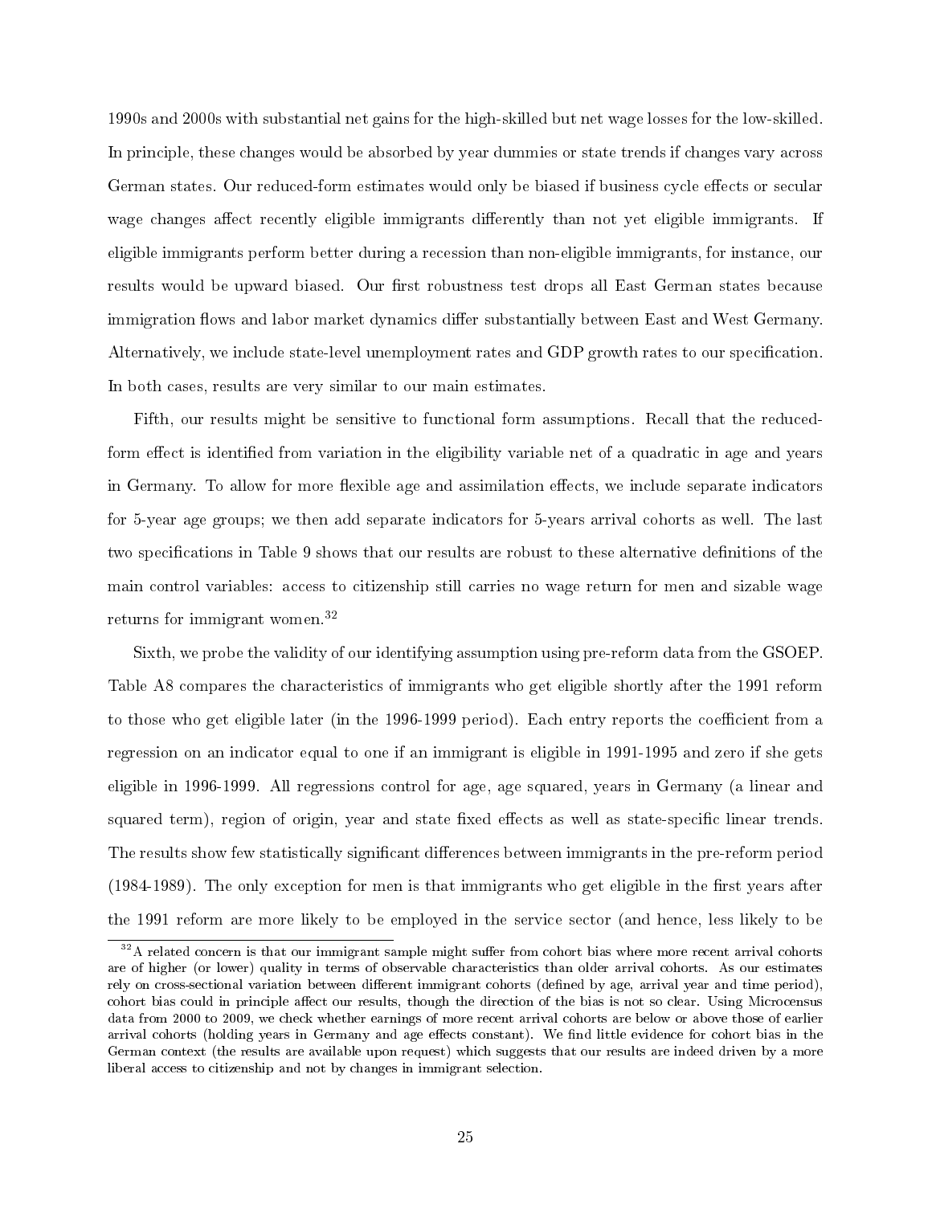1990s and 2000s with substantial net gains for the high-skilled but net wage losses for the low-skilled. In principle, these changes would be absorbed by year dummies or state trends if changes vary across German states. Our reduced-form estimates would only be biased if business cycle effects or secular wage changes affect recently eligible immigrants differently than not yet eligible immigrants. If eligible immigrants perform better during a recession than non-eligible immigrants, for instance, our results would be upward biased. Our first robustness test drops all East German states because immigration flows and labor market dynamics differ substantially between East and West Germany. Alternatively, we include state-level unemployment rates and GDP growth rates to our specification. In both cases, results are very similar to our main estimates.

Fifth, our results might be sensitive to functional form assumptions. Recall that the reduced-form effect is identified from variation in the eligibility variable net of a quadratic in age and years in Germany. To allow for more flexible age and assimilation effects, we include separate indicators for 5-year age groups; we then add separate indicators for 5-years arrival cohorts as well. The last two specifications in Table 9 shows that our results are robust to these alternative definitions of the main control variables: access to citizenship still carries no wage return for men and sizable wage returns for immigrant women.[32]

Sixth, we probe the validity of our identifying assumption using pre-reform data from the GSOEP. Table A8 compares the characteristics of immigrants who get eligible shortly after the 1991 reform to those who get eligible later (in the 1996-1999 period). Each entry reports the coefficient from a regression on an indicator equal to one if an immigrant is eligible in 1991-1995 and zero if she gets eligible in 1996-1999. All regressions control for age, age squared, years in Germany (a linear and squared term), region of origin, year and state fixed effects as well as state-specific linear trends. The results show few statistically significant differences between immigrants in the pre-reform period (1984-1989). The only exception for men is that immigrants who get eligible in the first years after the 1991 reform are more likely to be employed in the service sector (and hence, less likely to be

[32] A related concern is that our immigrant sample might suffer from cohort bias where more recent arrival cohorts are of higher (or lower) quality in terms of observable characteristics than older arrival cohorts. As our estimates rely on cross-sectional variation between different immigrant cohorts (defined by age, arrival year and time period), cohort bias could in principle affect our results, though the direction of the bias is not so clear. Using Microcensus data from 2000 to 2009, we check whether earnings of more recent arrival cohorts are below or above those of earlier arrival cohorts (holding years in Germany and age effects constant). We find little evidence for cohort bias in the German context (the results are available upon request) which suggests that our results are indeed driven by a more liberal access to citizenship and not by changes in immigrant selection.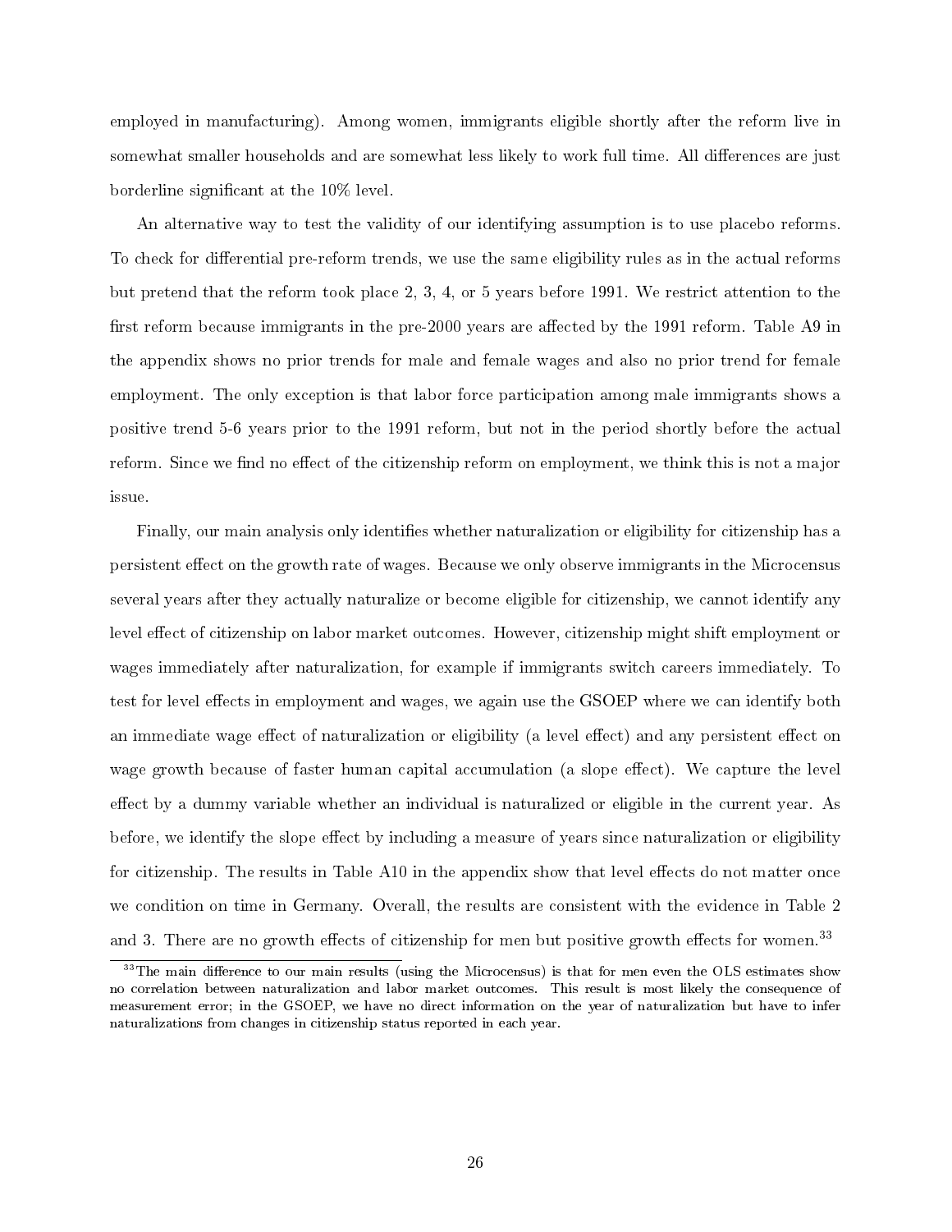employed in manufacturing). Among women, immigrants eligible shortly after the reform live in somewhat smaller households and are somewhat less likely to work full time. All differences are just borderline significant at the 10% level.

An alternative way to test the validity of our identifying assumption is to use placebo reforms. To check for differential pre-reform trends, we use the same eligibility rules as in the actual reforms but pretend that the reform took place 2, 3, 4, or 5 years before 1991. We restrict attention to the first reform because immigrants in the pre-2000 years are affected by the 1991 reform. Table A9 in the appendix shows no prior trends for male and female wages and also no prior trend for female employment. The only exception is that labor force participation among male immigrants shows a positive trend 5-6 years prior to the 1991 reform, but not in the period shortly before the actual reform. Since we find no effect of the citizenship reform on employment, we think this is not a major issue.

Finally, our main analysis only identifies whether naturalization or eligibility for citizenship has a persistent effect on the growth rate of wages. Because we only observe immigrants in the Microcensus several years after they actually naturalize or become eligible for citizenship, we cannot identify any level effect of citizenship on labor market outcomes. However, citizenship might shift employment or wages immediately after naturalization, for example if immigrants switch careers immediately. To test for level effects in employment and wages, we again use the GSOEP where we can identify both an immediate wage effect of naturalization or eligibility (a level effect) and any persistent effect on wage growth because of faster human capital accumulation (a slope effect). We capture the level effect by a dummy variable whether an individual is naturalized or eligible in the current year. As before, we identify the slope effect by including a measure of years since naturalization or eligibility for citizenship. The results in Table A10 in the appendix show that level effects do not matter once we condition on time in Germany. Overall, the results are consistent with the evidence in Table 2 and 3. There are no growth effects of citizenship for men but positive growth effects for women.[33]

[33] The main difference to our main results (using the Microcensus) is that for men even the OLS estimates show no correlation between naturalization and labor market outcomes. This result is most likely the consequence of measurement error; in the GSOEP, we have no direct information on the year of naturalization but have to infer naturalizations from changes in citizenship status reported in each year.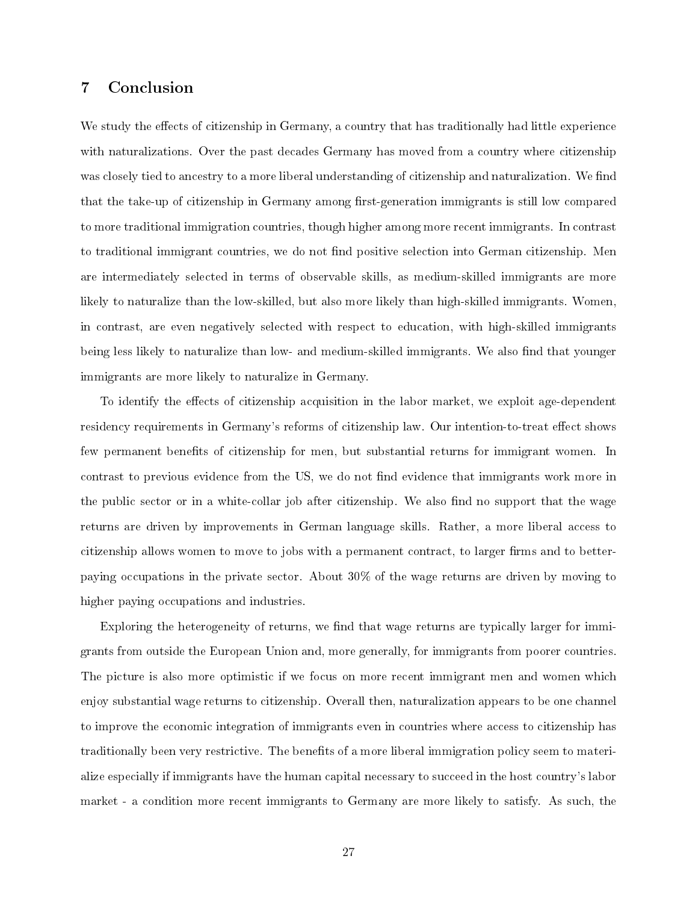## 7 Conclusion

We study the effects of citizenship in Germany, a country that has traditionally had little experience with naturalizations. Over the past decades Germany has moved from a country where citizenship was closely tied to ancestry to a more liberal understanding of citizenship and naturalization. We find that the take-up of citizenship in Germany among first-generation immigrants is still low compared to more traditional immigration countries, though higher among more recent immigrants. In contrast to traditional immigrant countries, we do not find positive selection into German citizenship. Men are intermediately selected in terms of observable skills, as medium-skilled immigrants are more likely to naturalize than the low-skilled, but also more likely than high-skilled immigrants. Women, in contrast, are even negatively selected with respect to education, with high-skilled immigrants being less likely to naturalize than low- and medium-skilled immigrants. We also find that younger immigrants are more likely to naturalize in Germany.

To identify the effects of citizenship acquisition in the labor market, we exploit age-dependent residency requirements in Germany's reforms of citizenship law. Our intention-to-treat effect shows few permanent benefits of citizenship for men, but substantial returns for immigrant women. In contrast to previous evidence from the US, we do not find evidence that immigrants work more in the public sector or in a white-collar job after citizenship. We also find no support that the wage returns are driven by improvements in German language skills. Rather, a more liberal access to citizenship allows women to move to jobs with a permanent contract, to larger firms and to better-paying occupations in the private sector. About 30% of the wage returns are driven by moving to higher paying occupations and industries.

Exploring the heterogeneity of returns, we find that wage returns are typically larger for immigrants from outside the European Union and, more generally, for immigrants from poorer countries. The picture is also more optimistic if we focus on more recent immigrant men and women which enjoy substantial wage returns to citizenship. Overall then, naturalization appears to be one channel to improve the economic integration of immigrants even in countries where access to citizenship has traditionally been very restrictive. The benefits of a more liberal immigration policy seem to materialize especially if immigrants have the human capital necessary to succeed in the host country's labor market - a condition more recent immigrants to Germany are more likely to satisfy. As such, the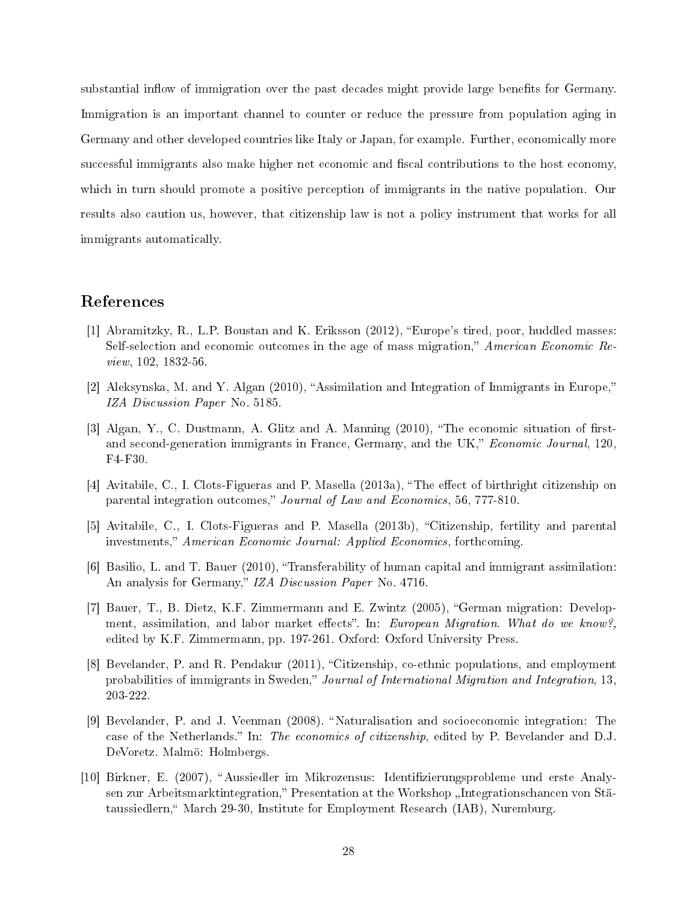substantial inflow of immigration over the past decades might provide large benefits for Germany. Immigration is an important channel to counter or reduce the pressure from population aging in Germany and other developed countries like Italy or Japan, for example. Further, economically more successful immigrants also make higher net economic and fiscal contributions to the host economy, which in turn should promote a positive perception of immigrants in the native population. Our results also caution us, however, that citizenship law is not a policy instrument that works for all immigrants automatically.

## References

[1] Abramitzky, R., L.P. Boustan and K. Eriksson (2012), "Europe's tired, poor, huddled masses: Self-selection and economic outcomes in the age of mass migration," *American Economic Review*, 102, 1832-56.

[2] Aleksynska, M. and Y. Algan (2010), "Assimilation and Integration of Immigrants in Europe," *IZA Discussion Paper* No. 5185.

[3] Algan, Y., C. Dustmann, A. Glitz and A. Manning (2010), "The economic situation of first- and second-generation immigrants in France, Germany, and the UK," *Economic Journal*, 120, F4-F30.

[4] Avitabile, C., I. Clots-Figueras and P. Masella (2013a), "The effect of birthright citizenship on parental integration outcomes," *Journal of Law and Economics*, 56, 777-810.

[5] Avitabile, C., I. Clots-Figueras and P. Masella (2013b), "Citizenship, fertility and parental investments," *American Economic Journal: Applied Economics*, forthcoming.

[6] Basilio, L. and T. Bauer (2010), "Transferability of human capital and immigrant assimilation: An analysis for Germany," *IZA Discussion Paper* No. 4716.

[7] Bauer, T., B. Dietz, K.F. Zimmermann and E. Zwintz (2005), "German migration: Development, assimilation, and labor market effects". In: *European Migration. What do we know?,* edited by K.F. Zimmermann, pp. 197-261. Oxford: Oxford University Press.

[8] Bevelander, P. and R. Pendakur (2011), "Citizenship, co-ethnic populations, and employment probabilities of immigrants in Sweden," *Journal of International Migration and Integration*, 13, 203-222.

[9] Bevelander, P. and J. Veenman (2008). "Naturalisation and socioeconomic integration: The case of the Netherlands." In: *The economics of citizenship*, edited by P. Bevelander and D.J. DeVoretz. Malmö: Holmbergs.

[10] Birkner, E. (2007), "Aussiedler im Mikrozensus: Identifizierungsprobleme und erste Analysen zur Arbeitsmarktintegration," Presentation at the Workshop „Integrationschancen von Stätaussiedlern,“ March 29-30, Institute for Employment Research (IAB), Nuremburg.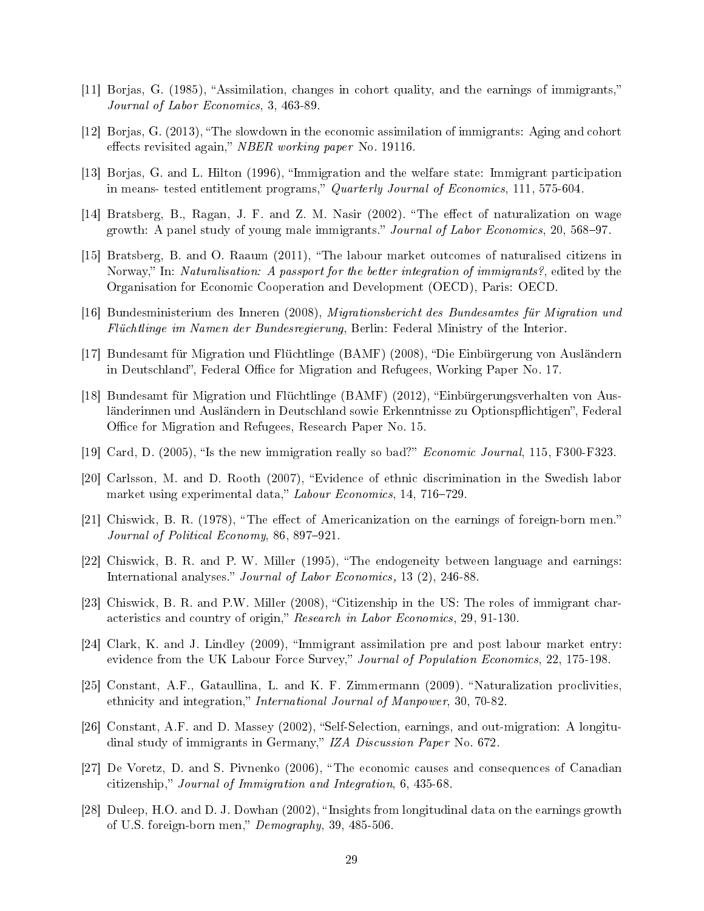[11] Borjas, G. (1985), "Assimilation, changes in cohort quality, and the earnings of immigrants," *Journal of Labor Economics*, 3, 463-89.

[12] Borjas, G. (2013), "The slowdown in the economic assimilation of immigrants: Aging and cohort effects revisited again," *NBER working paper* No. 19116.

[13] Borjas, G. and L. Hilton (1996), "Immigration and the welfare state: Immigrant participation in means- tested entitlement programs," *Quarterly Journal of Economics*, 111, 575-604.

[14] Bratsberg, B., Ragan, J. F. and Z. M. Nasir (2002). "The effect of naturalization on wage growth: A panel study of young male immigrants." *Journal of Labor Economics*, 20, 568–97.

[15] Bratsberg, B. and O. Raaum (2011), "The labour market outcomes of naturalised citizens in Norway," In: *Naturalisation: A passport for the better integration of immigrants?*, edited by the Organisation for Economic Cooperation and Development (OECD), Paris: OECD.

[16] Bundesministerium des Inneren (2008), *Migrationsbericht des Bundesamtes für Migration und Flüchtlinge im Namen der Bundesregierung*, Berlin: Federal Ministry of the Interior.

[17] Bundesamt für Migration und Flüchtlinge (BAMF) (2008), "Die Einbürgerung von Ausländern in Deutschland", Federal Office for Migration and Refugees, Working Paper No. 17.

[18] Bundesamt für Migration und Flüchtlinge (BAMF) (2012), "Einbürgerungsverhalten von Ausländerinnen und Ausländern in Deutschland sowie Erkenntnisse zu Optionspflichtigen", Federal Office for Migration and Refugees, Research Paper No. 15.

[19] Card, D. (2005), "Is the new immigration really so bad?" *Economic Journal*, 115, F300-F323.

[20] Carlsson, M. and D. Rooth (2007), "Evidence of ethnic discrimination in the Swedish labor market using experimental data," *Labour Economics*, 14, 716–729.

[21] Chiswick, B. R. (1978), "The effect of Americanization on the earnings of foreign-born men." *Journal of Political Economy*, 86, 897–921.

[22] Chiswick, B. R. and P. W. Miller (1995), "The endogeneity between language and earnings: International analyses." *Journal of Labor Economics,* 13 (2), 246-88.

[23] Chiswick, B. R. and P.W. Miller (2008), "Citizenship in the US: The roles of immigrant characteristics and country of origin," *Research in Labor Economics*, 29, 91-130.

[24] Clark, K. and J. Lindley (2009), "Immigrant assimilation pre and post labour market entry: evidence from the UK Labour Force Survey," *Journal of Population Economics*, 22, 175-198.

[25] Constant, A.F., Gataullina, L. and K. F. Zimmermann (2009). "Naturalization proclivities, ethnicity and integration," *International Journal of Manpower*, 30, 70-82.

[26] Constant, A.F. and D. Massey (2002), "Self-Selection, earnings, and out-migration: A longitudinal study of immigrants in Germany," *IZA Discussion Paper* No. 672.

[27] De Voretz, D. and S. Pivnenko (2006), "The economic causes and consequences of Canadian citizenship," *Journal of Immigration and Integration*, 6, 435-68.

[28] Duleep, H.O. and D. J. Dowhan (2002), "Insights from longitudinal data on the earnings growth of U.S. foreign-born men," *Demography*, 39, 485-506.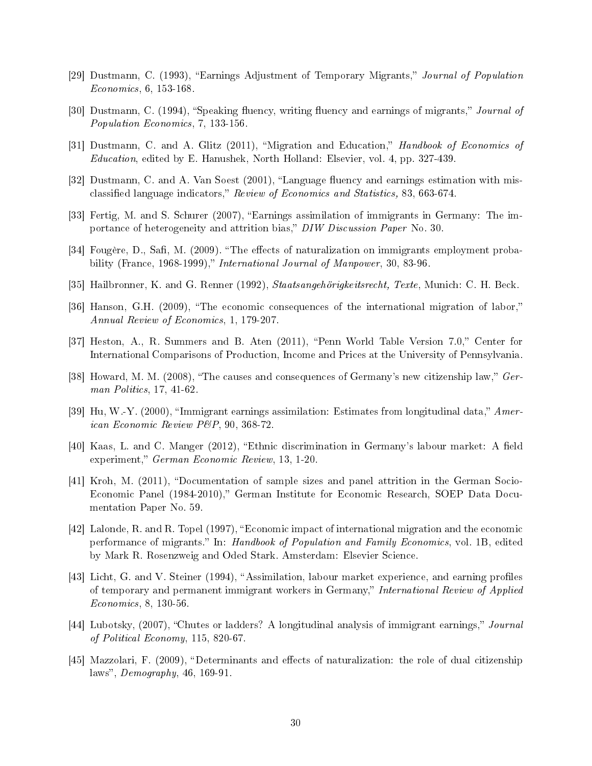[29] Dustmann, C. (1993), "Earnings Adjustment of Temporary Migrants," *Journal of Population Economics*, 6, 153-168.

[30] Dustmann, C. (1994), "Speaking fluency, writing fluency and earnings of migrants," *Journal of Population Economics*, 7, 133-156.

[31] Dustmann, C. and A. Glitz (2011), "Migration and Education," *Handbook of Economics of Education*, edited by E. Hanushek, North Holland: Elsevier, vol. 4, pp. 327-439.

[32] Dustmann, C. and A. Van Soest (2001), "Language fluency and earnings estimation with misclassified language indicators," *Review of Economics and Statistics,* 83, 663-674.

[33] Fertig, M. and S. Schurer (2007), "Earnings assimilation of immigrants in Germany: The importance of heterogeneity and attrition bias," *DIW Discussion Paper* No. 30.

[34] Fougère, D., Safi, M. (2009). "The effects of naturalization on immigrants employment probability (France, 1968-1999)," *International Journal of Manpower*, 30, 83-96.

[35] Hailbronner, K. and G. Renner (1992), *Staatsangehörigkeitsrecht, Texte*, Munich: C. H. Beck.

[36] Hanson, G.H. (2009), "The economic consequences of the international migration of labor," *Annual Review of Economics*, 1, 179-207.

[37] Heston, A., R. Summers and B. Aten (2011), "Penn World Table Version 7.0," Center for International Comparisons of Production, Income and Prices at the University of Pennsylvania.

[38] Howard, M. M. (2008), "The causes and consequences of Germany's new citizenship law," *German Politics*, 17, 41-62.

[39] Hu, W.-Y. (2000), "Immigrant earnings assimilation: Estimates from longitudinal data," *American Economic Review P&P*, 90, 368-72.

[40] Kaas, L. and C. Manger (2012), "Ethnic discrimination in Germany's labour market: A field experiment," *German Economic Review*, 13, 1-20.

[41] Kroh, M. (2011), "Documentation of sample sizes and panel attrition in the German Socio-Economic Panel (1984-2010)," German Institute for Economic Research, SOEP Data Documentation Paper No. 59.

[42] Lalonde, R. and R. Topel (1997), "Economic impact of international migration and the economic performance of migrants." In: *Handbook of Population and Family Economics*, vol. 1B, edited by Mark R. Rosenzweig and Oded Stark. Amsterdam: Elsevier Science.

[43] Licht, G. and V. Steiner (1994), "Assimilation, labour market experience, and earning profiles of temporary and permanent immigrant workers in Germany," *International Review of Applied Economics*, 8, 130-56.

[44] Lubotsky, (2007), "Chutes or ladders? A longitudinal analysis of immigrant earnings," *Journal of Political Economy*, 115, 820-67.

[45] Mazzolari, F. (2009), "Determinants and effects of naturalization: the role of dual citizenship laws", *Demography*, 46, 169-91.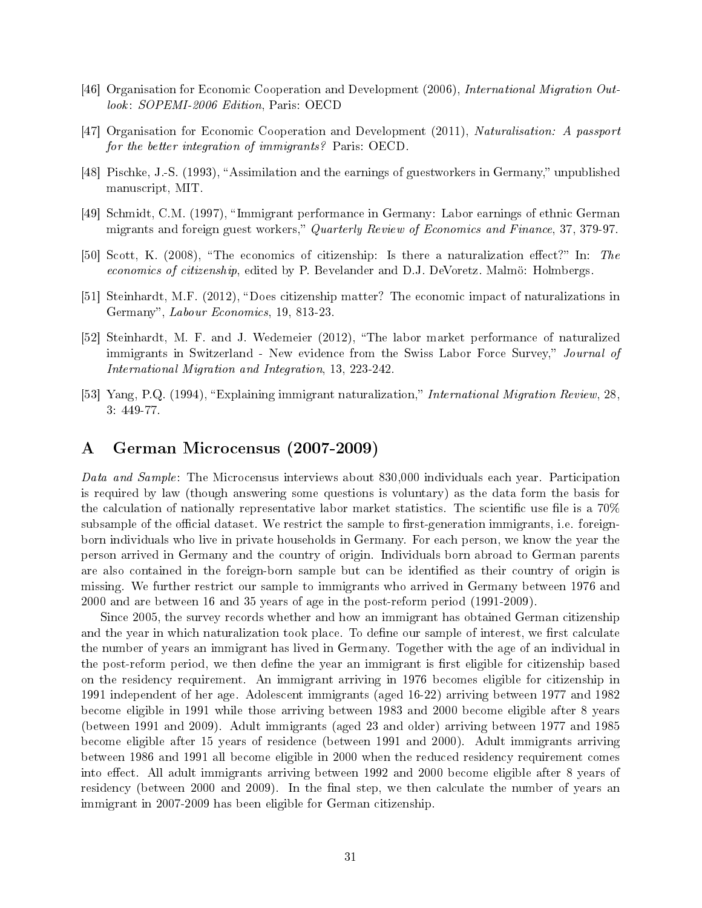[46] Organisation for Economic Cooperation and Development (2006), *International Migration Outlook: SOPEMI-2006 Edition*, Paris: OECD

[47] Organisation for Economic Cooperation and Development (2011), *Naturalisation: A passport for the better integration of immigrants?* Paris: OECD.

[48] Pischke, J.-S. (1993), "Assimilation and the earnings of guestworkers in Germany," unpublished manuscript, MIT.

[49] Schmidt, C.M. (1997), "Immigrant performance in Germany: Labor earnings of ethnic German migrants and foreign guest workers," *Quarterly Review of Economics and Finance*, 37, 379-97.

[50] Scott, K. (2008), "The economics of citizenship: Is there a naturalization effect?" In: *The economics of citizenship*, edited by P. Bevelander and D.J. DeVoretz. Malmö: Holmbergs.

[51] Steinhardt, M.F. (2012), "Does citizenship matter? The economic impact of naturalizations in Germany", *Labour Economics*, 19, 813-23.

[52] Steinhardt, M. F. and J. Wedemeier (2012), "The labor market performance of naturalized immigrants in Switzerland - New evidence from the Swiss Labor Force Survey," *Journal of International Migration and Integration*, 13, 223-242.

[53] Yang, P.Q. (1994), "Explaining immigrant naturalization," *International Migration Review*, 28, 3: 449-77.

# A German Microcensus (2007-2009)

*Data and Sample*: The Microcensus interviews about 830,000 individuals each year. Participation is required by law (though answering some questions is voluntary) as the data form the basis for the calculation of nationally representative labor market statistics. The scientific use file is a 70% subsample of the official dataset. We restrict the sample to first-generation immigrants, i.e. foreign-born individuals who live in private households in Germany. For each person, we know the year the person arrived in Germany and the country of origin. Individuals born abroad to German parents are also contained in the foreign-born sample but can be identified as their country of origin is missing. We further restrict our sample to immigrants who arrived in Germany between 1976 and 2000 and are between 16 and 35 years of age in the post-reform period (1991-2009).

Since 2005, the survey records whether and how an immigrant has obtained German citizenship and the year in which naturalization took place. To define our sample of interest, we first calculate the number of years an immigrant has lived in Germany. Together with the age of an individual in the post-reform period, we then define the year an immigrant is first eligible for citizenship based on the residency requirement. An immigrant arriving in 1976 becomes eligible for citizenship in 1991 independent of her age. Adolescent immigrants (aged 16-22) arriving between 1977 and 1982 become eligible in 1991 while those arriving between 1983 and 2000 become eligible after 8 years (between 1991 and 2009). Adult immigrants (aged 23 and older) arriving between 1977 and 1985 become eligible after 15 years of residence (between 1991 and 2000). Adult immigrants arriving between 1986 and 1991 all become eligible in 2000 when the reduced residency requirement comes into effect. All adult immigrants arriving between 1992 and 2000 become eligible after 8 years of residency (between 2000 and 2009). In the final step, we then calculate the number of years an immigrant in 2007-2009 has been eligible for German citizenship.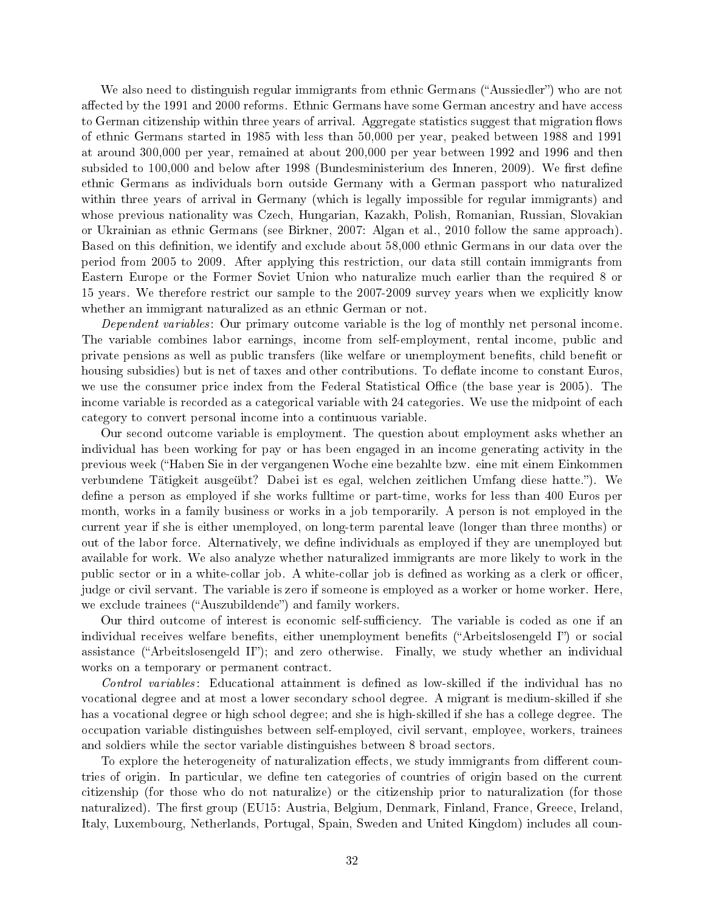We also need to distinguish regular immigrants from ethnic Germans ("Aussiedler") who are not affected by the 1991 and 2000 reforms. Ethnic Germans have some German ancestry and have access to German citizenship within three years of arrival. Aggregate statistics suggest that migration flows of ethnic Germans started in 1985 with less than 50,000 per year, peaked between 1988 and 1991 at around 300,000 per year, remained at about 200,000 per year between 1992 and 1996 and then subsided to 100,000 and below after 1998 (Bundesministerium des Inneren, 2009). We first define ethnic Germans as individuals born outside Germany with a German passport who naturalized within three years of arrival in Germany (which is legally impossible for regular immigrants) and whose previous nationality was Czech, Hungarian, Kazakh, Polish, Romanian, Russian, Slovakian or Ukrainian as ethnic Germans (see Birkner, 2007: Algan et al., 2010 follow the same approach). Based on this definition, we identify and exclude about 58,000 ethnic Germans in our data over the period from 2005 to 2009. After applying this restriction, our data still contain immigrants from Eastern Europe or the Former Soviet Union who naturalize much earlier than the required 8 or 15 years. We therefore restrict our sample to the 2007-2009 survey years when we explicitly know whether an immigrant naturalized as an ethnic German or not.

*Dependent variables*: Our primary outcome variable is the log of monthly net personal income. The variable combines labor earnings, income from self-employment, rental income, public and private pensions as well as public transfers (like welfare or unemployment benefits, child benefit or housing subsidies) but is net of taxes and other contributions. To deflate income to constant Euros, we use the consumer price index from the Federal Statistical Office (the base year is 2005). The income variable is recorded as a categorical variable with 24 categories. We use the midpoint of each category to convert personal income into a continuous variable.

Our second outcome variable is employment. The question about employment asks whether an individual has been working for pay or has been engaged in an income generating activity in the previous week ("Haben Sie in der vergangenen Woche eine bezahlte bzw. eine mit einem Einkommen verbundene Tätigkeit ausgeübt? Dabei ist es egal, welchen zeitlichen Umfang diese hatte."). We define a person as employed if she works fulltime or part-time, works for less than 400 Euros per month, works in a family business or works in a job temporarily. A person is not employed in the current year if she is either unemployed, on long-term parental leave (longer than three months) or out of the labor force. Alternatively, we define individuals as employed if they are unemployed but available for work. We also analyze whether naturalized immigrants are more likely to work in the public sector or in a white-collar job. A white-collar job is defined as working as a clerk or officer, judge or civil servant. The variable is zero if someone is employed as a worker or home worker. Here, we exclude trainees ("Auszubildende") and family workers.

Our third outcome of interest is economic self-sufficiency. The variable is coded as one if an individual receives welfare benefits, either unemployment benefits ("Arbeitslosengeld I") or social assistance ("Arbeitslosengeld II"); and zero otherwise. Finally, we study whether an individual works on a temporary or permanent contract.

*Control variables*: Educational attainment is defined as low-skilled if the individual has no vocational degree and at most a lower secondary school degree. A migrant is medium-skilled if she has a vocational degree or high school degree; and she is high-skilled if she has a college degree. The occupation variable distinguishes between self-employed, civil servant, employee, workers, trainees and soldiers while the sector variable distinguishes between 8 broad sectors.

To explore the heterogeneity of naturalization effects, we study immigrants from different countries of origin. In particular, we define ten categories of countries of origin based on the current citizenship (for those who do not naturalize) or the citizenship prior to naturalization (for those naturalized). The first group (EU15: Austria, Belgium, Denmark, Finland, France, Greece, Ireland, Italy, Luxembourg, Netherlands, Portugal, Spain, Sweden and United Kingdom) includes all coun-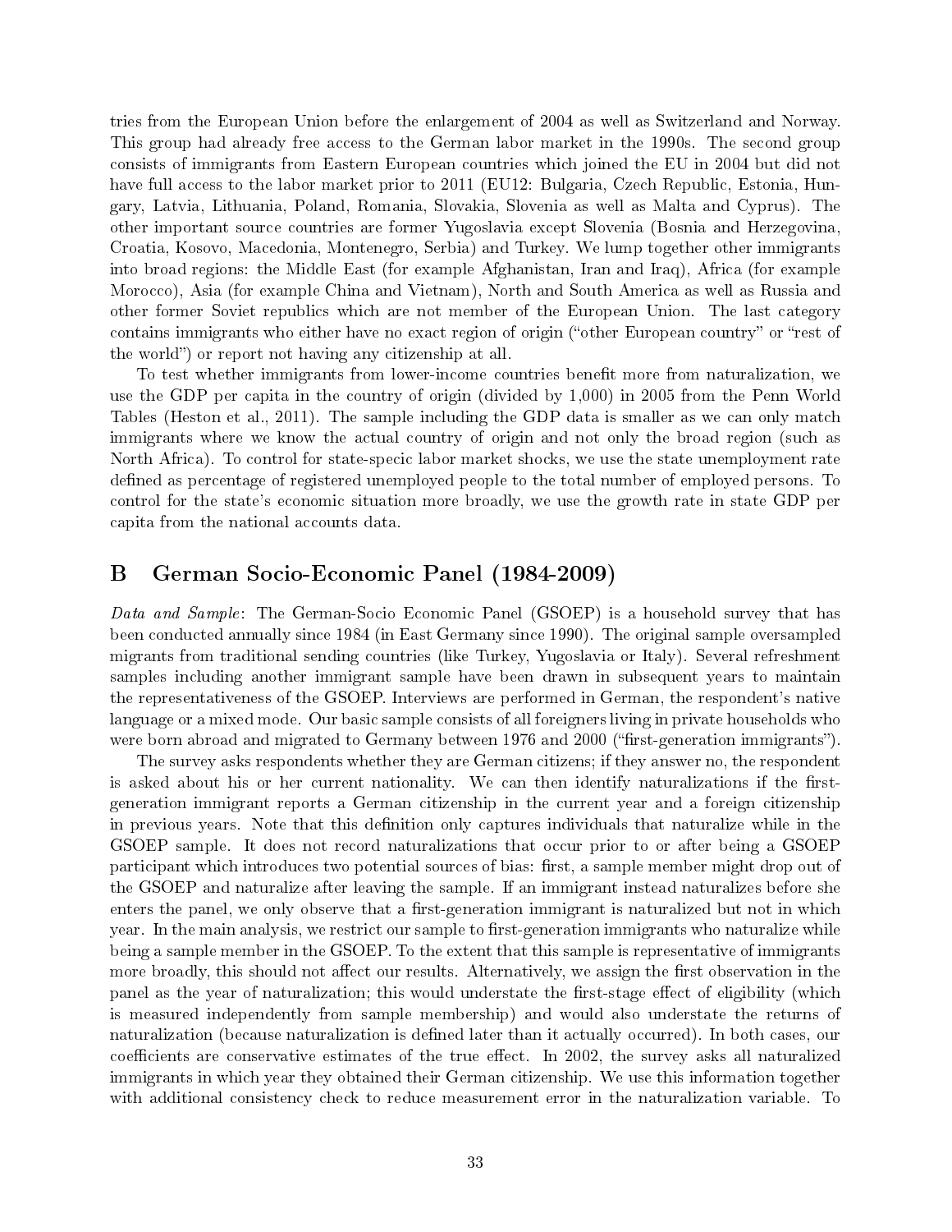tries from the European Union before the enlargement of 2004 as well as Switzerland and Norway. This group had already free access to the German labor market in the 1990s. The second group consists of immigrants from Eastern European countries which joined the EU in 2004 but did not have full access to the labor market prior to 2011 (EU12: Bulgaria, Czech Republic, Estonia, Hungary, Latvia, Lithuania, Poland, Romania, Slovakia, Slovenia as well as Malta and Cyprus). The other important source countries are former Yugoslavia except Slovenia (Bosnia and Herzegovina, Croatia, Kosovo, Macedonia, Montenegro, Serbia) and Turkey. We lump together other immigrants into broad regions: the Middle East (for example Afghanistan, Iran and Iraq), Africa (for example Morocco), Asia (for example China and Vietnam), North and South America as well as Russia and other former Soviet republics which are not member of the European Union. The last category contains immigrants who either have no exact region of origin ("other European country" or "rest of the world") or report not having any citizenship at all.

To test whether immigrants from lower-income countries benefit more from naturalization, we use the GDP per capita in the country of origin (divided by 1,000) in 2005 from the Penn World Tables (Heston et al., 2011). The sample including the GDP data is smaller as we can only match immigrants where we know the actual country of origin and not only the broad region (such as North Africa). To control for state-specic labor market shocks, we use the state unemployment rate defined as percentage of registered unemployed people to the total number of employed persons. To control for the state's economic situation more broadly, we use the growth rate in state GDP per capita from the national accounts data.

# B German Socio-Economic Panel (1984-2009)

*Data and Sample*: The German-Socio Economic Panel (GSOEP) is a household survey that has been conducted annually since 1984 (in East Germany since 1990). The original sample oversampled migrants from traditional sending countries (like Turkey, Yugoslavia or Italy). Several refreshment samples including another immigrant sample have been drawn in subsequent years to maintain the representativeness of the GSOEP. Interviews are performed in German, the respondent's native language or a mixed mode. Our basic sample consists of all foreigners living in private households who were born abroad and migrated to Germany between 1976 and 2000 ("first-generation immigrants").

The survey asks respondents whether they are German citizens; if they answer no, the respondent is asked about his or her current nationality. We can then identify naturalizations if the first-generation immigrant reports a German citizenship in the current year and a foreign citizenship in previous years. Note that this definition only captures individuals that naturalize while in the GSOEP sample. It does not record naturalizations that occur prior to or after being a GSOEP participant which introduces two potential sources of bias: first, a sample member might drop out of the GSOEP and naturalize after leaving the sample. If an immigrant instead naturalizes before she enters the panel, we only observe that a first-generation immigrant is naturalized but not in which year. In the main analysis, we restrict our sample to first-generation immigrants who naturalize while being a sample member in the GSOEP. To the extent that this sample is representative of immigrants more broadly, this should not affect our results. Alternatively, we assign the first observation in the panel as the year of naturalization; this would understate the first-stage effect of eligibility (which is measured independently from sample membership) and would also understate the returns of naturalization (because naturalization is defined later than it actually occurred). In both cases, our coefficients are conservative estimates of the true effect. In 2002, the survey asks all naturalized immigrants in which year they obtained their German citizenship. We use this information together with additional consistency check to reduce measurement error in the naturalization variable. To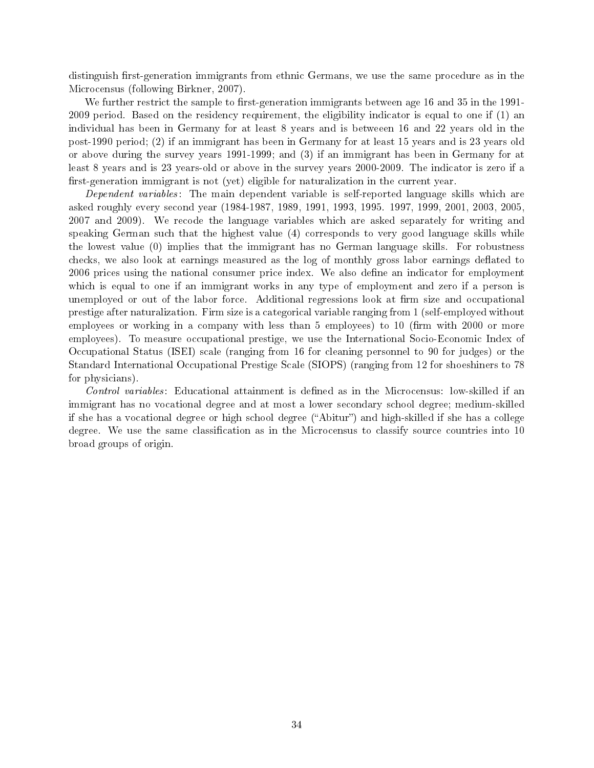distinguish first-generation immigrants from ethnic Germans, we use the same procedure as in the Microcensus (following Birkner, 2007).

We further restrict the sample to first-generation immigrants between age 16 and 35 in the 1991-2009 period. Based on the residency requirement, the eligibility indicator is equal to one if (1) an individual has been in Germany for at least 8 years and is betweeen 16 and 22 years old in the post-1990 period; (2) if an immigrant has been in Germany for at least 15 years and is 23 years old or above during the survey years 1991-1999; and (3) if an immigrant has been in Germany for at least 8 years and is 23 years-old or above in the survey years 2000-2009. The indicator is zero if a first-generation immigrant is not (yet) eligible for naturalization in the current year.

*Dependent variables*: The main dependent variable is self-reported language skills which are asked roughly every second year (1984-1987, 1989, 1991, 1993, 1995. 1997, 1999, 2001, 2003, 2005, 2007 and 2009). We recode the language variables which are asked separately for writing and speaking German such that the highest value (4) corresponds to very good language skills while the lowest value (0) implies that the immigrant has no German language skills. For robustness checks, we also look at earnings measured as the log of monthly gross labor earnings deflated to 2006 prices using the national consumer price index. We also define an indicator for employment which is equal to one if an immigrant works in any type of employment and zero if a person is unemployed or out of the labor force. Additional regressions look at firm size and occupational prestige after naturalization. Firm size is a categorical variable ranging from 1 (self-employed without employees or working in a company with less than 5 employees) to 10 (firm with 2000 or more employees). To measure occupational prestige, we use the International Socio-Economic Index of Occupational Status (ISEI) scale (ranging from 16 for cleaning personnel to 90 for judges) or the Standard International Occupational Prestige Scale (SIOPS) (ranging from 12 for shoeshiners to 78 for physicians).

*Control variables*: Educational attainment is defined as in the Microcensus: low-skilled if an immigrant has no vocational degree and at most a lower secondary school degree; medium-skilled if she has a vocational degree or high school degree ("Abitur") and high-skilled if she has a college degree. We use the same classification as in the Microcensus to classify source countries into 10 broad groups of origin.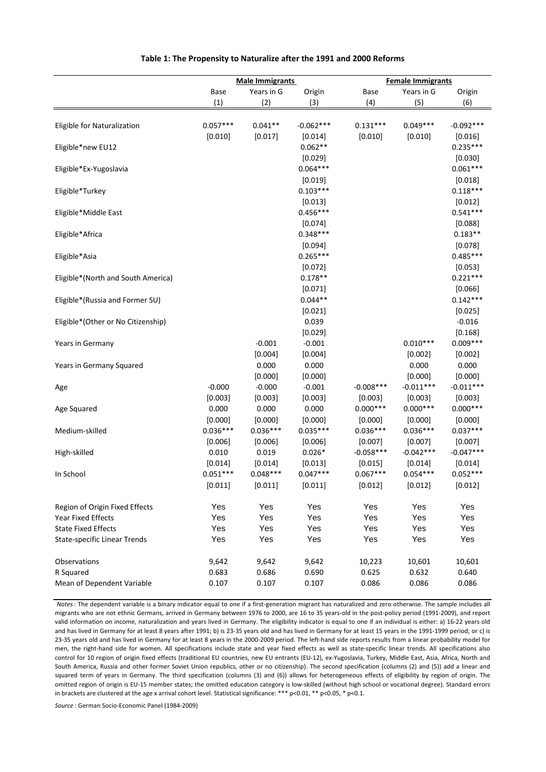**Table 1: The Propensity to Naturalize after the 1991 and 2000 Reforms**

| | Male Immigrants | | | Female Immigrants | | |
|---|---|---|---|---|---|---|
| | Base | Years in G | Origin | Base | Years in G | Origin |
| | (1) | (2) | (3) | (4) | (5) | (6) |
| Eligible for Naturalization | 0.057*** | 0.041** | -0.062*** | 0.131*** | 0.049*** | -0.092*** |
| | [0.010] | [0.017] | [0.014] | [0.010] | [0.010] | [0.016] |
| Eligible*new EU12 | | | 0.062** | | | 0.235*** |
| | | | [0.029] | | | [0.030] |
| Eligible*Ex-Yugoslavia | | | 0.064*** | | | 0.061*** |
| | | | [0.019] | | | [0.018] |
| Eligible*Turkey | | | 0.103*** | | | 0.118*** |
| | | | [0.013] | | | [0.012] |
| Eligible*Middle East | | | 0.456*** | | | 0.541*** |
| | | | [0.074] | | | [0.088] |
| Eligible*Africa | | | 0.348*** | | | 0.183** |
| | | | [0.094] | | | [0.078] |
| Eligible*Asia | | | 0.265*** | | | 0.485*** |
| | | | [0.072] | | | [0.053] |
| Eligible*(North and South America) | | | 0.178** | | | 0.221*** |
| | | | [0.071] | | | [0.066] |
| Eligible*(Russia and Former SU) | | | 0.044** | | | 0.142*** |
| | | | [0.021] | | | [0.025] |
| Eligible*(Other or No Citizenship) | | | 0.039 | | | -0.016 |
| | | | [0.029] | | | [0.168] |
| Years in Germany | | -0.001 | -0.001 | | 0.010*** | 0.009*** |
| | | [0.004] | [0.004] | | [0.002] | [0.002] |
| Years in Germany Squared | | 0.000 | 0.000 | | 0.000 | 0.000 |
| | | [0.000] | [0.000] | | [0.000] | [0.000] |
| Age | -0.000 | -0.000 | -0.001 | -0.008*** | -0.011*** | -0.011*** |
| | [0.003] | [0.003] | [0.003] | [0.003] | [0.003] | [0.003] |
| Age Squared | 0.000 | 0.000 | 0.000 | 0.000*** | 0.000*** | 0.000*** |
| | [0.000] | [0.000] | [0.000] | [0.000] | [0.000] | [0.000] |
| Medium-skilled | 0.036*** | 0.036*** | 0.035*** | 0.036*** | 0.036*** | 0.037*** |
| | [0.006] | [0.006] | [0.006] | [0.007] | [0.007] | [0.007] |
| High-skilled | 0.010 | 0.019 | 0.026* | -0.058*** | -0.042*** | -0.047*** |
| | [0.014] | [0.014] | [0.013] | [0.015] | [0.014] | [0.014] |
| In School | 0.051*** | 0.048*** | 0.047*** | 0.067*** | 0.054*** | 0.052*** |
| | [0.011] | [0.011] | [0.011] | [0.012] | [0.012] | [0.012] |
| Region of Origin Fixed Effects | Yes | Yes | Yes | Yes | Yes | Yes |
| Year Fixed Effects | Yes | Yes | Yes | Yes | Yes | Yes |
| State Fixed Effects | Yes | Yes | Yes | Yes | Yes | Yes |
| State-specific Linear Trends | Yes | Yes | Yes | Yes | Yes | Yes |
| Observations | 9,642 | 9,642 | 9,642 | 10,223 | 10,601 | 10,601 |
| R Squared | 0.683 | 0.686 | 0.690 | 0.625 | 0.632 | 0.640 |
| Mean of Dependent Variable | 0.107 | 0.107 | 0.107 | 0.086 | 0.086 | 0.086 |

*Notes*: The dependent variable is a binary indicator equal to one if a first-generation migrant has naturalized and zero otherwise. The sample includes all migrants who are not ethnic Germans, arrived in Germany between 1976 to 2000, are 16 to 35 years-old in the post-policy period (1991-2009), and report valid information on income, naturalization and years lived in Germany. The eligibility indicator is equal to one if an individual is either: a) 16-22 years old and has lived in Germany for at least 8 years after 1991; b) is 23-35 years old and has lived in Germany for at least 15 years in the 1991-1999 period; or c) is 23-35 years old and has lived in Germany for at least 8 years in the 2000-2009 period. The left-hand side reports results from a linear probability model for men, the right-hand side for women. All specifications include state and year fixed effects as well as state-specific linear trends. All specifications also control for 10 region of origin fixed effects (traditional EU countries, new EU entrants (EU-12), ex-Yugoslavia, Turkey, Middle East, Asia, Africa, North and South America, Russia and other former Soviet Union republics, other or no citizenship). The second specification (columns (2) and (5)) add a linear and squared term of years in Germany. The third specification (columns (3) and (6)) allows for heterogeneous effects of eligibility by region of origin. The omitted region of origin is EU-15 member states; the omitted education category is low-skilled (without high school or vocational degree). Standard errors in brackets are clustered at the age x arrival cohort level. Statistical significance: *** p<0.01, ** p<0.05, * p<0.1.

*Source*: German Socio-Economic Panel (1984-2009)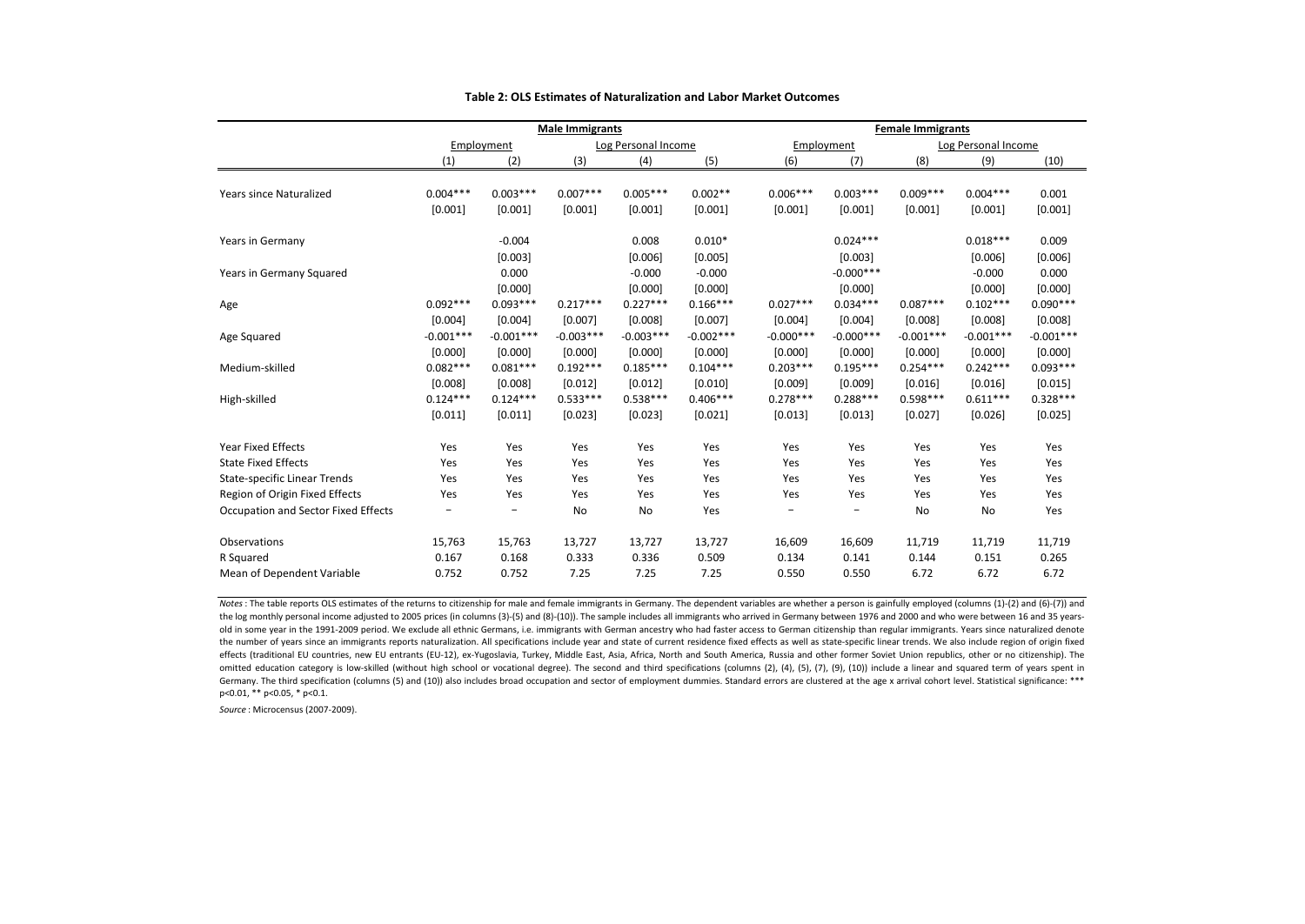**Table 2: OLS Estimates of Naturalization and Labor Market Outcomes**

| | Male Immigrants | | | | | Female Immigrants | | | | |
|---|---|---|---|---|---|---|---|---|---|---|
| | Employment | | Log Personal Income | | | Employment | | Log Personal Income | | |
| | (1) | (2) | (3) | (4) | (5) | (6) | (7) | (8) | (9) | (10) |
| Years since Naturalized | 0.004*** | 0.003*** | 0.007*** | 0.005*** | 0.002** | 0.006*** | 0.003*** | 0.009*** | 0.004*** | 0.001 |
| | [0.001] | [0.001] | [0.001] | [0.001] | [0.001] | [0.001] | [0.001] | [0.001] | [0.001] | [0.001] |
| Years in Germany | | -0.004 | | 0.008 | 0.010* | | 0.024*** | | 0.018*** | 0.009 |
| | | [0.003] | | [0.006] | [0.005] | | [0.003] | | [0.006] | [0.006] |
| Years in Germany Squared | | 0.000 | | -0.000 | -0.000 | | -0.000*** | | -0.000 | 0.000 |
| | | [0.000] | | [0.000] | [0.000] | | [0.000] | | [0.000] | [0.000] |
| Age | 0.092*** | 0.093*** | 0.217*** | 0.227*** | 0.166*** | 0.027*** | 0.034*** | 0.087*** | 0.102*** | 0.090*** |
| | [0.004] | [0.004] | [0.007] | [0.008] | [0.007] | [0.004] | [0.004] | [0.008] | [0.008] | [0.008] |
| Age Squared | -0.001*** | -0.001*** | -0.003*** | -0.003*** | -0.002*** | -0.000*** | -0.000*** | -0.001*** | -0.001*** | -0.001*** |
| | [0.000] | [0.000] | [0.000] | [0.000] | [0.000] | [0.000] | [0.000] | [0.000] | [0.000] | [0.000] |
| Medium-skilled | 0.082*** | 0.081*** | 0.192*** | 0.185*** | 0.104*** | 0.203*** | 0.195*** | 0.254*** | 0.242*** | 0.093*** |
| | [0.008] | [0.008] | [0.012] | [0.012] | [0.010] | [0.009] | [0.009] | [0.016] | [0.016] | [0.015] |
| High-skilled | 0.124*** | 0.124*** | 0.533*** | 0.538*** | 0.406*** | 0.278*** | 0.288*** | 0.598*** | 0.611*** | 0.328*** |
| | [0.011] | [0.011] | [0.023] | [0.023] | [0.021] | [0.013] | [0.013] | [0.027] | [0.026] | [0.025] |
| Year Fixed Effects | Yes | Yes | Yes | Yes | Yes | Yes | Yes | Yes | Yes | Yes |
| State Fixed Effects | Yes | Yes | Yes | Yes | Yes | Yes | Yes | Yes | Yes | Yes |
| State-specific Linear Trends | Yes | Yes | Yes | Yes | Yes | Yes | Yes | Yes | Yes | Yes |
| Region of Origin Fixed Effects | Yes | Yes | Yes | Yes | Yes | Yes | Yes | Yes | Yes | Yes |
| Occupation and Sector Fixed Effects | − | − | No | No | Yes | − | − | No | No | Yes |
| Observations | 15,763 | 15,763 | 13,727 | 13,727 | 13,727 | 16,609 | 16,609 | 11,719 | 11,719 | 11,719 |
| R Squared | 0.167 | 0.168 | 0.333 | 0.336 | 0.509 | 0.134 | 0.141 | 0.144 | 0.151 | 0.265 |
| Mean of Dependent Variable | 0.752 | 0.752 | 7.25 | 7.25 | 7.25 | 0.550 | 0.550 | 6.72 | 6.72 | 6.72 |

*Notes* : The table reports OLS estimates of the returns to citizenship for male and female immigrants in Germany. The dependent variables are whether a person is gainfully employed (columns (1)-(2) and (6)-(7)) and the log monthly personal income adjusted to 2005 prices (in columns (3)-(5) and (8)-(10)). The sample includes all immigrants who arrived in Germany between 1976 and 2000 and who were between 16 and 35 years-old in some year in the 1991-2009 period. We exclude all ethnic Germans, i.e. immigrants with German ancestry who had faster access to German citizenship than regular immigrants. Years since naturalized denote the number of years since an immigrants reports naturalization. All specifications include year and state of current residence fixed effects as well as state-specific linear trends. We also include region of origin fixed effects (traditional EU countries, new EU entrants (EU-12), ex-Yugoslavia, Turkey, Middle East, Asia, Africa, North and South America, Russia and other former Soviet Union republics, other or no citizenship). The omitted education category is low-skilled (without high school or vocational degree). The second and third specifications (columns (2), (4), (5), (7), (9), (10)) include a linear and squared term of years spent in Germany. The third specification (columns (5) and (10)) also includes broad occupation and sector of employment dummies. Standard errors are clustered at the age x arrival cohort level. Statistical significance: *** p<0.01, ** p<0.05, * p<0.1.

*Source* : Microcensus (2007-2009).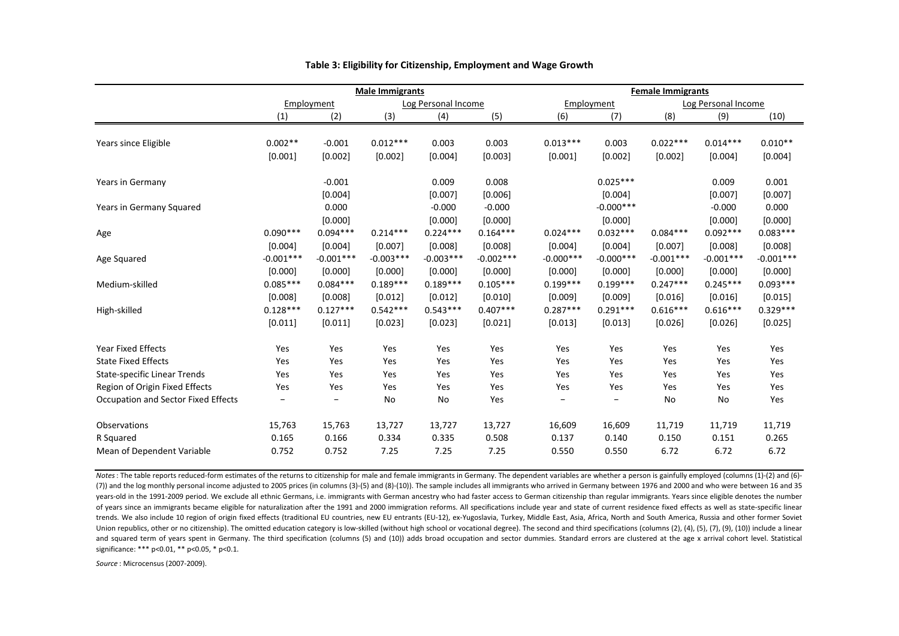**Table 3: Eligibility for Citizenship, Employment and Wage Growth**

| | Male Immigrants | | | | | Female Immigrants | | | | |
|---|---|---|---|---|---|---|---|---|---|---|
| | Employment | | Log Personal Income | | | Employment | | Log Personal Income | | |
| | (1) | (2) | (3) | (4) | (5) | (6) | (7) | (8) | (9) | (10) |
| Years since Eligible | 0.002** | -0.001 | 0.012*** | 0.003 | 0.003 | 0.013*** | 0.003 | 0.022*** | 0.014*** | 0.010** |
| | [0.001] | [0.002] | [0.002] | [0.004] | [0.003] | [0.001] | [0.002] | [0.002] | [0.004] | [0.004] |
| Years in Germany | | -0.001 | | 0.009 | 0.008 | | 0.025*** | | 0.009 | 0.001 |
| | | [0.004] | | [0.007] | [0.006] | | [0.004] | | [0.007] | [0.007] |
| Years in Germany Squared | | 0.000 | | -0.000 | -0.000 | | -0.000*** | | -0.000 | 0.000 |
| | | [0.000] | | [0.000] | [0.000] | | [0.000] | | [0.000] | [0.000] |
| Age | 0.090*** | 0.094*** | 0.214*** | 0.224*** | 0.164*** | 0.024*** | 0.032*** | 0.084*** | 0.092*** | 0.083*** |
| | [0.004] | [0.004] | [0.007] | [0.008] | [0.008] | [0.004] | [0.004] | [0.007] | [0.008] | [0.008] |
| Age Squared | -0.001*** | -0.001*** | -0.003*** | -0.003*** | -0.002*** | -0.000*** | -0.000*** | -0.001*** | -0.001*** | -0.001*** |
| | [0.000] | [0.000] | [0.000] | [0.000] | [0.000] | [0.000] | [0.000] | [0.000] | [0.000] | [0.000] |
| Medium-skilled | 0.085*** | 0.084*** | 0.189*** | 0.189*** | 0.105*** | 0.199*** | 0.199*** | 0.247*** | 0.245*** | 0.093*** |
| | [0.008] | [0.008] | [0.012] | [0.012] | [0.010] | [0.009] | [0.009] | [0.016] | [0.016] | [0.015] |
| High-skilled | 0.128*** | 0.127*** | 0.542*** | 0.543*** | 0.407*** | 0.287*** | 0.291*** | 0.616*** | 0.616*** | 0.329*** |
| | [0.011] | [0.011] | [0.023] | [0.023] | [0.021] | [0.013] | [0.013] | [0.026] | [0.026] | [0.025] |
| Year Fixed Effects | Yes | Yes | Yes | Yes | Yes | Yes | Yes | Yes | Yes | Yes |
| State Fixed Effects | Yes | Yes | Yes | Yes | Yes | Yes | Yes | Yes | Yes | Yes |
| State-specific Linear Trends | Yes | Yes | Yes | Yes | Yes | Yes | Yes | Yes | Yes | Yes |
| Region of Origin Fixed Effects | Yes | Yes | Yes | Yes | Yes | Yes | Yes | Yes | Yes | Yes |
| Occupation and Sector Fixed Effects | – | – | No | No | Yes | – | – | No | No | Yes |
| Observations | 15,763 | 15,763 | 13,727 | 13,727 | 13,727 | 16,609 | 16,609 | 11,719 | 11,719 | 11,719 |
| R Squared | 0.165 | 0.166 | 0.334 | 0.335 | 0.508 | 0.137 | 0.140 | 0.150 | 0.151 | 0.265 |
| Mean of Dependent Variable | 0.752 | 0.752 | 7.25 | 7.25 | 7.25 | 0.550 | 0.550 | 6.72 | 6.72 | 6.72 |

*Notes* : The table reports reduced-form estimates of the returns to citizenship for male and female immigrants in Germany. The dependent variables are whether a person is gainfully employed (columns (1)-(2) and (6)-(7)) and the log monthly personal income adjusted to 2005 prices (in columns (3)-(5) and (8)-(10)). The sample includes all immigrants who arrived in Germany between 1976 and 2000 and who were between 16 and 35 years-old in the 1991-2009 period. We exclude all ethnic Germans, i.e. immigrants with German ancestry who had faster access to German citizenship than regular immigrants. Years since eligible denotes the number of years since an immigrants became eligible for naturalization after the 1991 and 2000 immigration reforms. All specifications include year and state of current residence fixed effects as well as state-specific linear trends. We also include 10 region of origin fixed effects (traditional EU countries, new EU entrants (EU-12), ex-Yugoslavia, Turkey, Middle East, Asia, Africa, North and South America, Russia and other former Soviet Union republics, other or no citizenship). The omitted education category is low-skilled (without high school or vocational degree). The second and third specifications (columns (2), (4), (5), (7), (9), (10)) include a linear and squared term of years spent in Germany. The third specification (columns (5) and (10)) adds broad occupation and sector dummies. Standard errors are clustered at the age x arrival cohort level. Statistical significance: *** p<0.01, ** p<0.05, * p<0.1.

*Source* : Microcensus (2007-2009).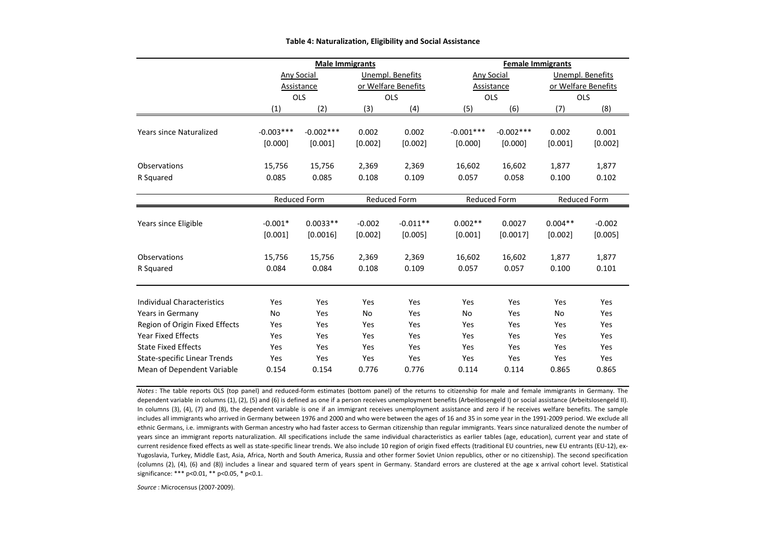**Table 4: Naturalization, Eligibility and Social Assistance**

| | Male Immigrants | | | | Female Immigrants | | | |
|---|---|---|---|---|---|---|---|---|
| | Any Social Assistance | | Unempl. Benefits or Welfare Benefits | | Any Social Assistance | | Unempl. Benefits or Welfare Benefits | |
| | OLS | | OLS | | OLS | | OLS | |
| | (1) | (2) | (3) | (4) | (5) | (6) | (7) | (8) |
| Years since Naturalized | -0.003*** | -0.002*** | 0.002 | 0.002 | -0.001*** | -0.002*** | 0.002 | 0.001 |
| | [0.000] | [0.001] | [0.002] | [0.002] | [0.000] | [0.000] | [0.001] | [0.002] |
| Observations | 15,756 | 15,756 | 2,369 | 2,369 | 16,602 | 16,602 | 1,877 | 1,877 |
| R Squared | 0.085 | 0.085 | 0.108 | 0.109 | 0.057 | 0.058 | 0.100 | 0.102 |
| | Reduced Form | | Reduced Form | | Reduced Form | | Reduced Form | |
| Years since Eligible | -0.001* | 0.0033** | -0.002 | -0.011** | 0.002** | 0.0027 | 0.004** | -0.002 |
| | [0.001] | [0.0016] | [0.002] | [0.005] | [0.001] | [0.0017] | [0.002] | [0.005] |
| Observations | 15,756 | 15,756 | 2,369 | 2,369 | 16,602 | 16,602 | 1,877 | 1,877 |
| R Squared | 0.084 | 0.084 | 0.108 | 0.109 | 0.057 | 0.057 | 0.100 | 0.101 |
| Individual Characteristics | Yes | Yes | Yes | Yes | Yes | Yes | Yes | Yes |
| Years in Germany | No | Yes | No | Yes | No | Yes | No | Yes |
| Region of Origin Fixed Effects | Yes | Yes | Yes | Yes | Yes | Yes | Yes | Yes |
| Year Fixed Effects | Yes | Yes | Yes | Yes | Yes | Yes | Yes | Yes |
| State Fixed Effects | Yes | Yes | Yes | Yes | Yes | Yes | Yes | Yes |
| State-specific Linear Trends | Yes | Yes | Yes | Yes | Yes | Yes | Yes | Yes |
| Mean of Dependent Variable | 0.154 | 0.154 | 0.776 | 0.776 | 0.114 | 0.114 | 0.865 | 0.865 |

*Notes*: The table reports OLS (top panel) and reduced-form estimates (bottom panel) of the returns to citizenship for male and female immigrants in Germany. The dependent variable in columns (1), (2), (5) and (6) is defined as one if a person receives unemployment benefits (Arbeitlosengeld I) or social assistance (Arbeitslosengeld II). In columns (3), (4), (7) and (8), the dependent variable is one if an immigrant receives unemployment assistance and zero if he receives welfare benefits. The sample includes all immigrants who arrived in Germany between 1976 and 2000 and who were between the ages of 16 and 35 in some year in the 1991-2009 period. We exclude all ethnic Germans, i.e. immigrants with German ancestry who had faster access to German citizenship than regular immigrants. Years since naturalized denote the number of years since an immigrant reports naturalization. All specifications include the same individual characteristics as earlier tables (age, education), current year and state of current residence fixed effects as well as state-specific linear trends. We also include 10 region of origin fixed effects (traditional EU countries, new EU entrants (EU-12), ex-Yugoslavia, Turkey, Middle East, Asia, Africa, North and South America, Russia and other former Soviet Union republics, other or no citizenship). The second specification (columns (2), (4), (6) and (8)) includes a linear and squared term of years spent in Germany. Standard errors are clustered at the age x arrival cohort level. Statistical significance: *** p<0.01, ** p<0.05, * p<0.1.

*Source*: Microcensus (2007-2009).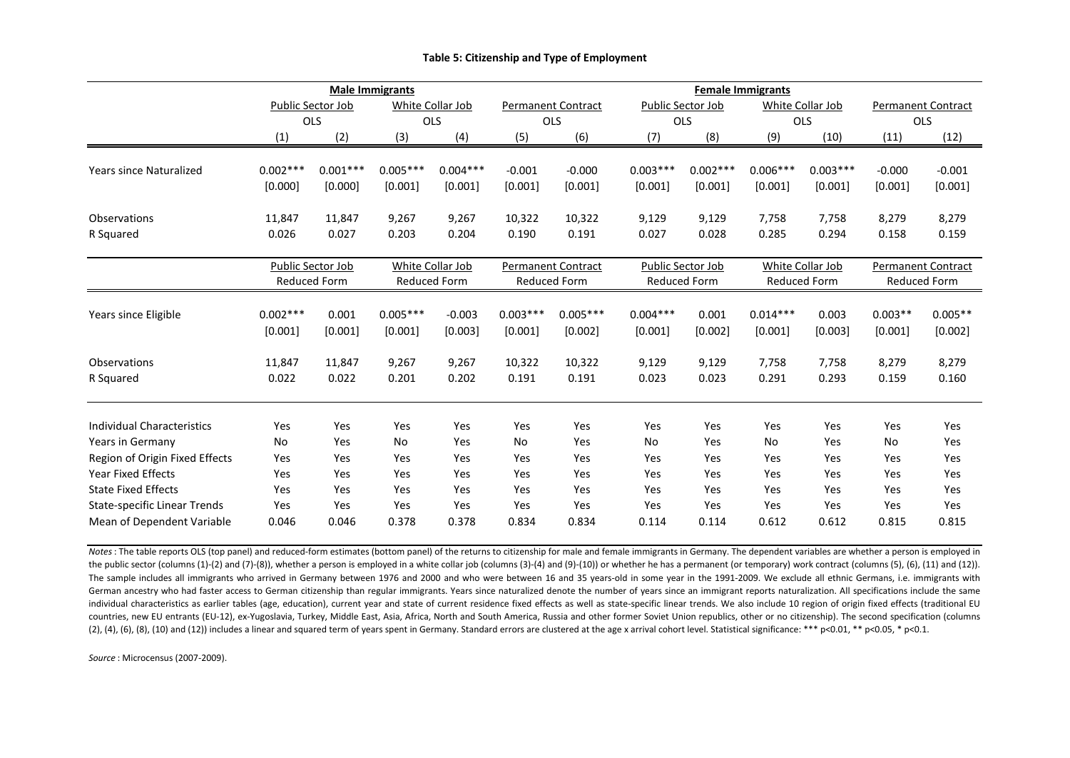**Table 5: Citizenship and Type of Employment**

| | Male Immigrants | | | | | | Female Immigrants | | | | | |
|---|---|---|---|---|---|---|---|---|---|---|---|---|
| | Public Sector Job OLS | | White Collar Job OLS | | Permanent Contract OLS | | Public Sector Job OLS | | White Collar Job OLS | | Permanent Contract OLS | |
| | (1) | (2) | (3) | (4) | (5) | (6) | (7) | (8) | (9) | (10) | (11) | (12) |
| Years since Naturalized | 0.002*** | 0.001*** | 0.005*** | 0.004*** | -0.001 | -0.000 | 0.003*** | 0.002*** | 0.006*** | 0.003*** | -0.000 | -0.001 |
| | [0.000] | [0.000] | [0.001] | [0.001] | [0.001] | [0.001] | [0.001] | [0.001] | [0.001] | [0.001] | [0.001] | [0.001] |
| Observations | 11,847 | 11,847 | 9,267 | 9,267 | 10,322 | 10,322 | 9,129 | 9,129 | 7,758 | 7,758 | 8,279 | 8,279 |
| R Squared | 0.026 | 0.027 | 0.203 | 0.204 | 0.190 | 0.191 | 0.027 | 0.028 | 0.285 | 0.294 | 0.158 | 0.159 |
| | Public Sector Job Reduced Form | | White Collar Job Reduced Form | | Permanent Contract Reduced Form | | Public Sector Job Reduced Form | | White Collar Job Reduced Form | | Permanent Contract Reduced Form | |
| Years since Eligible | 0.002*** | 0.001 | 0.005*** | -0.003 | 0.003*** | 0.005*** | 0.004*** | 0.001 | 0.014*** | 0.003 | 0.003** | 0.005** |
| | [0.001] | [0.001] | [0.001] | [0.003] | [0.001] | [0.002] | [0.001] | [0.002] | [0.001] | [0.003] | [0.001] | [0.002] |
| Observations | 11,847 | 11,847 | 9,267 | 9,267 | 10,322 | 10,322 | 9,129 | 9,129 | 7,758 | 7,758 | 8,279 | 8,279 |
| R Squared | 0.022 | 0.022 | 0.201 | 0.202 | 0.191 | 0.191 | 0.023 | 0.023 | 0.291 | 0.293 | 0.159 | 0.160 |
| Individual Characteristics | Yes | Yes | Yes | Yes | Yes | Yes | Yes | Yes | Yes | Yes | Yes | Yes |
| Years in Germany | No | Yes | No | Yes | No | Yes | No | Yes | No | Yes | No | Yes |
| Region of Origin Fixed Effects | Yes | Yes | Yes | Yes | Yes | Yes | Yes | Yes | Yes | Yes | Yes | Yes |
| Year Fixed Effects | Yes | Yes | Yes | Yes | Yes | Yes | Yes | Yes | Yes | Yes | Yes | Yes |
| State Fixed Effects | Yes | Yes | Yes | Yes | Yes | Yes | Yes | Yes | Yes | Yes | Yes | Yes |
| State-specific Linear Trends | Yes | Yes | Yes | Yes | Yes | Yes | Yes | Yes | Yes | Yes | Yes | Yes |
| Mean of Dependent Variable | 0.046 | 0.046 | 0.378 | 0.378 | 0.834 | 0.834 | 0.114 | 0.114 | 0.612 | 0.612 | 0.815 | 0.815 |

*Notes*: The table reports OLS (top panel) and reduced-form estimates (bottom panel) of the returns to citizenship for male and female immigrants in Germany. The dependent variables are whether a person is employed in the public sector (columns (1)-(2) and (7)-(8)), whether a person is employed in a white collar job (columns (3)-(4) and (9)-(10)) or whether he has a permanent (or temporary) work contract (columns (5), (6), (11) and (12)). The sample includes all immigrants who arrived in Germany between 1976 and 2000 and who were between 16 and 35 years-old in some year in the 1991-2009. We exclude all ethnic Germans, i.e. immigrants with German ancestry who had faster access to German citizenship than regular immigrants. Years since naturalized denote the number of years since an immigrant reports naturalization. All specifications include the same individual characteristics as earlier tables (age, education), current year and state of current residence fixed effects as well as state-specific linear trends. We also include 10 region of origin fixed effects (traditional EU countries, new EU entrants (EU-12), ex-Yugoslavia, Turkey, Middle East, Asia, Africa, North and South America, Russia and other former Soviet Union republics, other or no citizenship). The second specification (columns (2), (4), (6), (8), (10) and (12)) includes a linear and squared term of years spent in Germany. Standard errors are clustered at the age x arrival cohort level. Statistical significance: *** p<0.01, ** p<0.05, * p<0.1.

*Source*: Microcensus (2007-2009).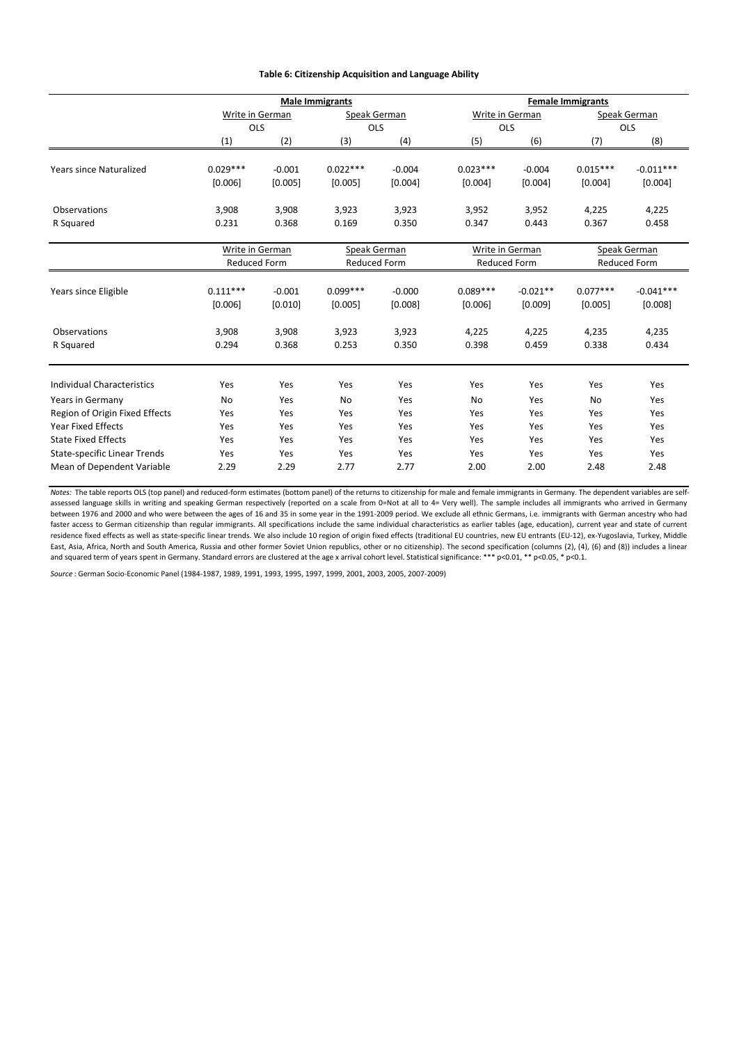**Table 6: Citizenship Acquisition and Language Ability**

| | Male Immigrants | | | | Female Immigrants | | | |
|---|---|---|---|---|---|---|---|---|
| | Write in German | | Speak German | | Write in German | | Speak German | |
| | OLS | | OLS | | OLS | | OLS | |
| | (1) | (2) | (3) | (4) | (5) | (6) | (7) | (8) |
| Years since Naturalized | 0.029*** | -0.001 | 0.022*** | -0.004 | 0.023*** | -0.004 | 0.015*** | -0.011*** |
| | [0.006] | [0.005] | [0.005] | [0.004] | [0.004] | [0.004] | [0.004] | [0.004] |
| Observations | 3,908 | 3,908 | 3,923 | 3,923 | 3,952 | 3,952 | 4,225 | 4,225 |
| R Squared | 0.231 | 0.368 | 0.169 | 0.350 | 0.347 | 0.443 | 0.367 | 0.458 |
| | Write in German | | Speak German | | Write in German | | Speak German | |
| | Reduced Form | | Reduced Form | | Reduced Form | | Reduced Form | |
| Years since Eligible | 0.111*** | -0.001 | 0.099*** | -0.000 | 0.089*** | -0.021** | 0.077*** | -0.041*** |
| | [0.006] | [0.010] | [0.005] | [0.008] | [0.006] | [0.009] | [0.005] | [0.008] |
| Observations | 3,908 | 3,908 | 3,923 | 3,923 | 4,225 | 4,225 | 4,235 | 4,235 |
| R Squared | 0.294 | 0.368 | 0.253 | 0.350 | 0.398 | 0.459 | 0.338 | 0.434 |
| Individual Characteristics | Yes | Yes | Yes | Yes | Yes | Yes | Yes | Yes |
| Years in Germany | No | Yes | No | Yes | No | Yes | No | Yes |
| Region of Origin Fixed Effects | Yes | Yes | Yes | Yes | Yes | Yes | Yes | Yes |
| Year Fixed Effects | Yes | Yes | Yes | Yes | Yes | Yes | Yes | Yes |
| State Fixed Effects | Yes | Yes | Yes | Yes | Yes | Yes | Yes | Yes |
| State-specific Linear Trends | Yes | Yes | Yes | Yes | Yes | Yes | Yes | Yes |
| Mean of Dependent Variable | 2.29 | 2.29 | 2.77 | 2.77 | 2.00 | 2.00 | 2.48 | 2.48 |

*Notes:* The table reports OLS (top panel) and reduced-form estimates (bottom panel) of the returns to citizenship for male and female immigrants in Germany. The dependent variables are self-assessed language skills in writing and speaking German respectively (reported on a scale from 0=Not at all to 4= Very well). The sample includes all immigrants who arrived in Germany between 1976 and 2000 and who were between the ages of 16 and 35 in some year in the 1991-2009 period. We exclude all ethnic Germans, i.e. immigrants with German ancestry who had faster access to German citizenship than regular immigrants. All specifications include the same individual characteristics as earlier tables (age, education), current year and state of current residence fixed effects as well as state-specific linear trends. We also include 10 region of origin fixed effects (traditional EU countries, new EU entrants (EU-12), ex-Yugoslavia, Turkey, Middle East, Asia, Africa, North and South America, Russia and other former Soviet Union republics, other or no citizenship). The second specification (columns (2), (4), (6) and (8)) includes a linear and squared term of years spent in Germany. Standard errors are clustered at the age x arrival cohort level. Statistical significance: *** p<0.01, ** p<0.05, * p<0.1.

*Source* : German Socio-Economic Panel (1984-1987, 1989, 1991, 1993, 1995, 1997, 1999, 2001, 2003, 2005, 2007-2009)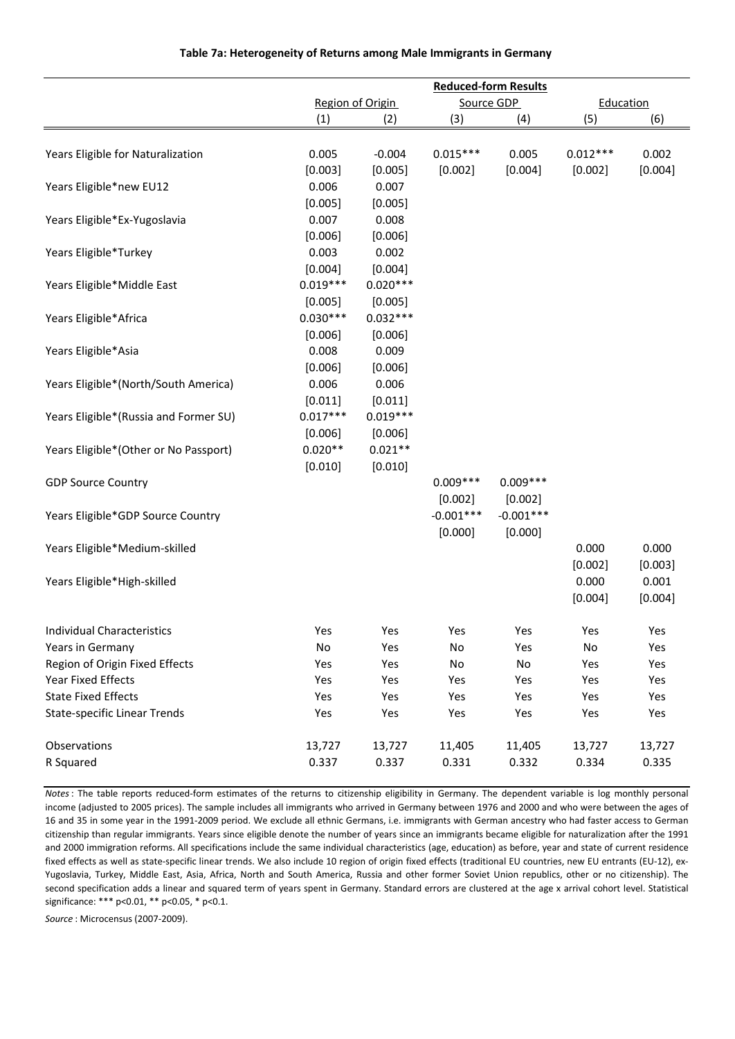**Table 7a: Heterogeneity of Returns among Male Immigrants in Germany**

| | **Reduced-form Results** | | | | | |
|---|---|---|---|---|---|---|
| | Region of Origin | | Source GDP | | Education | |
| | (1) | (2) | (3) | (4) | (5) | (6) |
| Years Eligible for Naturalization | 0.005 | -0.004 | 0.015*** | 0.005 | 0.012*** | 0.002 |
| | [0.003] | [0.005] | [0.002] | [0.004] | [0.002] | [0.004] |
| Years Eligible*new EU12 | 0.006 | 0.007 | | | | |
| | [0.005] | [0.005] | | | | |
| Years Eligible*Ex-Yugoslavia | 0.007 | 0.008 | | | | |
| | [0.006] | [0.006] | | | | |
| Years Eligible*Turkey | 0.003 | 0.002 | | | | |
| | [0.004] | [0.004] | | | | |
| Years Eligible*Middle East | 0.019*** | 0.020*** | | | | |
| | [0.005] | [0.005] | | | | |
| Years Eligible*Africa | 0.030*** | 0.032*** | | | | |
| | [0.006] | [0.006] | | | | |
| Years Eligible*Asia | 0.008 | 0.009 | | | | |
| | [0.006] | [0.006] | | | | |
| Years Eligible*(North/South America) | 0.006 | 0.006 | | | | |
| | [0.011] | [0.011] | | | | |
| Years Eligible*(Russia and Former SU) | 0.017*** | 0.019*** | | | | |
| | [0.006] | [0.006] | | | | |
| Years Eligible*(Other or No Passport) | 0.020** | 0.021** | | | | |
| | [0.010] | [0.010] | | | | |
| GDP Source Country | | | 0.009*** | 0.009*** | | |
| | | | [0.002] | [0.002] | | |
| Years Eligible*GDP Source Country | | | -0.001*** | -0.001*** | | |
| | | | [0.000] | [0.000] | | |
| Years Eligible*Medium-skilled | | | | | 0.000 | 0.000 |
| | | | | | [0.002] | [0.003] |
| Years Eligible*High-skilled | | | | | 0.000 | 0.001 |
| | | | | | [0.004] | [0.004] |
| Individual Characteristics | Yes | Yes | Yes | Yes | Yes | Yes |
| Years in Germany | No | Yes | No | Yes | No | Yes |
| Region of Origin Fixed Effects | Yes | Yes | No | No | Yes | Yes |
| Year Fixed Effects | Yes | Yes | Yes | Yes | Yes | Yes |
| State Fixed Effects | Yes | Yes | Yes | Yes | Yes | Yes |
| State-specific Linear Trends | Yes | Yes | Yes | Yes | Yes | Yes |
| Observations | 13,727 | 13,727 | 11,405 | 11,405 | 13,727 | 13,727 |
| R Squared | 0.337 | 0.337 | 0.331 | 0.332 | 0.334 | 0.335 |

*Notes*: The table reports reduced-form estimates of the returns to citizenship eligibility in Germany. The dependent variable is log monthly personal income (adjusted to 2005 prices). The sample includes all immigrants who arrived in Germany between 1976 and 2000 and who were between the ages of 16 and 35 in some year in the 1991-2009 period. We exclude all ethnic Germans, i.e. immigrants with German ancestry who had faster access to German citizenship than regular immigrants. Years since eligible denote the number of years since an immigrants became eligible for naturalization after the 1991 and 2000 immigration reforms. All specifications include the same individual characteristics (age, education) as before, year and state of current residence fixed effects as well as state-specific linear trends. We also include 10 region of origin fixed effects (traditional EU countries, new EU entrants (EU-12), ex-Yugoslavia, Turkey, Middle East, Asia, Africa, North and South America, Russia and other former Soviet Union republics, other or no citizenship). The second specification adds a linear and squared term of years spent in Germany. Standard errors are clustered at the age x arrival cohort level. Statistical significance: *** p<0.01, ** p<0.05, * p<0.1.

*Source*: Microcensus (2007-2009).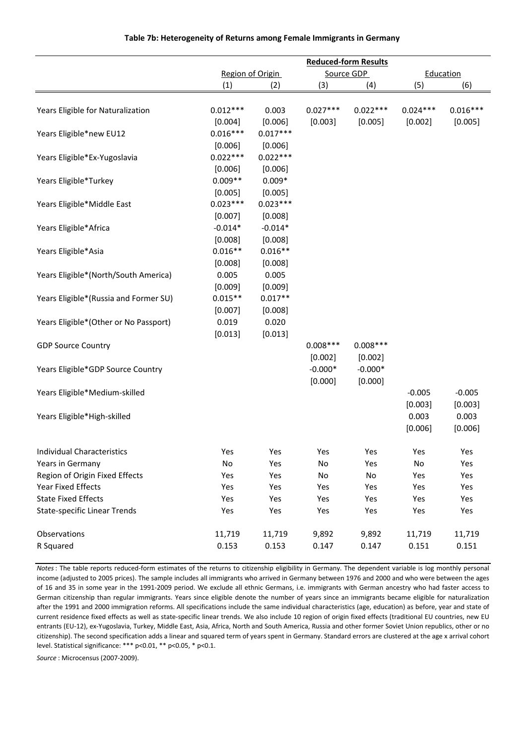**Table 7b: Heterogeneity of Returns among Female Immigrants in Germany**

| | Reduced-form Results | | | | | |
|---|---|---|---|---|---|---|
| | Region of Origin | | Source GDP | | Education | |
| | (1) | (2) | (3) | (4) | (5) | (6) |
| Years Eligible for Naturalization | 0.012*** | 0.003 | 0.027*** | 0.022*** | 0.024*** | 0.016*** |
| | [0.004] | [0.006] | [0.003] | [0.005] | [0.002] | [0.005] |
| Years Eligible*new EU12 | 0.016*** | 0.017*** | | | | |
| | [0.006] | [0.006] | | | | |
| Years Eligible*Ex-Yugoslavia | 0.022*** | 0.022*** | | | | |
| | [0.006] | [0.006] | | | | |
| Years Eligible*Turkey | 0.009** | 0.009* | | | | |
| | [0.005] | [0.005] | | | | |
| Years Eligible*Middle East | 0.023*** | 0.023*** | | | | |
| | [0.007] | [0.008] | | | | |
| Years Eligible*Africa | -0.014* | -0.014* | | | | |
| | [0.008] | [0.008] | | | | |
| Years Eligible*Asia | 0.016** | 0.016** | | | | |
| | [0.008] | [0.008] | | | | |
| Years Eligible*(North/South America) | 0.005 | 0.005 | | | | |
| | [0.009] | [0.009] | | | | |
| Years Eligible*(Russia and Former SU) | 0.015** | 0.017** | | | | |
| | [0.007] | [0.008] | | | | |
| Years Eligible*(Other or No Passport) | 0.019 | 0.020 | | | | |
| | [0.013] | [0.013] | | | | |
| GDP Source Country | | | 0.008*** | 0.008*** | | |
| | | | [0.002] | [0.002] | | |
| Years Eligible*GDP Source Country | | | -0.000* | -0.000* | | |
| | | | [0.000] | [0.000] | | |
| Years Eligible*Medium-skilled | | | | | -0.005 | -0.005 |
| | | | | | [0.003] | [0.003] |
| Years Eligible*High-skilled | | | | | 0.003 | 0.003 |
| | | | | | [0.006] | [0.006] |
| Individual Characteristics | Yes | Yes | Yes | Yes | Yes | Yes |
| Years in Germany | No | Yes | No | Yes | No | Yes |
| Region of Origin Fixed Effects | Yes | Yes | No | No | Yes | Yes |
| Year Fixed Effects | Yes | Yes | Yes | Yes | Yes | Yes |
| State Fixed Effects | Yes | Yes | Yes | Yes | Yes | Yes |
| State-specific Linear Trends | Yes | Yes | Yes | Yes | Yes | Yes |
| Observations | 11,719 | 11,719 | 9,892 | 9,892 | 11,719 | 11,719 |
| R Squared | 0.153 | 0.153 | 0.147 | 0.147 | 0.151 | 0.151 |

*Notes*: The table reports reduced-form estimates of the returns to citizenship eligibility in Germany. The dependent variable is log monthly personal income (adjusted to 2005 prices). The sample includes all immigrants who arrived in Germany between 1976 and 2000 and who were between the ages of 16 and 35 in some year in the 1991-2009 period. We exclude all ethnic Germans, i.e. immigrants with German ancestry who had faster access to German citizenship than regular immigrants. Years since eligible denote the number of years since an immigrants became eligible for naturalization after the 1991 and 2000 immigration reforms. All specifications include the same individual characteristics (age, education) as before, year and state of current residence fixed effects as well as state-specific linear trends. We also include 10 region of origin fixed effects (traditional EU countries, new EU entrants (EU-12), ex-Yugoslavia, Turkey, Middle East, Asia, Africa, North and South America, Russia and other former Soviet Union republics, other or no citizenship). The second specification adds a linear and squared term of years spent in Germany. Standard errors are clustered at the age x arrival cohort level. Statistical significance: *** p<0.01, ** p<0.05, * p<0.1.

*Source*: Microcensus (2007-2009).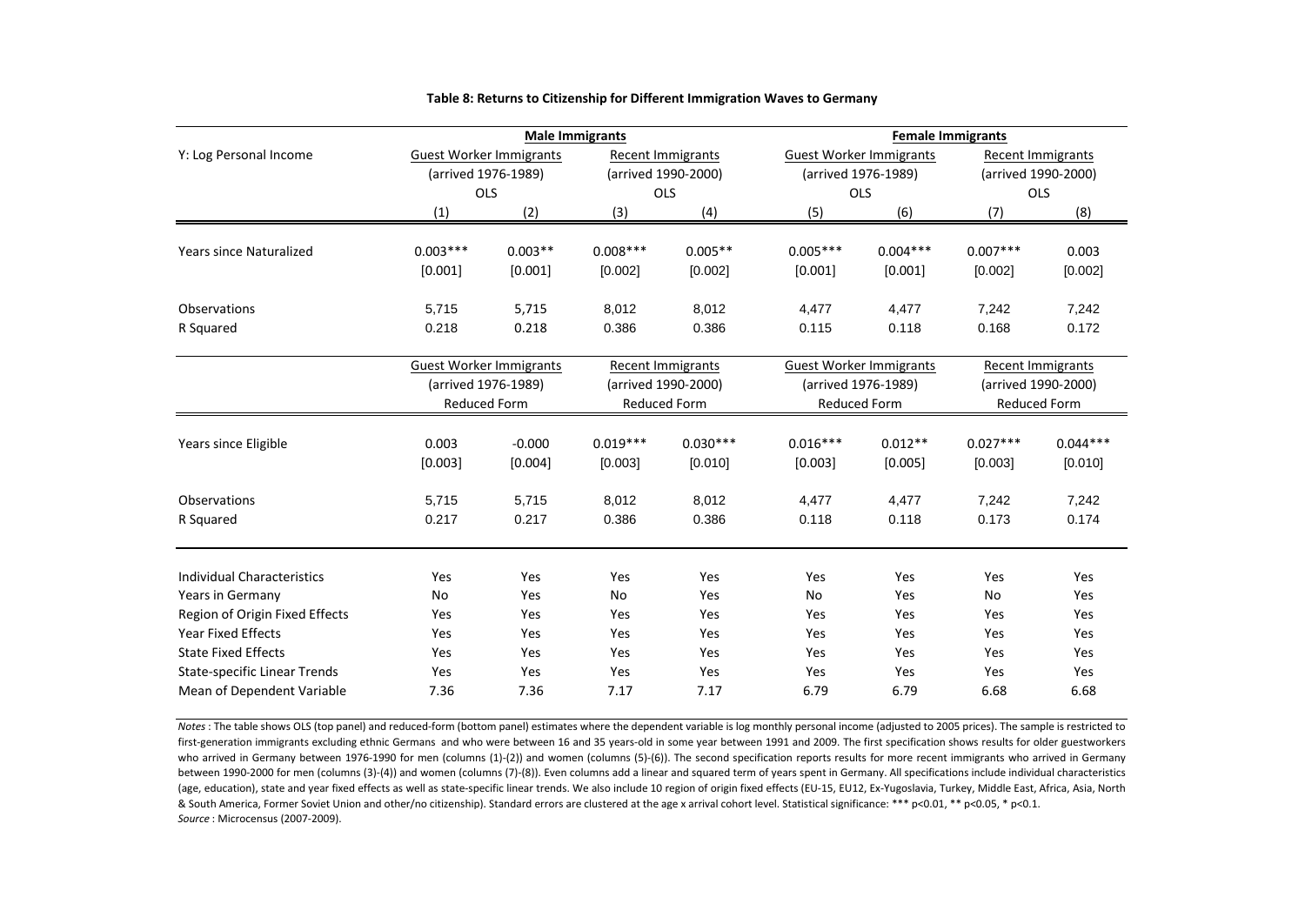**Table 8: Returns to Citizenship for Different Immigration Waves to Germany**

| | Male Immigrants | | | | Female Immigrants | | | |
|---|---|---|---|---|---|---|---|---|
| Y: Log Personal Income | Guest Worker Immigrants (arrived 1976-1989) OLS | | Recent Immigrants (arrived 1990-2000) OLS | | Guest Worker Immigrants (arrived 1976-1989) OLS | | Recent Immigrants (arrived 1990-2000) OLS | |
| | (1) | (2) | (3) | (4) | (5) | (6) | (7) | (8) |
| Years since Naturalized | 0.003*** | 0.003** | 0.008*** | 0.005** | 0.005*** | 0.004*** | 0.007*** | 0.003 |
| | [0.001] | [0.001] | [0.002] | [0.002] | [0.001] | [0.001] | [0.002] | [0.002] |
| Observations | 5,715 | 5,715 | 8,012 | 8,012 | 4,477 | 4,477 | 7,242 | 7,242 |
| R Squared | 0.218 | 0.218 | 0.386 | 0.386 | 0.115 | 0.118 | 0.168 | 0.172 |
| | Guest Worker Immigrants (arrived 1976-1989) Reduced Form | | Recent Immigrants (arrived 1990-2000) Reduced Form | | Guest Worker Immigrants (arrived 1976-1989) Reduced Form | | Recent Immigrants (arrived 1990-2000) Reduced Form | |
| Years since Eligible | 0.003 | -0.000 | 0.019*** | 0.030*** | 0.016*** | 0.012** | 0.027*** | 0.044*** |
| | [0.003] | [0.004] | [0.003] | [0.010] | [0.003] | [0.005] | [0.003] | [0.010] |
| Observations | 5,715 | 5,715 | 8,012 | 8,012 | 4,477 | 4,477 | 7,242 | 7,242 |
| R Squared | 0.217 | 0.217 | 0.386 | 0.386 | 0.118 | 0.118 | 0.173 | 0.174 |
| Individual Characteristics | Yes | Yes | Yes | Yes | Yes | Yes | Yes | Yes |
| Years in Germany | No | Yes | No | Yes | No | Yes | No | Yes |
| Region of Origin Fixed Effects | Yes | Yes | Yes | Yes | Yes | Yes | Yes | Yes |
| Year Fixed Effects | Yes | Yes | Yes | Yes | Yes | Yes | Yes | Yes |
| State Fixed Effects | Yes | Yes | Yes | Yes | Yes | Yes | Yes | Yes |
| State-specific Linear Trends | Yes | Yes | Yes | Yes | Yes | Yes | Yes | Yes |
| Mean of Dependent Variable | 7.36 | 7.36 | 7.17 | 7.17 | 6.79 | 6.79 | 6.68 | 6.68 |

*Notes* : The table shows OLS (top panel) and reduced-form (bottom panel) estimates where the dependent variable is log monthly personal income (adjusted to 2005 prices). The sample is restricted to first-generation immigrants excluding ethnic Germans and who were between 16 and 35 years-old in some year between 1991 and 2009. The first specification shows results for older guestworkers who arrived in Germany between 1976-1990 for men (columns (1)-(2)) and women (columns (5)-(6)). The second specification reports results for more recent immigrants who arrived in Germany between 1990-2000 for men (columns (3)-(4)) and women (columns (7)-(8)). Even columns add a linear and squared term of years spent in Germany. All specifications include individual characteristics (age, education), state and year fixed effects as well as state-specific linear trends. We also include 10 region of origin fixed effects (EU-15, EU12, Ex-Yugoslavia, Turkey, Middle East, Africa, Asia, North & South America, Former Soviet Union and other/no citizenship). Standard errors are clustered at the age x arrival cohort level. Statistical significance: *** p<0.01, ** p<0.05, * p<0.1.
*Source* : Microcensus (2007-2009).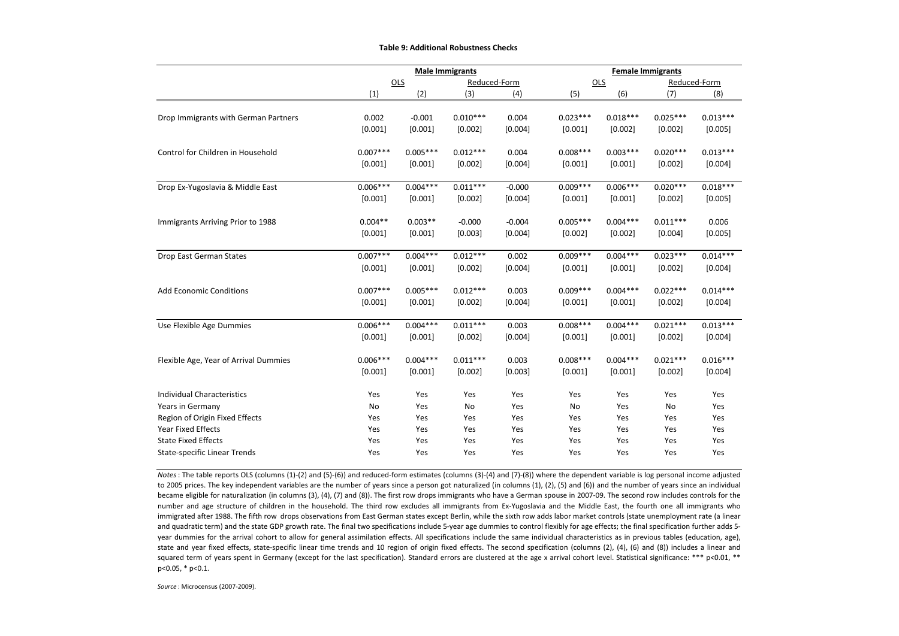**Table 9: Additional Robustness Checks**

| | Male Immigrants | | | | Female Immigrants | | | |
|---|---|---|---|---|---|---|---|---|
| | OLS | | Reduced-Form | | OLS | | Reduced-Form | |
| | (1) | (2) | (3) | (4) | (5) | (6) | (7) | (8) |
| Drop Immigrants with German Partners | 0.002 | -0.001 | 0.010*** | 0.004 | 0.023*** | 0.018*** | 0.025*** | 0.013*** |
| | [0.001] | [0.001] | [0.002] | [0.004] | [0.001] | [0.002] | [0.002] | [0.005] |
| Control for Children in Household | 0.007*** | 0.005*** | 0.012*** | 0.004 | 0.008*** | 0.003*** | 0.020*** | 0.013*** |
| | [0.001] | [0.001] | [0.002] | [0.004] | [0.001] | [0.001] | [0.002] | [0.004] |
| Drop Ex-Yugoslavia & Middle East | 0.006*** | 0.004*** | 0.011*** | -0.000 | 0.009*** | 0.006*** | 0.020*** | 0.018*** |
| | [0.001] | [0.001] | [0.002] | [0.004] | [0.001] | [0.001] | [0.002] | [0.005] |
| Immigrants Arriving Prior to 1988 | 0.004** | 0.003** | -0.000 | -0.004 | 0.005*** | 0.004*** | 0.011*** | 0.006 |
| | [0.001] | [0.001] | [0.003] | [0.004] | [0.002] | [0.002] | [0.004] | [0.005] |
| Drop East German States | 0.007*** | 0.004*** | 0.012*** | 0.002 | 0.009*** | 0.004*** | 0.023*** | 0.014*** |
| | [0.001] | [0.001] | [0.002] | [0.004] | [0.001] | [0.001] | [0.002] | [0.004] |
| Add Economic Conditions | 0.007*** | 0.005*** | 0.012*** | 0.003 | 0.009*** | 0.004*** | 0.022*** | 0.014*** |
| | [0.001] | [0.001] | [0.002] | [0.004] | [0.001] | [0.001] | [0.002] | [0.004] |
| Use Flexible Age Dummies | 0.006*** | 0.004*** | 0.011*** | 0.003 | 0.008*** | 0.004*** | 0.021*** | 0.013*** |
| | [0.001] | [0.001] | [0.002] | [0.004] | [0.001] | [0.001] | [0.002] | [0.004] |
| Flexible Age, Year of Arrival Dummies | 0.006*** | 0.004*** | 0.011*** | 0.003 | 0.008*** | 0.004*** | 0.021*** | 0.016*** |
| | [0.001] | [0.001] | [0.002] | [0.003] | [0.001] | [0.001] | [0.002] | [0.004] |
| Individual Characteristics | Yes | Yes | Yes | Yes | Yes | Yes | Yes | Yes |
| Years in Germany | No | Yes | No | Yes | No | Yes | No | Yes |
| Region of Origin Fixed Effects | Yes | Yes | Yes | Yes | Yes | Yes | Yes | Yes |
| Year Fixed Effects | Yes | Yes | Yes | Yes | Yes | Yes | Yes | Yes |
| State Fixed Effects | Yes | Yes | Yes | Yes | Yes | Yes | Yes | Yes |
| State-specific Linear Trends | Yes | Yes | Yes | Yes | Yes | Yes | Yes | Yes |

*Notes*: The table reports OLS (columns (1)-(2) and (5)-(6)) and reduced-form estimates (columns (3)-(4) and (7)-(8)) where the dependent variable is log personal income adjusted to 2005 prices. The key independent variables are the number of years since a person got naturalized (in columns (1), (2), (5) and (6)) and the number of years since an individual became eligible for naturalization (in columns (3), (4), (7) and (8)). The first row drops immigrants who have a German spouse in 2007-09. The second row includes controls for the number and age structure of children in the household. The third row excludes all immigrants from Ex-Yugoslavia and the Middle East, the fourth one all immigrants who immigrated after 1988. The fifth row drops observations from East German states except Berlin, while the sixth row adds labor market controls (state unemployment rate (a linear and quadratic term) and the state GDP growth rate. The final two specifications include 5-year age dummies to control flexibly for age effects; the final specification further adds 5-year dummies for the arrival cohort to allow for general assimilation effects. All specifications include the same individual characteristics as in previous tables (education, age), state and year fixed effects, state-specific linear time trends and 10 region of origin fixed effects. The second specification (columns (2), (4), (6) and (8)) includes a linear and squared term of years spent in Germany (except for the last specification). Standard errors are clustered at the age x arrival cohort level. Statistical significance: *** p<0.01, ** p<0.05, * p<0.1.

*Source*: Microcensus (2007-2009).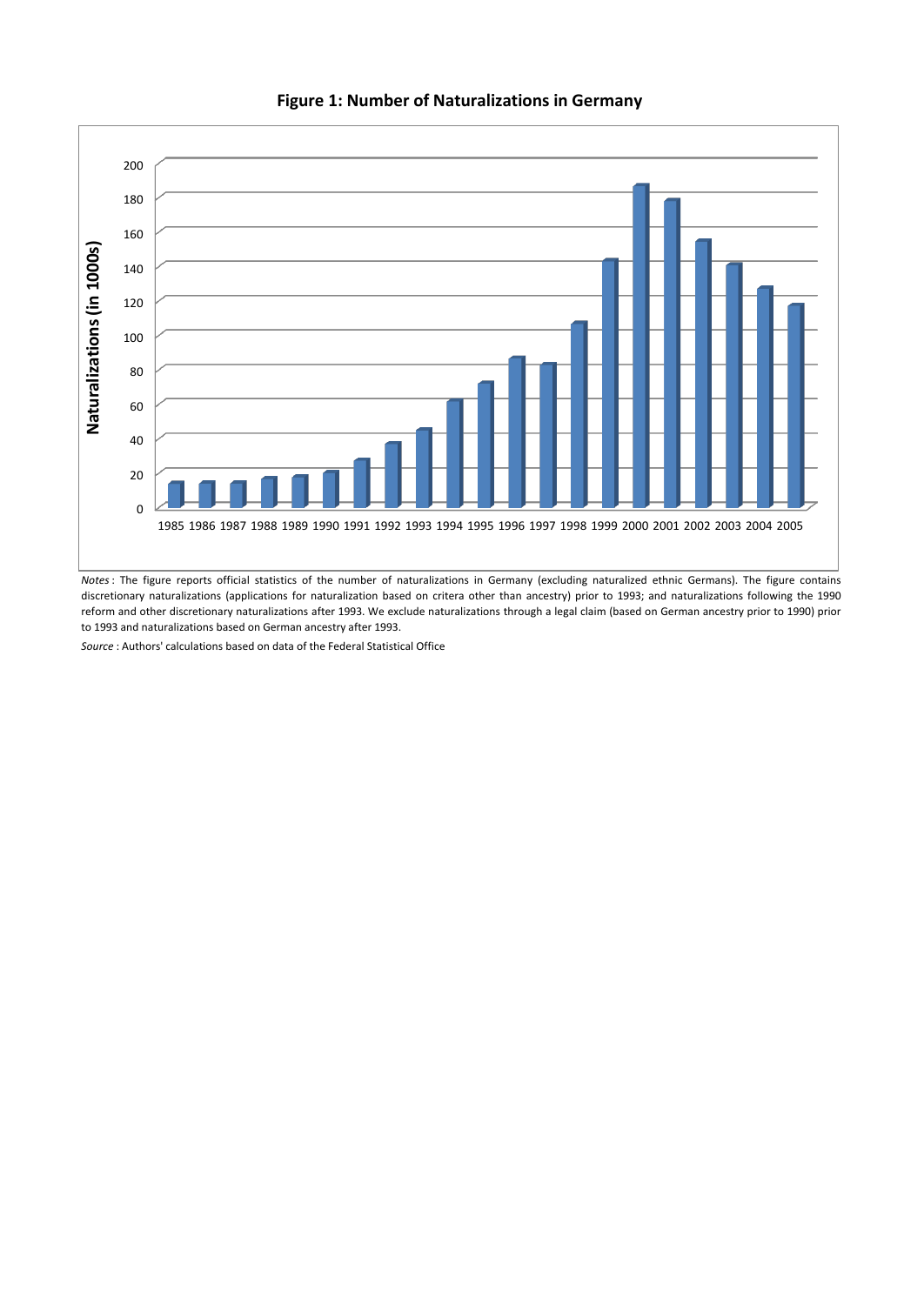# Figure 1: Number of Naturalizations in Germany

*Notes* : The figure reports official statistics of the number of naturalizations in Germany (excluding naturalized ethnic Germans). The figure contains discretionary naturalizations (applications for naturalization based on critera other than ancestry) prior to 1993; and naturalizations following the 1990 reform and other discretionary naturalizations after 1993. We exclude naturalizations through a legal claim (based on German ancestry prior to 1990) prior to 1993 and naturalizations based on German ancestry after 1993.

*Source* : Authors' calculations based on data of the Federal Statistical Office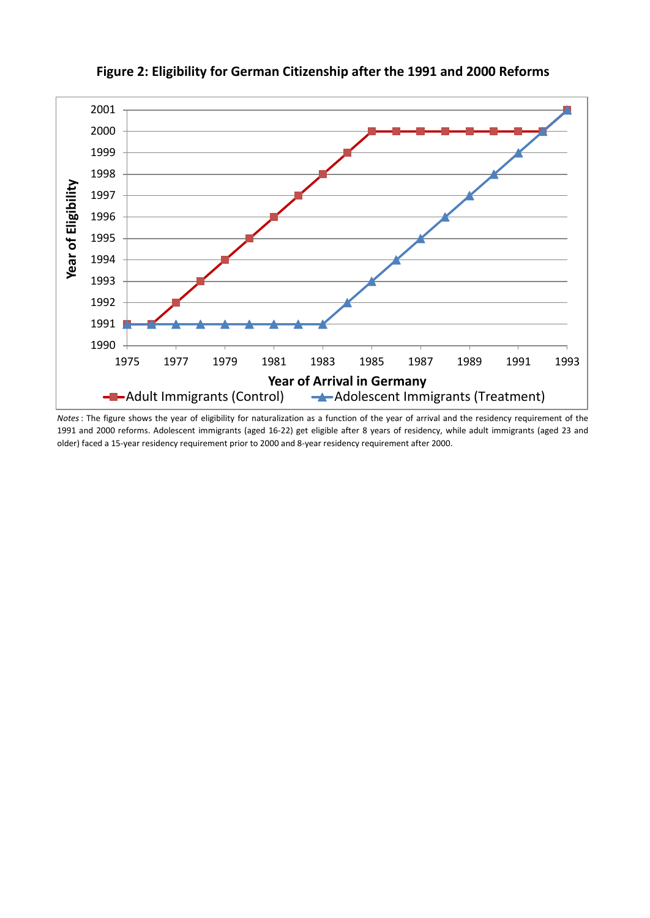**Figure 2: Eligibility for German Citizenship after the 1991 and 2000 Reforms**

*Notes* : The figure shows the year of eligibility for naturalization as a function of the year of arrival and the residency requirement of the 1991 and 2000 reforms. Adolescent immigrants (aged 16-22) get eligible after 8 years of residency, while adult immigrants (aged 23 and older) faced a 15-year residency requirement prior to 2000 and 8-year residency requirement after 2000.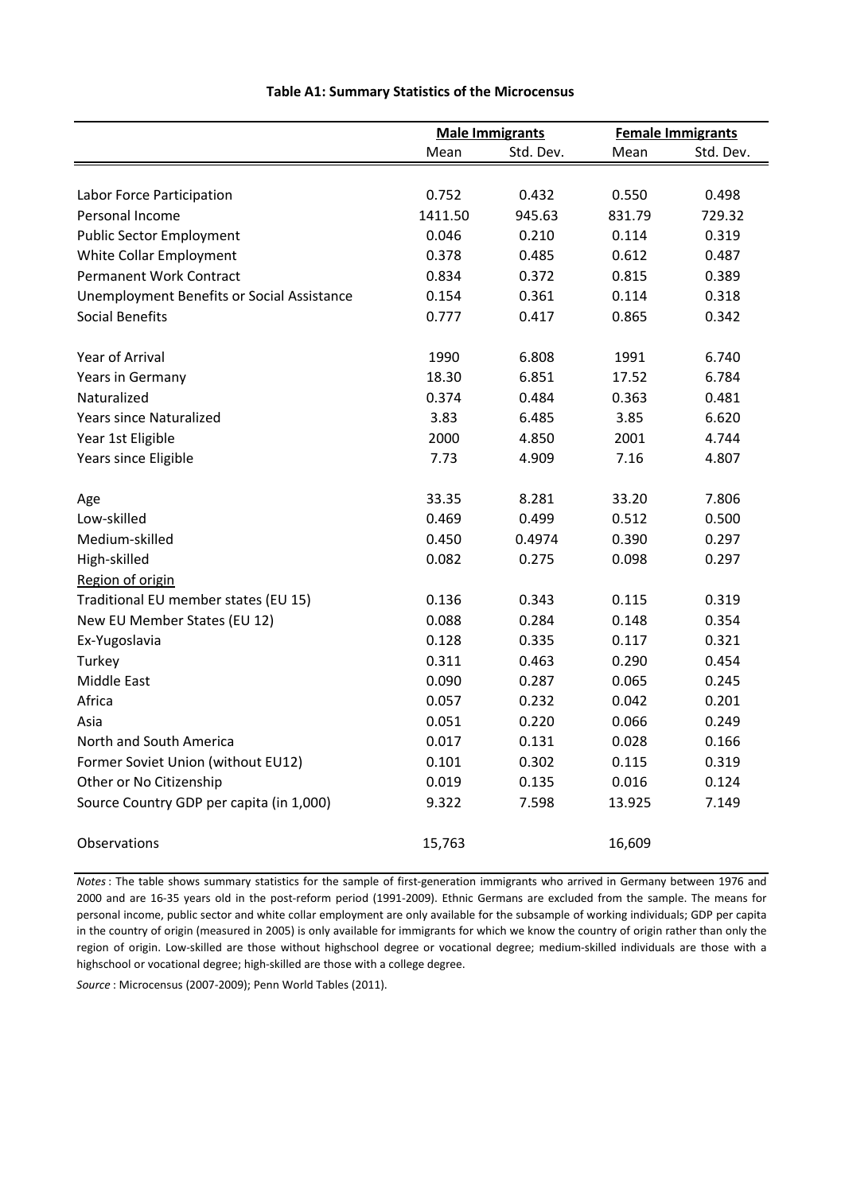**Table A1: Summary Statistics of the Microcensus**

| | Male Immigrants | | Female Immigrants | |
|---|---|---|---|---|
| | Mean | Std. Dev. | Mean | Std. Dev. |
| Labor Force Participation | 0.752 | 0.432 | 0.550 | 0.498 |
| Personal Income | 1411.50 | 945.63 | 831.79 | 729.32 |
| Public Sector Employment | 0.046 | 0.210 | 0.114 | 0.319 |
| White Collar Employment | 0.378 | 0.485 | 0.612 | 0.487 |
| Permanent Work Contract | 0.834 | 0.372 | 0.815 | 0.389 |
| Unemployment Benefits or Social Assistance | 0.154 | 0.361 | 0.114 | 0.318 |
| Social Benefits | 0.777 | 0.417 | 0.865 | 0.342 |
| Year of Arrival | 1990 | 6.808 | 1991 | 6.740 |
| Years in Germany | 18.30 | 6.851 | 17.52 | 6.784 |
| Naturalized | 0.374 | 0.484 | 0.363 | 0.481 |
| Years since Naturalized | 3.83 | 6.485 | 3.85 | 6.620 |
| Year 1st Eligible | 2000 | 4.850 | 2001 | 4.744 |
| Years since Eligible | 7.73 | 4.909 | 7.16 | 4.807 |
| Age | 33.35 | 8.281 | 33.20 | 7.806 |
| Low-skilled | 0.469 | 0.499 | 0.512 | 0.500 |
| Medium-skilled | 0.450 | 0.4974 | 0.390 | 0.297 |
| High-skilled | 0.082 | 0.275 | 0.098 | 0.297 |
| Region of origin | | | | |
| Traditional EU member states (EU 15) | 0.136 | 0.343 | 0.115 | 0.319 |
| New EU Member States (EU 12) | 0.088 | 0.284 | 0.148 | 0.354 |
| Ex-Yugoslavia | 0.128 | 0.335 | 0.117 | 0.321 |
| Turkey | 0.311 | 0.463 | 0.290 | 0.454 |
| Middle East | 0.090 | 0.287 | 0.065 | 0.245 |
| Africa | 0.057 | 0.232 | 0.042 | 0.201 |
| Asia | 0.051 | 0.220 | 0.066 | 0.249 |
| North and South America | 0.017 | 0.131 | 0.028 | 0.166 |
| Former Soviet Union (without EU12) | 0.101 | 0.302 | 0.115 | 0.319 |
| Other or No Citizenship | 0.019 | 0.135 | 0.016 | 0.124 |
| Source Country GDP per capita (in 1,000) | 9.322 | 7.598 | 13.925 | 7.149 |
| Observations | 15,763 | | 16,609 | |

*Notes*: The table shows summary statistics for the sample of first-generation immigrants who arrived in Germany between 1976 and 2000 and are 16-35 years old in the post-reform period (1991-2009). Ethnic Germans are excluded from the sample. The means for personal income, public sector and white collar employment are only available for the subsample of working individuals; GDP per capita in the country of origin (measured in 2005) is only available for immigrants for which we know the country of origin rather than only the region of origin. Low-skilled are those without highschool degree or vocational degree; medium-skilled individuals are those with a highschool or vocational degree; high-skilled are those with a college degree.

*Source*: Microcensus (2007-2009); Penn World Tables (2011).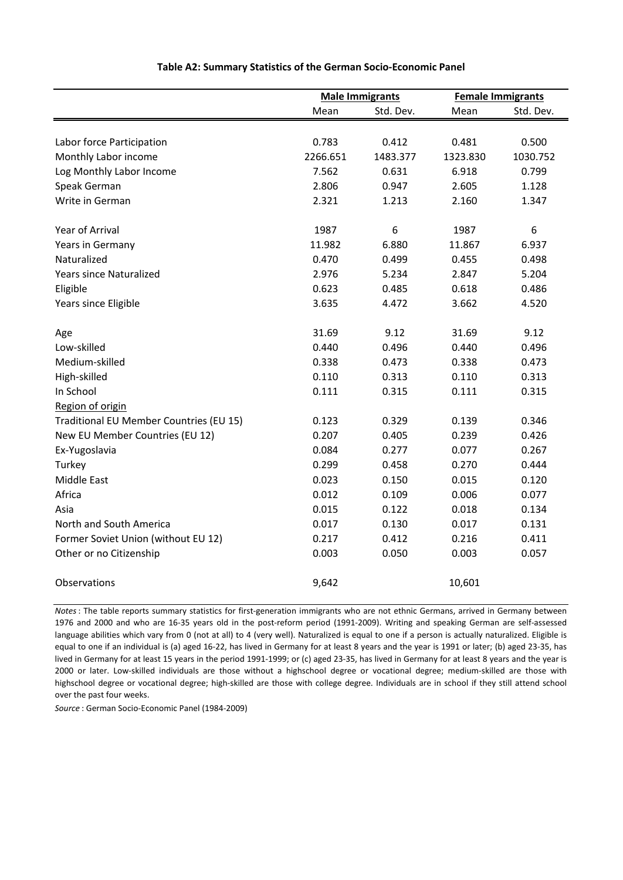**Table A2: Summary Statistics of the German Socio-Economic Panel**

| | Male Immigrants | | Female Immigrants | |
|---|---|---|---|---|
| | Mean | Std. Dev. | Mean | Std. Dev. |
| Labor force Participation | 0.783 | 0.412 | 0.481 | 0.500 |
| Monthly Labor income | 2266.651 | 1483.377 | 1323.830 | 1030.752 |
| Log Monthly Labor Income | 7.562 | 0.631 | 6.918 | 0.799 |
| Speak German | 2.806 | 0.947 | 2.605 | 1.128 |
| Write in German | 2.321 | 1.213 | 2.160 | 1.347 |
| Year of Arrival | 1987 | 6 | 1987 | 6 |
| Years in Germany | 11.982 | 6.880 | 11.867 | 6.937 |
| Naturalized | 0.470 | 0.499 | 0.455 | 0.498 |
| Years since Naturalized | 2.976 | 5.234 | 2.847 | 5.204 |
| Eligible | 0.623 | 0.485 | 0.618 | 0.486 |
| Years since Eligible | 3.635 | 4.472 | 3.662 | 4.520 |
| Age | 31.69 | 9.12 | 31.69 | 9.12 |
| Low-skilled | 0.440 | 0.496 | 0.440 | 0.496 |
| Medium-skilled | 0.338 | 0.473 | 0.338 | 0.473 |
| High-skilled | 0.110 | 0.313 | 0.110 | 0.313 |
| In School | 0.111 | 0.315 | 0.111 | 0.315 |
| Region of origin | | | | |
| Traditional EU Member Countries (EU 15) | 0.123 | 0.329 | 0.139 | 0.346 |
| New EU Member Countries (EU 12) | 0.207 | 0.405 | 0.239 | 0.426 |
| Ex-Yugoslavia | 0.084 | 0.277 | 0.077 | 0.267 |
| Turkey | 0.299 | 0.458 | 0.270 | 0.444 |
| Middle East | 0.023 | 0.150 | 0.015 | 0.120 |
| Africa | 0.012 | 0.109 | 0.006 | 0.077 |
| Asia | 0.015 | 0.122 | 0.018 | 0.134 |
| North and South America | 0.017 | 0.130 | 0.017 | 0.131 |
| Former Soviet Union (without EU 12) | 0.217 | 0.412 | 0.216 | 0.411 |
| Other or no Citizenship | 0.003 | 0.050 | 0.003 | 0.057 |
| Observations | 9,642 | | 10,601 | |

*Notes* : The table reports summary statistics for first-generation immigrants who are not ethnic Germans, arrived in Germany between 1976 and 2000 and who are 16-35 years old in the post-reform period (1991-2009). Writing and speaking German are self-assessed language abilities which vary from 0 (not at all) to 4 (very well). Naturalized is equal to one if a person is actually naturalized. Eligible is equal to one if an individual is (a) aged 16-22, has lived in Germany for at least 8 years and the year is 1991 or later; (b) aged 23-35, has lived in Germany for at least 15 years in the period 1991-1999; or (c) aged 23-35, has lived in Germany for at least 8 years and the year is 2000 or later. Low-skilled individuals are those without a highschool degree or vocational degree; medium-skilled are those with highschool degree or vocational degree; high-skilled are those with college degree. Individuals are in school if they still attend school over the past four weeks.

*Source* : German Socio-Economic Panel (1984-2009)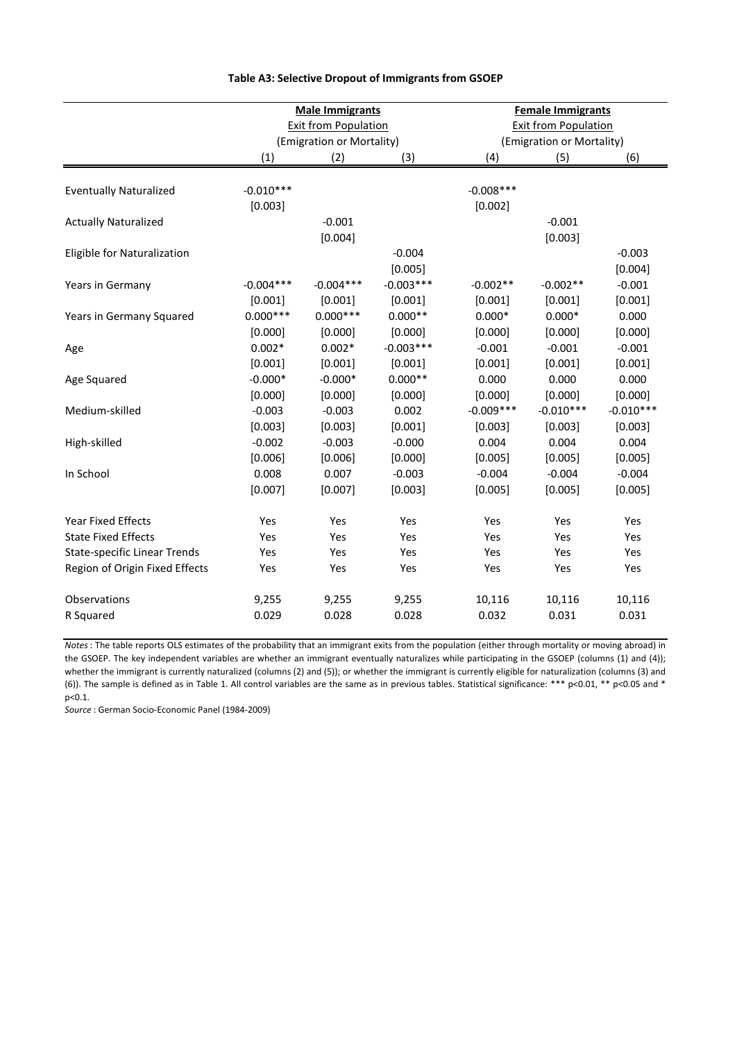**Table A3: Selective Dropout of Immigrants from GSOEP**

| | Male Immigrants Exit from Population (Emigration or Mortality) | | | Female Immigrants Exit from Population (Emigration or Mortality) | | |
|---|---|---|---|---|---|---|
| | (1) | (2) | (3) | (4) | (5) | (6) |
| Eventually Naturalized | -0.010*** | | | -0.008*** | | |
| | [0.003] | | | [0.002] | | |
| Actually Naturalized | | -0.001 | | | -0.001 | |
| | | [0.004] | | | [0.003] | |
| Eligible for Naturalization | | | -0.004 | | | -0.003 |
| | | | [0.005] | | | [0.004] |
| Years in Germany | -0.004*** | -0.004*** | -0.003*** | -0.002** | -0.002** | -0.001 |
| | [0.001] | [0.001] | [0.001] | [0.001] | [0.001] | [0.001] |
| Years in Germany Squared | 0.000*** | 0.000*** | 0.000** | 0.000* | 0.000* | 0.000 |
| | [0.000] | [0.000] | [0.000] | [0.000] | [0.000] | [0.000] |
| Age | 0.002* | 0.002* | -0.003*** | -0.001 | -0.001 | -0.001 |
| | [0.001] | [0.001] | [0.001] | [0.001] | [0.001] | [0.001] |
| Age Squared | -0.000* | -0.000* | 0.000** | 0.000 | 0.000 | 0.000 |
| | [0.000] | [0.000] | [0.000] | [0.000] | [0.000] | [0.000] |
| Medium-skilled | -0.003 | -0.003 | 0.002 | -0.009*** | -0.010*** | -0.010*** |
| | [0.003] | [0.003] | [0.001] | [0.003] | [0.003] | [0.003] |
| High-skilled | -0.002 | -0.003 | -0.000 | 0.004 | 0.004 | 0.004 |
| | [0.006] | [0.006] | [0.000] | [0.005] | [0.005] | [0.005] |
| In School | 0.008 | 0.007 | -0.003 | -0.004 | -0.004 | -0.004 |
| | [0.007] | [0.007] | [0.003] | [0.005] | [0.005] | [0.005] |
| Year Fixed Effects | Yes | Yes | Yes | Yes | Yes | Yes |
| State Fixed Effects | Yes | Yes | Yes | Yes | Yes | Yes |
| State-specific Linear Trends | Yes | Yes | Yes | Yes | Yes | Yes |
| Region of Origin Fixed Effects | Yes | Yes | Yes | Yes | Yes | Yes |
| Observations | 9,255 | 9,255 | 9,255 | 10,116 | 10,116 | 10,116 |
| R Squared | 0.029 | 0.028 | 0.028 | 0.032 | 0.031 | 0.031 |

*Notes* : The table reports OLS estimates of the probability that an immigrant exits from the population (either through mortality or moving abroad) in the GSOEP. The key independent variables are whether an immigrant eventually naturalizes while participating in the GSOEP (columns (1) and (4)); whether the immigrant is currently naturalized (columns (2) and (5)); or whether the immigrant is currently eligible for naturalization (columns (3) and (6)). The sample is defined as in Table 1. All control variables are the same as in previous tables. Statistical significance: *** p<0.01, ** p<0.05 and * p<0.1.

*Source* : German Socio-Economic Panel (1984-2009)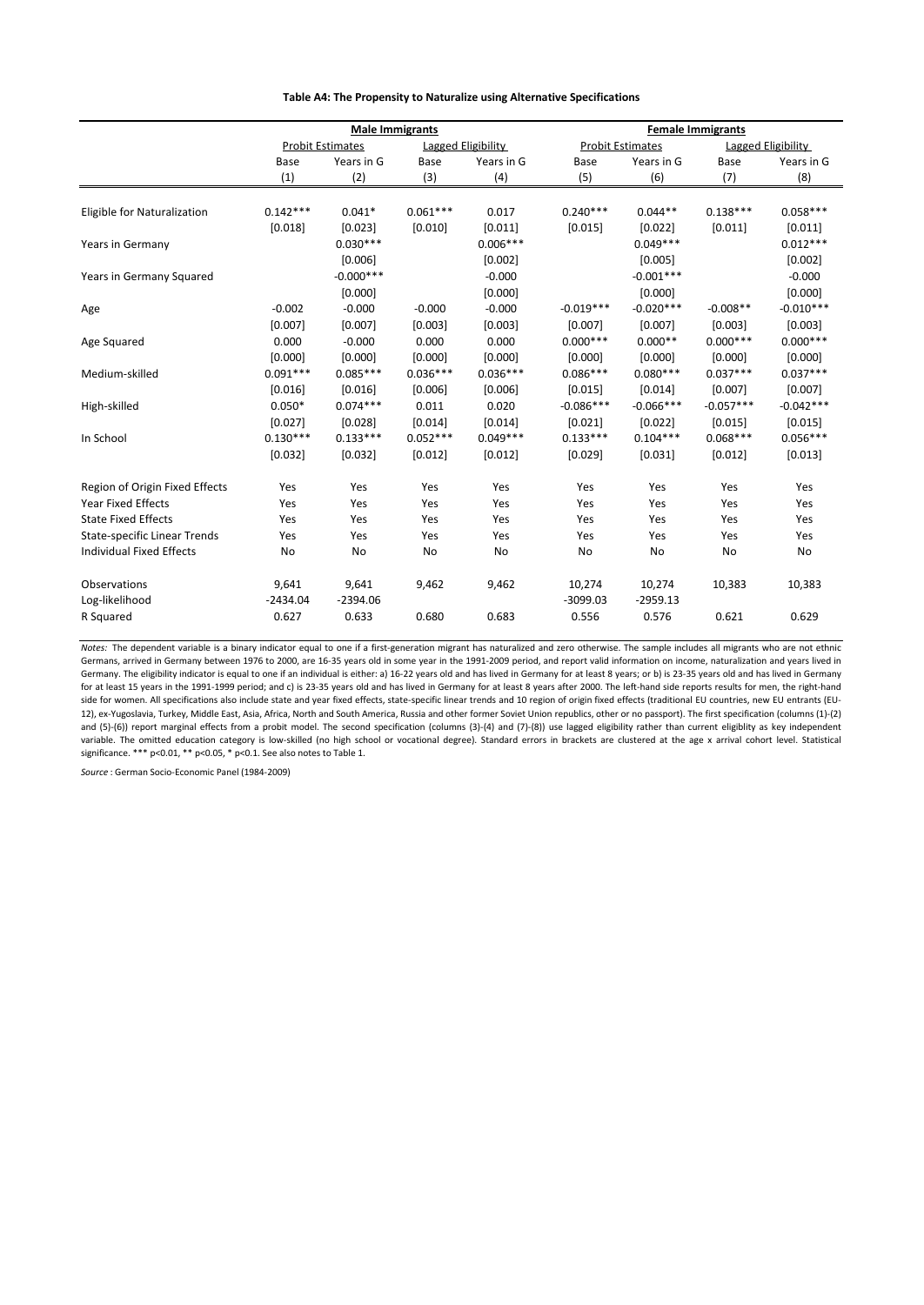**Table A4: The Propensity to Naturalize using Alternative Specifications**

| | Male Immigrants | | | | Female Immigrants | | | |
|---|---|---|---|---|---|---|---|---|
| | Probit Estimates | | Lagged Eligibility | | Probit Estimates | | Lagged Eligibility | |
| | Base | Years in G | Base | Years in G | Base | Years in G | Base | Years in G |
| | (1) | (2) | (3) | (4) | (5) | (6) | (7) | (8) |
| Eligible for Naturalization | 0.142*** | 0.041* | 0.061*** | 0.017 | 0.240*** | 0.044** | 0.138*** | 0.058*** |
| | [0.018] | [0.023] | [0.010] | [0.011] | [0.015] | [0.022] | [0.011] | [0.011] |
| Years in Germany | | 0.030*** | | 0.006*** | | 0.049*** | | 0.012*** |
| | | [0.006] | | [0.002] | | [0.005] | | [0.002] |
| Years in Germany Squared | | -0.000*** | | -0.000 | | -0.001*** | | -0.000 |
| | | [0.000] | | [0.000] | | [0.000] | | [0.000] |
| Age | -0.002 | -0.000 | -0.000 | -0.000 | -0.019*** | -0.020*** | -0.008** | -0.010*** |
| | [0.007] | [0.007] | [0.003] | [0.003] | [0.007] | [0.007] | [0.003] | [0.003] |
| Age Squared | 0.000 | -0.000 | 0.000 | 0.000 | 0.000*** | 0.000** | 0.000*** | 0.000*** |
| | [0.000] | [0.000] | [0.000] | [0.000] | [0.000] | [0.000] | [0.000] | [0.000] |
| Medium-skilled | 0.091*** | 0.085*** | 0.036*** | 0.036*** | 0.086*** | 0.080*** | 0.037*** | 0.037*** |
| | [0.016] | [0.016] | [0.006] | [0.006] | [0.015] | [0.014] | [0.007] | [0.007] |
| High-skilled | 0.050* | 0.074*** | 0.011 | 0.020 | -0.086*** | -0.066*** | -0.057*** | -0.042*** |
| | [0.027] | [0.028] | [0.014] | [0.014] | [0.021] | [0.022] | [0.015] | [0.015] |
| In School | 0.130*** | 0.133*** | 0.052*** | 0.049*** | 0.133*** | 0.104*** | 0.068*** | 0.056*** |
| | [0.032] | [0.032] | [0.012] | [0.012] | [0.029] | [0.031] | [0.012] | [0.013] |
| Region of Origin Fixed Effects | Yes | Yes | Yes | Yes | Yes | Yes | Yes | Yes |
| Year Fixed Effects | Yes | Yes | Yes | Yes | Yes | Yes | Yes | Yes |
| State Fixed Effects | Yes | Yes | Yes | Yes | Yes | Yes | Yes | Yes |
| State-specific Linear Trends | Yes | Yes | Yes | Yes | Yes | Yes | Yes | Yes |
| Individual Fixed Effects | No | No | No | No | No | No | No | No |
| Observations | 9,641 | 9,641 | 9,462 | 9,462 | 10,274 | 10,274 | 10,383 | 10,383 |
| Log-likelihood | -2434.04 | -2394.06 | | | -3099.03 | -2959.13 | | |
| R Squared | 0.627 | 0.633 | 0.680 | 0.683 | 0.556 | 0.576 | 0.621 | 0.629 |

*Notes:* The dependent variable is a binary indicator equal to one if a first-generation migrant has naturalized and zero otherwise. The sample includes all migrants who are not ethnic Germans, arrived in Germany between 1976 to 2000, are 16-35 years old in some year in the 1991-2009 period, and report valid information on income, naturalization and years lived in Germany. The eligibility indicator is equal to one if an individual is either: a) 16-22 years old and has lived in Germany for at least 8 years; or b) is 23-35 years old and has lived in Germany for at least 15 years in the 1991-1999 period; and c) is 23-35 years old and has lived in Germany for at least 8 years after 2000. The left-hand side reports results for men, the right-hand side for women. All specifications also include state and year fixed effects, state-specific linear trends and 10 region of origin fixed effects (traditional EU countries, new EU entrants (EU-12), ex-Yugoslavia, Turkey, Middle East, Asia, Africa, North and South America, Russia and other former Soviet Union republics, other or no passport). The first specification (columns (1)-(2) and (5)-(6)) report marginal effects from a probit model. The second specification (columns (3)-(4) and (7)-(8)) use lagged eligibility rather than current eligiblity as key independent variable. The omitted education category is low-skilled (no high school or vocational degree). Standard errors in brackets are clustered at the age x arrival cohort level. Statistical significance. *** p<0.01, ** p<0.05, * p<0.1. See also notes to Table 1.

*Source* : German Socio-Economic Panel (1984-2009)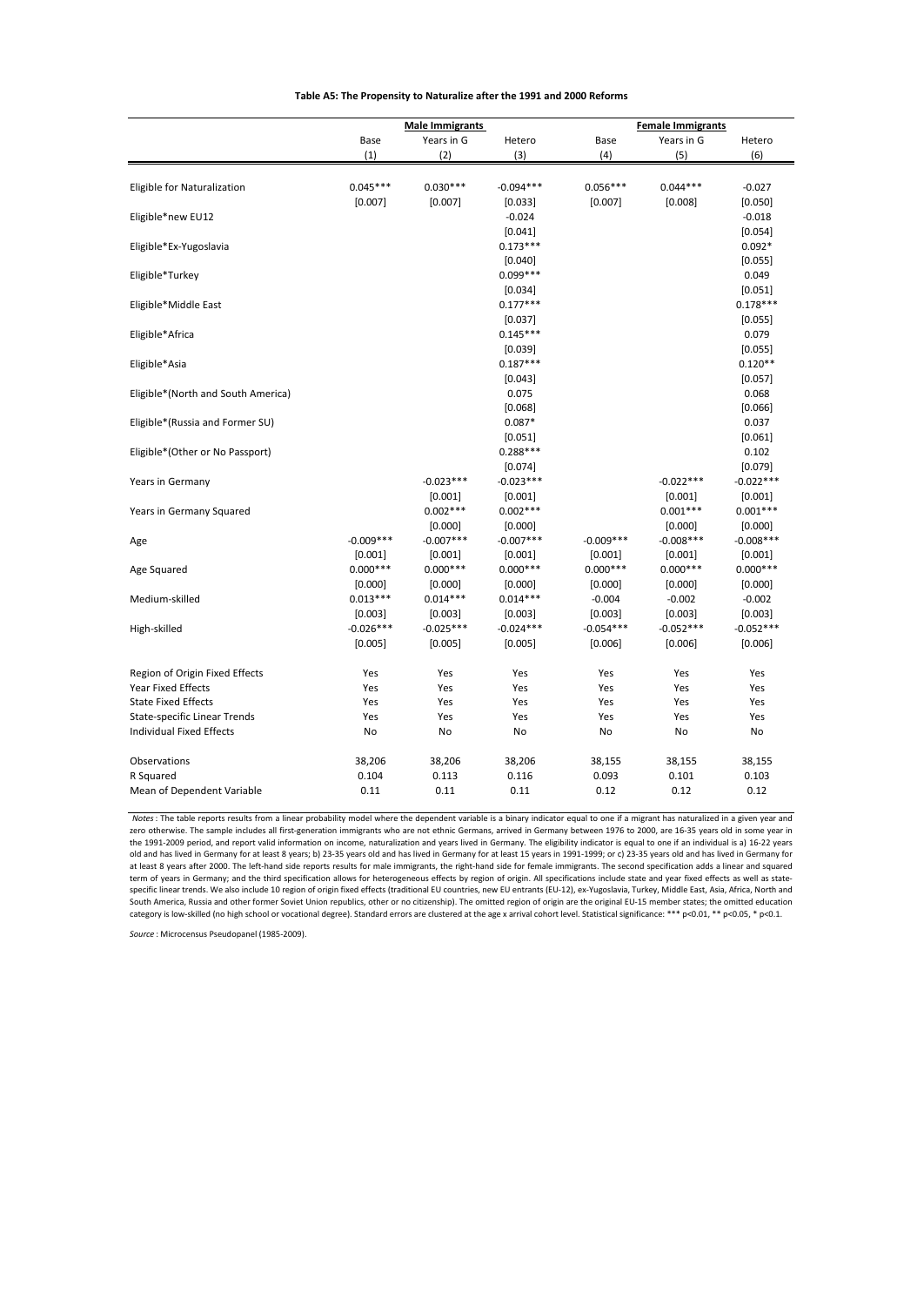**Table A5: The Propensity to Naturalize after the 1991 and 2000 Reforms**

| | Male Immigrants | | | Female Immigrants | | |
|---|---|---|---|---|---|---|
| | Base | Years in G | Hetero | Base | Years in G | Hetero |
| | (1) | (2) | (3) | (4) | (5) | (6) |
| Eligible for Naturalization | 0.045*** | 0.030*** | -0.094*** | 0.056*** | 0.044*** | -0.027 |
| | [0.007] | [0.007] | [0.033] | [0.007] | [0.008] | [0.050] |
| Eligible*new EU12 | | | -0.024 | | | -0.018 |
| | | | [0.041] | | | [0.054] |
| Eligible*Ex-Yugoslavia | | | 0.173*** | | | 0.092* |
| | | | [0.040] | | | [0.055] |
| Eligible*Turkey | | | 0.099*** | | | 0.049 |
| | | | [0.034] | | | [0.051] |
| Eligible*Middle East | | | 0.177*** | | | 0.178*** |
| | | | [0.037] | | | [0.055] |
| Eligible*Africa | | | 0.145*** | | | 0.079 |
| | | | [0.039] | | | [0.055] |
| Eligible*Asia | | | 0.187*** | | | 0.120** |
| | | | [0.043] | | | [0.057] |
| Eligible*(North and South America) | | | 0.075 | | | 0.068 |
| | | | [0.068] | | | [0.066] |
| Eligible*(Russia and Former SU) | | | 0.087* | | | 0.037 |
| | | | [0.051] | | | [0.061] |
| Eligible*(Other or No Passport) | | | 0.288*** | | | 0.102 |
| | | | [0.074] | | | [0.079] |
| Years in Germany | | -0.023*** | -0.023*** | | -0.022*** | -0.022*** |
| | | [0.001] | [0.001] | | [0.001] | [0.001] |
| Years in Germany Squared | | 0.002*** | 0.002*** | | 0.001*** | 0.001*** |
| | | [0.000] | [0.000] | | [0.000] | [0.000] |
| Age | -0.009*** | -0.007*** | -0.007*** | -0.009*** | -0.008*** | -0.008*** |
| | [0.001] | [0.001] | [0.001] | [0.001] | [0.001] | [0.001] |
| Age Squared | 0.000*** | 0.000*** | 0.000*** | 0.000*** | 0.000*** | 0.000*** |
| | [0.000] | [0.000] | [0.000] | [0.000] | [0.000] | [0.000] |
| Medium-skilled | 0.013*** | 0.014*** | 0.014*** | -0.004 | -0.002 | -0.002 |
| | [0.003] | [0.003] | [0.003] | [0.003] | [0.003] | [0.003] |
| High-skilled | -0.026*** | -0.025*** | -0.024*** | -0.054*** | -0.052*** | -0.052*** |
| | [0.005] | [0.005] | [0.005] | [0.006] | [0.006] | [0.006] |
| Region of Origin Fixed Effects | Yes | Yes | Yes | Yes | Yes | Yes |
| Year Fixed Effects | Yes | Yes | Yes | Yes | Yes | Yes |
| State Fixed Effects | Yes | Yes | Yes | Yes | Yes | Yes |
| State-specific Linear Trends | Yes | Yes | Yes | Yes | Yes | Yes |
| Individual Fixed Effects | No | No | No | No | No | No |
| Observations | 38,206 | 38,206 | 38,206 | 38,155 | 38,155 | 38,155 |
| R Squared | 0.104 | 0.113 | 0.116 | 0.093 | 0.101 | 0.103 |
| Mean of Dependent Variable | 0.11 | 0.11 | 0.11 | 0.12 | 0.12 | 0.12 |

*Notes*: The table reports results from a linear probability model where the dependent variable is a binary indicator equal to one if a migrant has naturalized in a given year and zero otherwise. The sample includes all first-generation immigrants who are not ethnic Germans, arrived in Germany between 1976 to 2000, are 16-35 years old in some year in the 1991-2009 period, and report valid information on income, naturalization and years lived in Germany. The eligibility indicator is equal to one if an individual is a) 16-22 years old and has lived in Germany for at least 8 years; b) 23-35 years old and has lived in Germany for at least 15 years in 1991-1999; or c) 23-35 years old and has lived in Germany for at least 8 years after 2000. The left-hand side reports results for male immigrants, the right-hand side for female immigrants. The second specification adds a linear and squared term of years in Germany; and the third specification allows for heterogeneous effects by region of origin. All specifications include state and year fixed effects as well as state-specific linear trends. We also include 10 region of origin fixed effects (traditional EU countries, new EU entrants (EU-12), ex-Yugoslavia, Turkey, Middle East, Asia, Africa, North and South America, Russia and other former Soviet Union republics, other or no citizenship). The omitted region of origin are the original EU-15 member states; the omitted education category is low-skilled (no high school or vocational degree). Standard errors are clustered at the age x arrival cohort level. Statistical significance: *** p<0.01, ** p<0.05, * p<0.1.

*Source*: Microcensus Pseudopanel (1985-2009).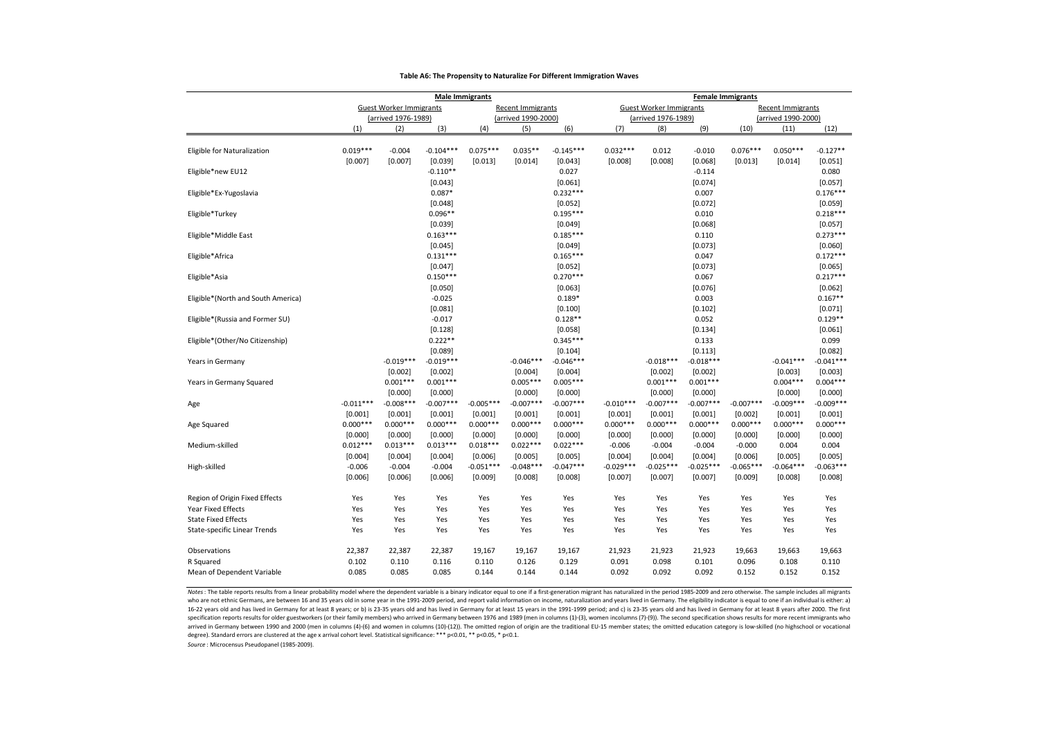**Table A6: The Propensity to Naturalize For Different Immigration Waves**

| | Male Immigrants | | | | | | Female Immigrants | | | | | |
|---|---|---|---|---|---|---|---|---|---|---|---|---|
| | Guest Worker Immigrants (arrived 1976-1989) | | | Recent Immigrants (arrived 1990-2000) | | | Guest Worker Immigrants (arrived 1976-1989) | | | Recent Immigrants (arrived 1990-2000) | | |
| | (1) | (2) | (3) | (4) | (5) | (6) | (7) | (8) | (9) | (10) | (11) | (12) |
| Eligible for Naturalization | 0.019*** | -0.004 | -0.104*** | 0.075*** | 0.035** | -0.145*** | 0.032*** | 0.012 | -0.010 | 0.076*** | 0.050*** | -0.127** |
| | [0.007] | [0.007] | [0.039] | [0.013] | [0.014] | [0.043] | [0.008] | [0.008] | [0.068] | [0.013] | [0.014] | [0.051] |
| Eligible*new EU12 | | | -0.110** | | | 0.027 | | | -0.114 | | | 0.080 |
| | | | [0.043] | | | [0.061] | | | [0.074] | | | [0.057] |
| Eligible*Ex-Yugoslavia | | | 0.087* | | | 0.232*** | | | 0.007 | | | 0.176*** |
| | | | [0.048] | | | [0.052] | | | [0.072] | | | [0.059] |
| Eligible*Turkey | | | 0.096** | | | 0.195*** | | | 0.010 | | | 0.218*** |
| | | | [0.039] | | | [0.049] | | | [0.068] | | | [0.057] |
| Eligible*Middle East | | | 0.163*** | | | 0.185*** | | | 0.110 | | | 0.273*** |
| | | | [0.045] | | | [0.049] | | | [0.073] | | | [0.060] |
| Eligible*Africa | | | 0.131*** | | | 0.165*** | | | 0.047 | | | 0.172*** |
| | | | [0.047] | | | [0.052] | | | [0.073] | | | [0.065] |
| Eligible*Asia | | | 0.150*** | | | 0.270*** | | | 0.067 | | | 0.217*** |
| | | | [0.050] | | | [0.063] | | | [0.076] | | | [0.062] |
| Eligible*(North and South America) | | | -0.025 | | | 0.189* | | | 0.003 | | | 0.167** |
| | | | [0.081] | | | [0.100] | | | [0.102] | | | [0.071] |
| Eligible*(Russia and Former SU) | | | -0.017 | | | 0.128** | | | 0.052 | | | 0.129** |
| | | | [0.128] | | | [0.058] | | | [0.134] | | | [0.061] |
| Eligible*(Other/No Citizenship) | | | 0.222** | | | 0.345*** | | | 0.133 | | | 0.099 |
| | | | [0.089] | | | [0.104] | | | [0.113] | | | [0.082] |
| Years in Germany | | -0.019*** | -0.019*** | | -0.046*** | -0.046*** | | -0.018*** | -0.018*** | | -0.041*** | -0.041*** |
| | | [0.002] | [0.002] | | [0.004] | [0.004] | | [0.002] | [0.002] | | [0.003] | [0.003] |
| Years in Germany Squared | | 0.001*** | 0.001*** | | 0.005*** | 0.005*** | | 0.001*** | 0.001*** | | 0.004*** | 0.004*** |
| | | [0.000] | [0.000] | | [0.000] | [0.000] | | [0.000] | [0.000] | | [0.000] | [0.000] |
| Age | -0.011*** | -0.008*** | -0.007*** | -0.005*** | -0.007*** | -0.007*** | -0.010*** | -0.007*** | -0.007*** | -0.007*** | -0.009*** | -0.009*** |
| | [0.001] | [0.001] | [0.001] | [0.001] | [0.001] | [0.001] | [0.001] | [0.001] | [0.001] | [0.002] | [0.001] | [0.001] |
| Age Squared | 0.000*** | 0.000*** | 0.000*** | 0.000*** | 0.000*** | 0.000*** | 0.000*** | 0.000*** | 0.000*** | 0.000*** | 0.000*** | 0.000*** |
| | [0.000] | [0.000] | [0.000] | [0.000] | [0.000] | [0.000] | [0.000] | [0.000] | [0.000] | [0.000] | [0.000] | [0.000] |
| Medium-skilled | 0.012*** | 0.013*** | 0.013*** | 0.018*** | 0.022*** | 0.022*** | -0.006 | -0.004 | -0.004 | -0.000 | 0.004 | 0.004 |
| | [0.004] | [0.004] | [0.004] | [0.006] | [0.005] | [0.005] | [0.004] | [0.004] | [0.004] | [0.006] | [0.005] | [0.005] |
| High-skilled | -0.006 | -0.004 | -0.004 | -0.051*** | -0.048*** | -0.047*** | -0.029*** | -0.025*** | -0.025*** | -0.065*** | -0.064*** | -0.063*** |
| | [0.006] | [0.006] | [0.006] | [0.009] | [0.008] | [0.008] | [0.007] | [0.007] | [0.007] | [0.009] | [0.008] | [0.008] |
| Region of Origin Fixed Effects | Yes | Yes | Yes | Yes | Yes | Yes | Yes | Yes | Yes | Yes | Yes | Yes |
| Year Fixed Effects | Yes | Yes | Yes | Yes | Yes | Yes | Yes | Yes | Yes | Yes | Yes | Yes |
| State Fixed Effects | Yes | Yes | Yes | Yes | Yes | Yes | Yes | Yes | Yes | Yes | Yes | Yes |
| State-specific Linear Trends | Yes | Yes | Yes | Yes | Yes | Yes | Yes | Yes | Yes | Yes | Yes | Yes |
| Observations | 22,387 | 22,387 | 22,387 | 19,167 | 19,167 | 19,167 | 21,923 | 21,923 | 21,923 | 19,663 | 19,663 | 19,663 |
| R Squared | 0.102 | 0.110 | 0.116 | 0.110 | 0.126 | 0.129 | 0.091 | 0.098 | 0.101 | 0.096 | 0.108 | 0.110 |
| Mean of Dependent Variable | 0.085 | 0.085 | 0.085 | 0.144 | 0.144 | 0.144 | 0.092 | 0.092 | 0.092 | 0.152 | 0.152 | 0.152 |

*Notes* : The table reports results from a linear probability model where the dependent variable is a binary indicator equal to one if a first-generation migrant has naturalized in the period 1985-2009 and zero otherwise. The sample includes all migrants who are not ethnic Germans, are between 16 and 35 years old in some year in the 1991-2009 period, and report valid information on income, naturalization and years lived in Germany. The eligibility indicator is equal to one if an individual is either: a) 16-22 years old and has lived in Germany for at least 8 years; or b) is 23-35 years old and has lived in Germany for at least 15 years in the 1991-1999 period; and c) is 23-35 years old and has lived in Germany for at least 8 years after 2000. The first specification reports results for older guestworkers (or their family members) who arrived in Germany between 1976 and 1989 (men in columns (1)-(3), women incolumns (7)-(9)). The second specification shows results for more recent immigrants who arrived in Germany between 1990 and 2000 (men in columns (4)-(6) and women in columns (10)-(12)). The omitted region of origin are the traditional EU-15 member states; the omitted education category is low-skilled (no highschool or vocational degree). Standard errors are clustered at the age x arrival cohort level. Statistical significance: *** p<0.01, ** p<0.05, * p<0.1.

*Source* : Microcensus Pseudopanel (1985-2009).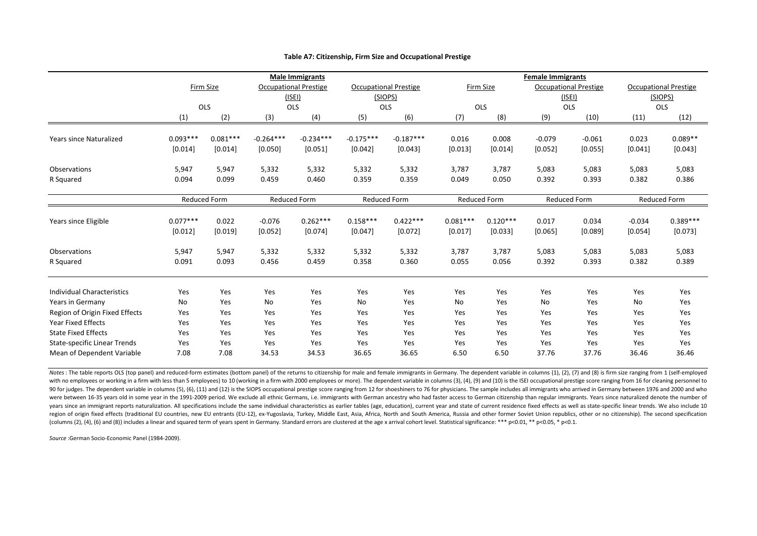**Table A7: Citizenship, Firm Size and Occupational Prestige**

| | Male Immigrants | | | | | | Female Immigrants | | | | | |
|---|---|---|---|---|---|---|---|---|---|---|---|---|
| | Firm Size | | Occupational Prestige (ISEI) | | Occupational Prestige (SIOPS) | | Firm Size | | Occupational Prestige (ISEI) | | Occupational Prestige (SIOPS) | |
| | OLS | | OLS | | OLS | | OLS | | OLS | | OLS | |
| | (1) | (2) | (3) | (4) | (5) | (6) | (7) | (8) | (9) | (10) | (11) | (12) |
| Years since Naturalized | 0.093*** | 0.081*** | -0.264*** | -0.234*** | -0.175*** | -0.187*** | 0.016 | 0.008 | -0.079 | -0.061 | 0.023 | 0.089** |
| | [0.014] | [0.014] | [0.050] | [0.051] | [0.042] | [0.043] | [0.013] | [0.014] | [0.052] | [0.055] | [0.041] | [0.043] |
| Observations | 5,947 | 5,947 | 5,332 | 5,332 | 5,332 | 5,332 | 3,787 | 3,787 | 5,083 | 5,083 | 5,083 | 5,083 |
| R Squared | 0.094 | 0.099 | 0.459 | 0.460 | 0.359 | 0.359 | 0.049 | 0.050 | 0.392 | 0.393 | 0.382 | 0.386 |
| | Reduced Form | | Reduced Form | | Reduced Form | | Reduced Form | | Reduced Form | | Reduced Form | |
| Years since Eligible | 0.077*** | 0.022 | -0.076 | 0.262*** | 0.158*** | 0.422*** | 0.081*** | 0.120*** | 0.017 | 0.034 | -0.034 | 0.389*** |
| | [0.012] | [0.019] | [0.052] | [0.074] | [0.047] | [0.072] | [0.017] | [0.033] | [0.065] | [0.089] | [0.054] | [0.073] |
| Observations | 5,947 | 5,947 | 5,332 | 5,332 | 5,332 | 5,332 | 3,787 | 3,787 | 5,083 | 5,083 | 5,083 | 5,083 |
| R Squared | 0.091 | 0.093 | 0.456 | 0.459 | 0.358 | 0.360 | 0.055 | 0.056 | 0.392 | 0.393 | 0.382 | 0.389 |
| Individual Characteristics | Yes | Yes | Yes | Yes | Yes | Yes | Yes | Yes | Yes | Yes | Yes | Yes |
| Years in Germany | No | Yes | No | Yes | No | Yes | No | Yes | No | Yes | No | Yes |
| Region of Origin Fixed Effects | Yes | Yes | Yes | Yes | Yes | Yes | Yes | Yes | Yes | Yes | Yes | Yes |
| Year Fixed Effects | Yes | Yes | Yes | Yes | Yes | Yes | Yes | Yes | Yes | Yes | Yes | Yes |
| State Fixed Effects | Yes | Yes | Yes | Yes | Yes | Yes | Yes | Yes | Yes | Yes | Yes | Yes |
| State-specific Linear Trends | Yes | Yes | Yes | Yes | Yes | Yes | Yes | Yes | Yes | Yes | Yes | Yes |
| Mean of Dependent Variable | 7.08 | 7.08 | 34.53 | 34.53 | 36.65 | 36.65 | 6.50 | 6.50 | 37.76 | 37.76 | 36.46 | 36.46 |

*Notes* : The table reports OLS (top panel) and reduced-form estimates (bottom panel) of the returns to citizenship for male and female immigrants in Germany. The dependent variable in columns (1), (2), (7) and (8) is firm size ranging from 1 (self-employed with no employees or working in a firm with less than 5 employees) to 10 (working in a firm with 2000 employees or more). The dependent variable in columns (3), (4), (9) and (10) is the ISEI occupational prestige score ranging from 16 for cleaning personnel to 90 for judges. The dependent variable in columns (5), (6), (11) and (12) is the SIOPS occupational prestige score ranging from 12 for shoeshiners to 76 for physicians. The sample includes all immigrants who arrived in Germany between 1976 and 2000 and who were between 16-35 years old in some year in the 1991-2009 period. We exclude all ethnic Germans, i.e. immigrants with German ancestry who had faster access to German citizenship than regular immigrants. Years since naturalized denote the number of years since an immigrant reports naturalization. All specifications include the same individual characteristics as earlier tables (age, education), current year and state of current residence fixed effects as well as state-specific linear trends. We also include 10 region of origin fixed effects (traditional EU countries, new EU entrants (EU-12), ex-Yugoslavia, Turkey, Middle East, Asia, Africa, North and South America, Russia and other former Soviet Union republics, other or no citizenship). The second specification (columns (2), (4), (6) and (8)) includes a linear and squared term of years spent in Germany. Standard errors are clustered at the age x arrival cohort level. Statistical significance: *** p<0.01, ** p<0.05, * p<0.1.

*Source* :German Socio-Economic Panel (1984-2009).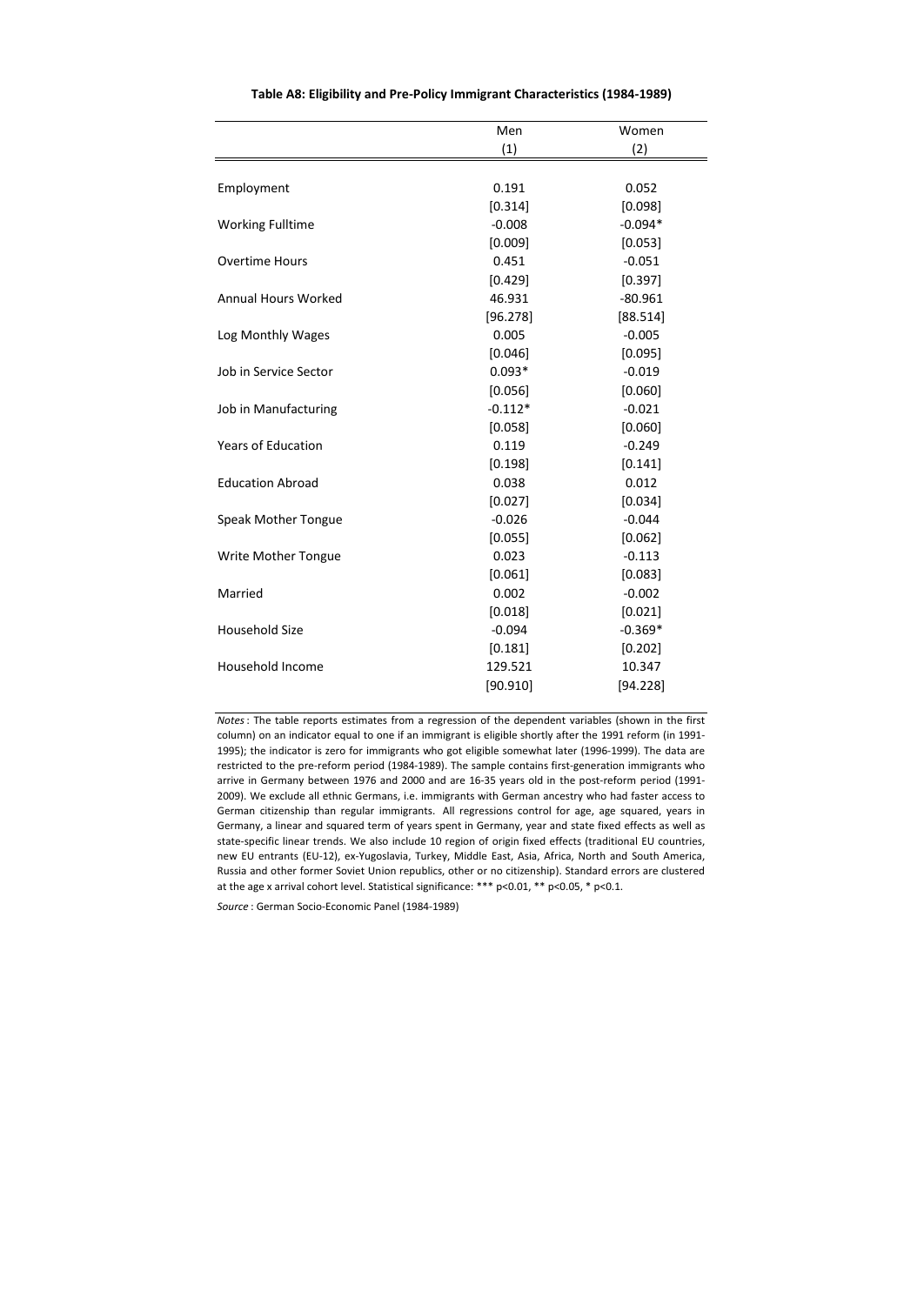**Table A8: Eligibility and Pre-Policy Immigrant Characteristics (1984-1989)**

| | Men | Women |
|---|---|---|
| | (1) | (2) |
| Employment | 0.191 | 0.052 |
| | [0.314] | [0.098] |
| Working Fulltime | -0.008 | -0.094* |
| | [0.009] | [0.053] |
| Overtime Hours | 0.451 | -0.051 |
| | [0.429] | [0.397] |
| Annual Hours Worked | 46.931 | -80.961 |
| | [96.278] | [88.514] |
| Log Monthly Wages | 0.005 | -0.005 |
| | [0.046] | [0.095] |
| Job in Service Sector | 0.093* | -0.019 |
| | [0.056] | [0.060] |
| Job in Manufacturing | -0.112* | -0.021 |
| | [0.058] | [0.060] |
| Years of Education | 0.119 | -0.249 |
| | [0.198] | [0.141] |
| Education Abroad | 0.038 | 0.012 |
| | [0.027] | [0.034] |
| Speak Mother Tongue | -0.026 | -0.044 |
| | [0.055] | [0.062] |
| Write Mother Tongue | 0.023 | -0.113 |
| | [0.061] | [0.083] |
| Married | 0.002 | -0.002 |
| | [0.018] | [0.021] |
| Household Size | -0.094 | -0.369* |
| | [0.181] | [0.202] |
| Household Income | 129.521 | 10.347 |
| | [90.910] | [94.228] |

*Notes*: The table reports estimates from a regression of the dependent variables (shown in the first column) on an indicator equal to one if an immigrant is eligible shortly after the 1991 reform (in 1991-1995); the indicator is zero for immigrants who got eligible somewhat later (1996-1999). The data are restricted to the pre-reform period (1984-1989). The sample contains first-generation immigrants who arrive in Germany between 1976 and 2000 and are 16-35 years old in the post-reform period (1991-2009). We exclude all ethnic Germans, i.e. immigrants with German ancestry who had faster access to German citizenship than regular immigrants. All regressions control for age, age squared, years in Germany, a linear and squared term of years spent in Germany, year and state fixed effects as well as state-specific linear trends. We also include 10 region of origin fixed effects (traditional EU countries, new EU entrants (EU-12), ex-Yugoslavia, Turkey, Middle East, Asia, Africa, North and South America, Russia and other former Soviet Union republics, other or no citizenship). Standard errors are clustered at the age x arrival cohort level. Statistical significance: *** p<0.01, ** p<0.05, * p<0.1.

*Source*: German Socio-Economic Panel (1984-1989)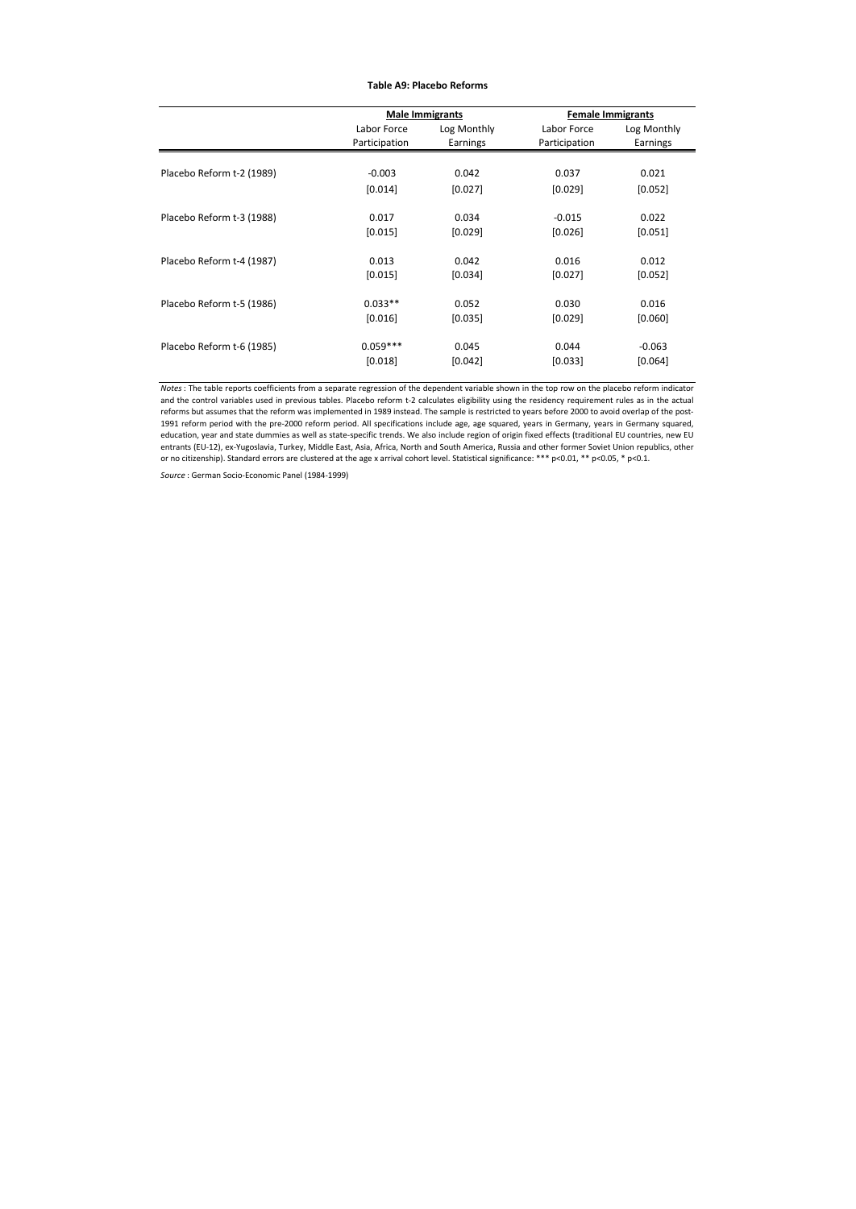**Table A9: Placebo Reforms**

| | Male Immigrants | | Female Immigrants | |
|---|---|---|---|---|
| | Labor Force Participation | Log Monthly Earnings | Labor Force Participation | Log Monthly Earnings |
| Placebo Reform t-2 (1989) | -0.003 | 0.042 | 0.037 | 0.021 |
| | [0.014] | [0.027] | [0.029] | [0.052] |
| Placebo Reform t-3 (1988) | 0.017 | 0.034 | -0.015 | 0.022 |
| | [0.015] | [0.029] | [0.026] | [0.051] |
| Placebo Reform t-4 (1987) | 0.013 | 0.042 | 0.016 | 0.012 |
| | [0.015] | [0.034] | [0.027] | [0.052] |
| Placebo Reform t-5 (1986) | 0.033** | 0.052 | 0.030 | 0.016 |
| | [0.016] | [0.035] | [0.029] | [0.060] |
| Placebo Reform t-6 (1985) | 0.059*** | 0.045 | 0.044 | -0.063 |
| | [0.018] | [0.042] | [0.033] | [0.064] |

*Notes* : The table reports coefficients from a separate regression of the dependent variable shown in the top row on the placebo reform indicator and the control variables used in previous tables. Placebo reform t-2 calculates eligibility using the residency requirement rules as in the actual reforms but assumes that the reform was implemented in 1989 instead. The sample is restricted to years before 2000 to avoid overlap of the post-1991 reform period with the pre-2000 reform period. All specifications include age, age squared, years in Germany, years in Germany squared, education, year and state dummies as well as state-specific trends. We also include region of origin fixed effects (traditional EU countries, new EU entrants (EU-12), ex-Yugoslavia, Turkey, Middle East, Asia, Africa, North and South America, Russia and other former Soviet Union republics, other or no citizenship). Standard errors are clustered at the age x arrival cohort level. Statistical significance: *** p<0.01, ** p<0.05, * p<0.1.

*Source* : German Socio-Economic Panel (1984-1999)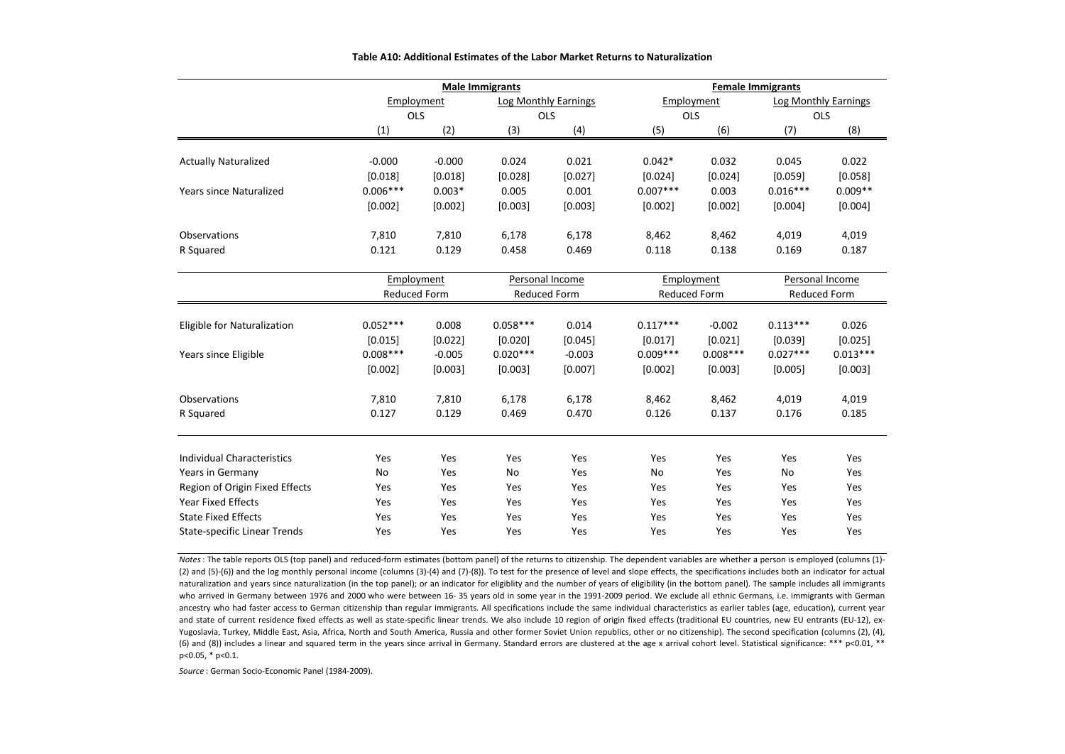**Table A10: Additional Estimates of the Labor Market Returns to Naturalization**

| | Male Immigrants | | | | Female Immigrants | | | |
|---|---|---|---|---|---|---|---|---|
| | Employment | | Log Monthly Earnings | | Employment | | Log Monthly Earnings | |
| | OLS | | OLS | | OLS | | OLS | |
| | (1) | (2) | (3) | (4) | (5) | (6) | (7) | (8) |
| Actually Naturalized | -0.000 | -0.000 | 0.024 | 0.021 | 0.042* | 0.032 | 0.045 | 0.022 |
| | [0.018] | [0.018] | [0.028] | [0.027] | [0.024] | [0.024] | [0.059] | [0.058] |
| Years since Naturalized | 0.006*** | 0.003* | 0.005 | 0.001 | 0.007*** | 0.003 | 0.016*** | 0.009** |
| | [0.002] | [0.002] | [0.003] | [0.003] | [0.002] | [0.002] | [0.004] | [0.004] |
| Observations | 7,810 | 7,810 | 6,178 | 6,178 | 8,462 | 8,462 | 4,019 | 4,019 |
| R Squared | 0.121 | 0.129 | 0.458 | 0.469 | 0.118 | 0.138 | 0.169 | 0.187 |
| | Employment | | Personal Income | | Employment | | Personal Income | |
| | Reduced Form | | Reduced Form | | Reduced Form | | Reduced Form | |
| Eligible for Naturalization | 0.052*** | 0.008 | 0.058*** | 0.014 | 0.117*** | -0.002 | 0.113*** | 0.026 |
| | [0.015] | [0.022] | [0.020] | [0.045] | [0.017] | [0.021] | [0.039] | [0.025] |
| Years since Eligible | 0.008*** | -0.005 | 0.020*** | -0.003 | 0.009*** | 0.008*** | 0.027*** | 0.013*** |
| | [0.002] | [0.003] | [0.003] | [0.007] | [0.002] | [0.003] | [0.005] | [0.003] |
| Observations | 7,810 | 7,810 | 6,178 | 6,178 | 8,462 | 8,462 | 4,019 | 4,019 |
| R Squared | 0.127 | 0.129 | 0.469 | 0.470 | 0.126 | 0.137 | 0.176 | 0.185 |
| Individual Characteristics | Yes | Yes | Yes | Yes | Yes | Yes | Yes | Yes |
| Years in Germany | No | Yes | No | Yes | No | Yes | No | Yes |
| Region of Origin Fixed Effects | Yes | Yes | Yes | Yes | Yes | Yes | Yes | Yes |
| Year Fixed Effects | Yes | Yes | Yes | Yes | Yes | Yes | Yes | Yes |
| State Fixed Effects | Yes | Yes | Yes | Yes | Yes | Yes | Yes | Yes |
| State-specific Linear Trends | Yes | Yes | Yes | Yes | Yes | Yes | Yes | Yes |

*Notes*: The table reports OLS (top panel) and reduced-form estimates (bottom panel) of the returns to citizenship. The dependent variables are whether a person is employed (columns (1)-(2) and (5)-(6)) and the log monthly personal income (columns (3)-(4) and (7)-(8)). To test for the presence of level and slope effects, the specifications includes both an indicator for actual naturalization and years since naturalization (in the top panel); or an indicator for eligiblity and the number of years of eligibility (in the bottom panel). The sample includes all immigrants who arrived in Germany between 1976 and 2000 who were between 16- 35 years old in some year in the 1991-2009 period. We exclude all ethnic Germans, i.e. immigrants with German ancestry who had faster access to German citizenship than regular immigrants. All specifications include the same individual characteristics as earlier tables (age, education), current year and state of current residence fixed effects as well as state-specific linear trends. We also include 10 region of origin fixed effects (traditional EU countries, new EU entrants (EU-12), ex-Yugoslavia, Turkey, Middle East, Asia, Africa, North and South America, Russia and other former Soviet Union republics, other or no citizenship). The second specification (columns (2), (4), (6) and (8)) includes a linear and squared term in the years since arrival in Germany. Standard errors are clustered at the age x arrival cohort level. Statistical significance: *** p<0.01, ** p<0.05, * p<0.1.

*Source*: German Socio-Economic Panel (1984-2009).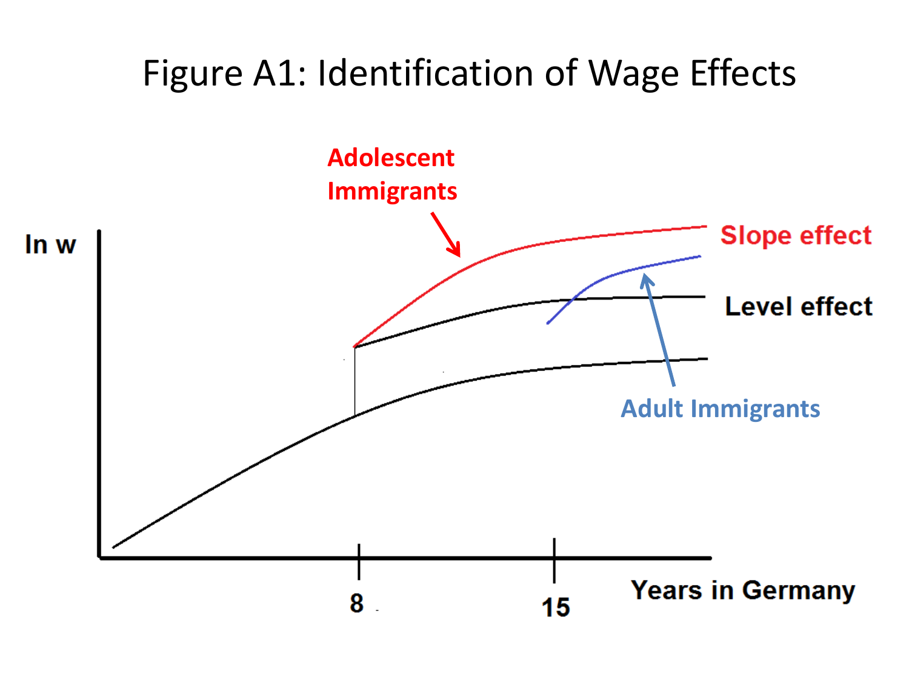# Figure A1: Identification of Wage Effects

ln w

Adolescent Immigrants

Slope effect

Level effect

Adult Immigrants

8

15

Years in Germany